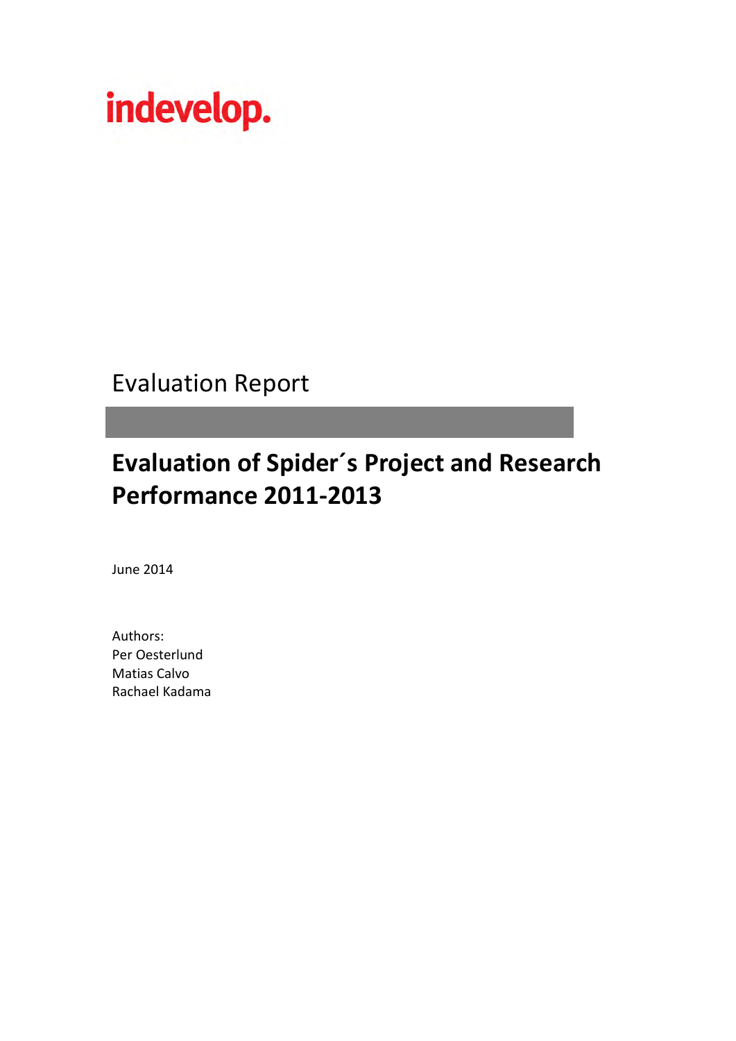indevelop.

Evaluation Report

# Evaluation of Spider´s Project and Research Performance 2011-2013

June 2014

Authors:
Per Oesterlund
Matias Calvo
Rachael Kadama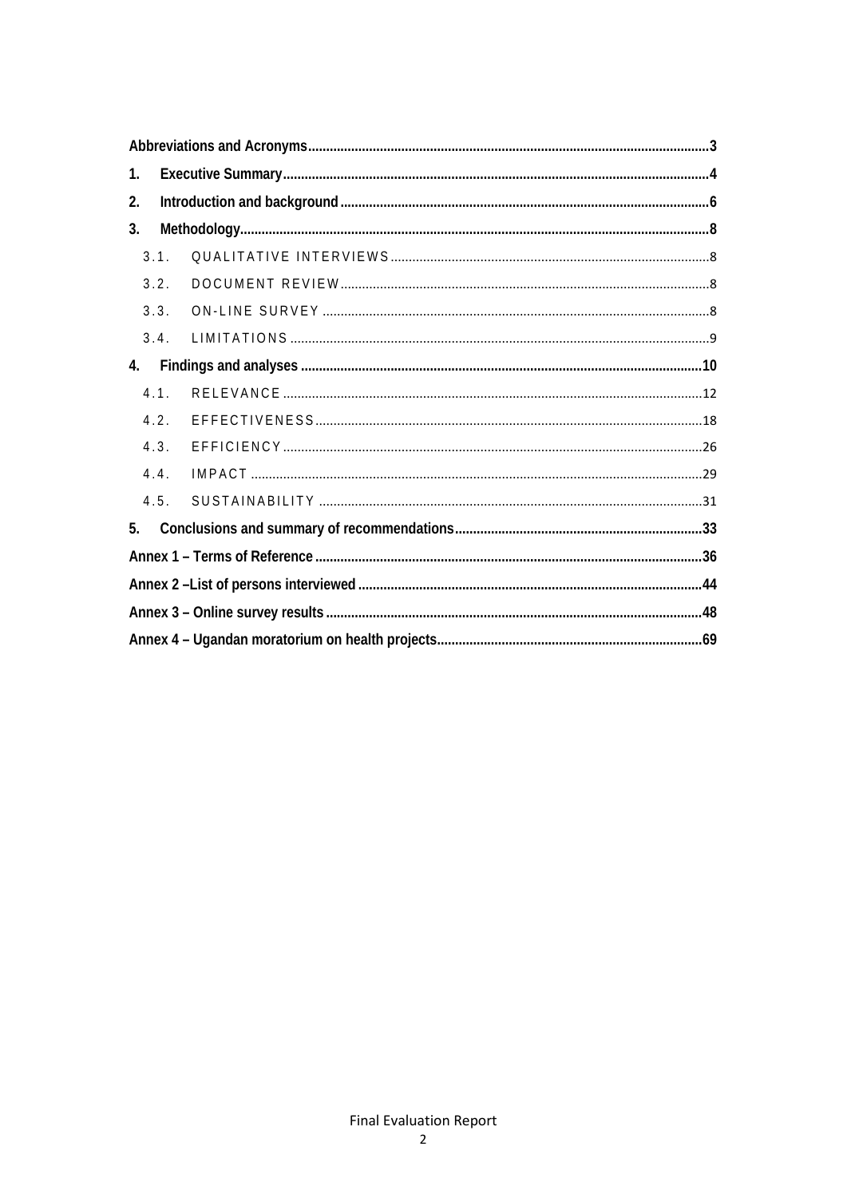Abbreviations and Acronyms ..... 3

1. Executive Summary ..... 4
2. Introduction and background ..... 6
3. Methodology ..... 8
   - 3.1. QUALITATIVE INTERVIEWS ..... 8
   - 3.2. DOCUMENT REVIEW ..... 8
   - 3.3. ON-LINE SURVEY ..... 8
   - 3.4. LIMITATIONS ..... 9
4. Findings and analyses ..... 10
   - 4.1. RELEVANCE ..... 12
   - 4.2. EFFECTIVENESS ..... 18
   - 4.3. EFFICIENCY ..... 26
   - 4.4. IMPACT ..... 29
   - 4.5. SUSTAINABILITY ..... 31
5. Conclusions and summary of recommendations ..... 33

Annex 1 – Terms of Reference ..... 36

Annex 2 –List of persons interviewed ..... 44

Annex 3 – Online survey results ..... 48

Annex 4 – Ugandan moratorium on health projects ..... 69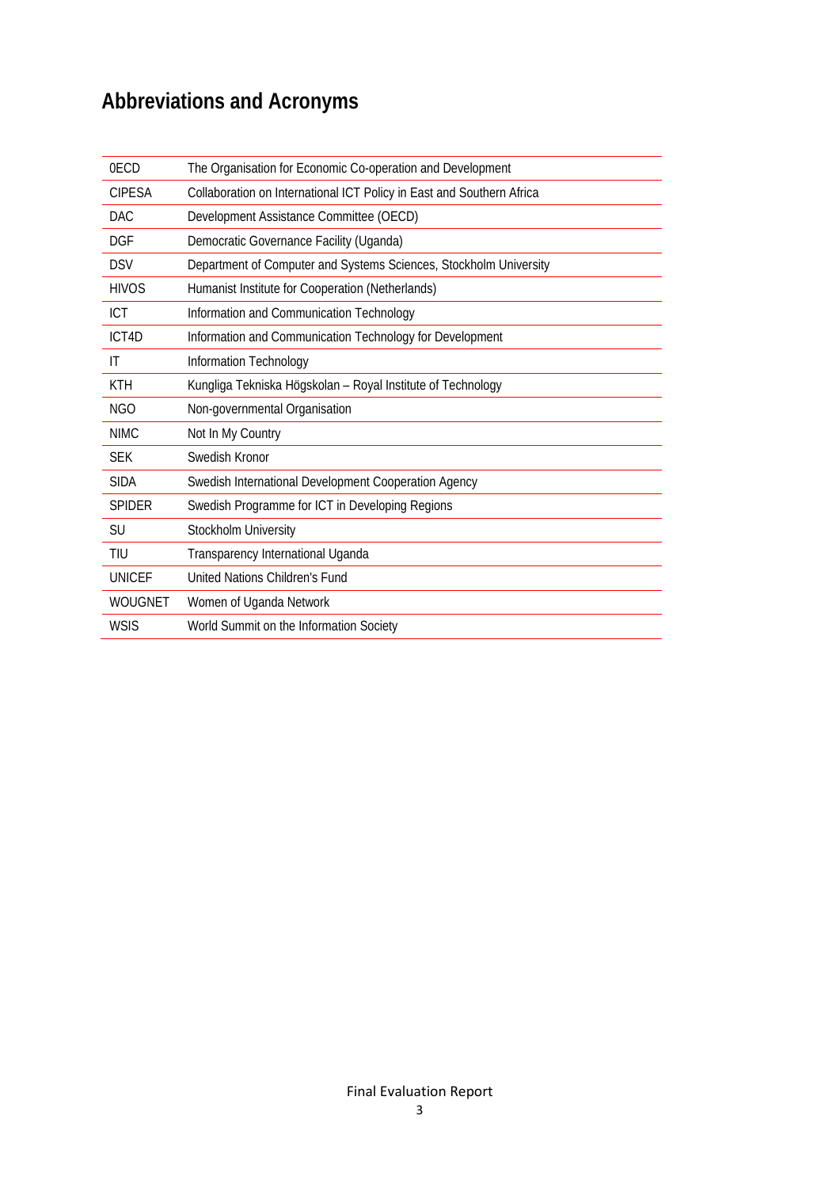# Abbreviations and Acronyms

| | |
|---|---|
| 0ECD | The Organisation for Economic Co-operation and Development |
| CIPESA | Collaboration on International ICT Policy in East and Southern Africa |
| DAC | Development Assistance Committee (OECD) |
| DGF | Democratic Governance Facility (Uganda) |
| DSV | Department of Computer and Systems Sciences, Stockholm University |
| HIVOS | Humanist Institute for Cooperation (Netherlands) |
| ICT | Information and Communication Technology |
| ICT4D | Information and Communication Technology for Development |
| IT | Information Technology |
| KTH | Kungliga Tekniska Högskolan – Royal Institute of Technology |
| NGO | Non-governmental Organisation |
| NIMC | Not In My Country |
| SEK | Swedish Kronor |
| SIDA | Swedish International Development Cooperation Agency |
| SPIDER | Swedish Programme for ICT in Developing Regions |
| SU | Stockholm University |
| TIU | Transparency International Uganda |
| UNICEF | United Nations Children's Fund |
| WOUGNET | Women of Uganda Network |
| WSIS | World Summit on the Information Society |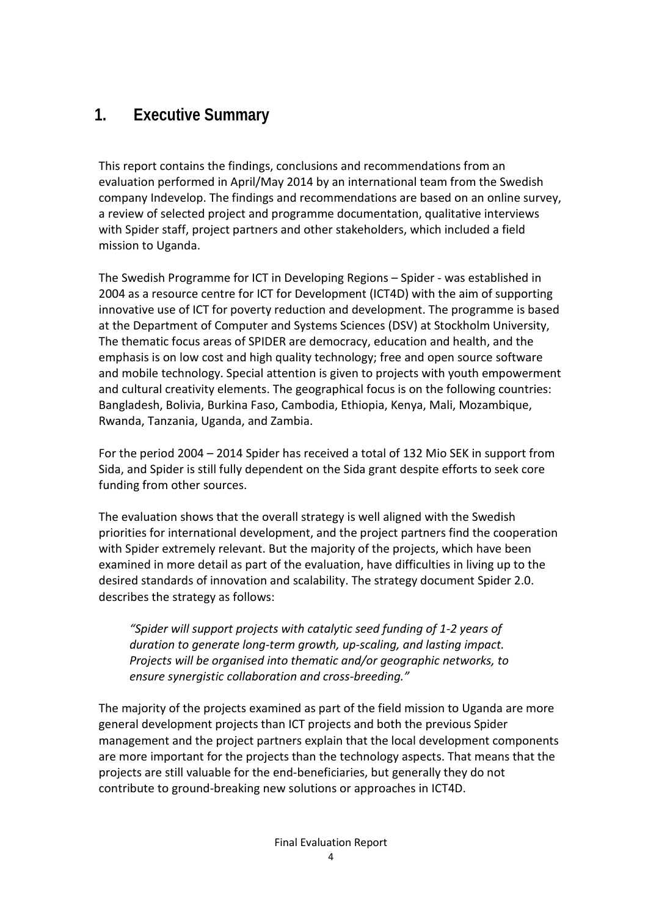# 1. Executive Summary

This report contains the findings, conclusions and recommendations from an evaluation performed in April/May 2014 by an international team from the Swedish company Indevelop. The findings and recommendations are based on an online survey, a review of selected project and programme documentation, qualitative interviews with Spider staff, project partners and other stakeholders, which included a field mission to Uganda.

The Swedish Programme for ICT in Developing Regions – Spider - was established in 2004 as a resource centre for ICT for Development (ICT4D) with the aim of supporting innovative use of ICT for poverty reduction and development. The programme is based at the Department of Computer and Systems Sciences (DSV) at Stockholm University, The thematic focus areas of SPIDER are democracy, education and health, and the emphasis is on low cost and high quality technology; free and open source software and mobile technology. Special attention is given to projects with youth empowerment and cultural creativity elements. The geographical focus is on the following countries: Bangladesh, Bolivia, Burkina Faso, Cambodia, Ethiopia, Kenya, Mali, Mozambique, Rwanda, Tanzania, Uganda, and Zambia.

For the period 2004 – 2014 Spider has received a total of 132 Mio SEK in support from Sida, and Spider is still fully dependent on the Sida grant despite efforts to seek core funding from other sources.

The evaluation shows that the overall strategy is well aligned with the Swedish priorities for international development, and the project partners find the cooperation with Spider extremely relevant. But the majority of the projects, which have been examined in more detail as part of the evaluation, have difficulties in living up to the desired standards of innovation and scalability. The strategy document Spider 2.0. describes the strategy as follows:

> *"Spider will support projects with catalytic seed funding of 1-2 years of duration to generate long-term growth, up-scaling, and lasting impact. Projects will be organised into thematic and/or geographic networks, to ensure synergistic collaboration and cross-breeding."*

The majority of the projects examined as part of the field mission to Uganda are more general development projects than ICT projects and both the previous Spider management and the project partners explain that the local development components are more important for the projects than the technology aspects. That means that the projects are still valuable for the end-beneficiaries, but generally they do not contribute to ground-breaking new solutions or approaches in ICT4D.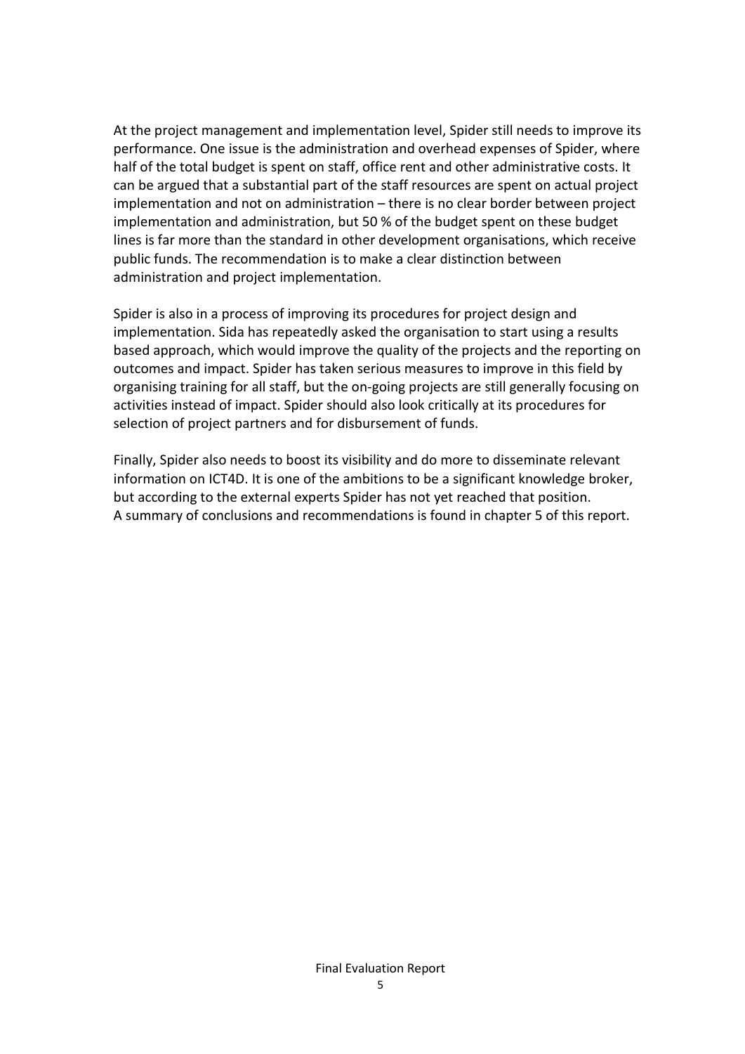At the project management and implementation level, Spider still needs to improve its performance. One issue is the administration and overhead expenses of Spider, where half of the total budget is spent on staff, office rent and other administrative costs. It can be argued that a substantial part of the staff resources are spent on actual project implementation and not on administration – there is no clear border between project implementation and administration, but 50 % of the budget spent on these budget lines is far more than the standard in other development organisations, which receive public funds. The recommendation is to make a clear distinction between administration and project implementation.

Spider is also in a process of improving its procedures for project design and implementation. Sida has repeatedly asked the organisation to start using a results based approach, which would improve the quality of the projects and the reporting on outcomes and impact. Spider has taken serious measures to improve in this field by organising training for all staff, but the on-going projects are still generally focusing on activities instead of impact. Spider should also look critically at its procedures for selection of project partners and for disbursement of funds.

Finally, Spider also needs to boost its visibility and do more to disseminate relevant information on ICT4D. It is one of the ambitions to be a significant knowledge broker, but according to the external experts Spider has not yet reached that position.
A summary of conclusions and recommendations is found in chapter 5 of this report.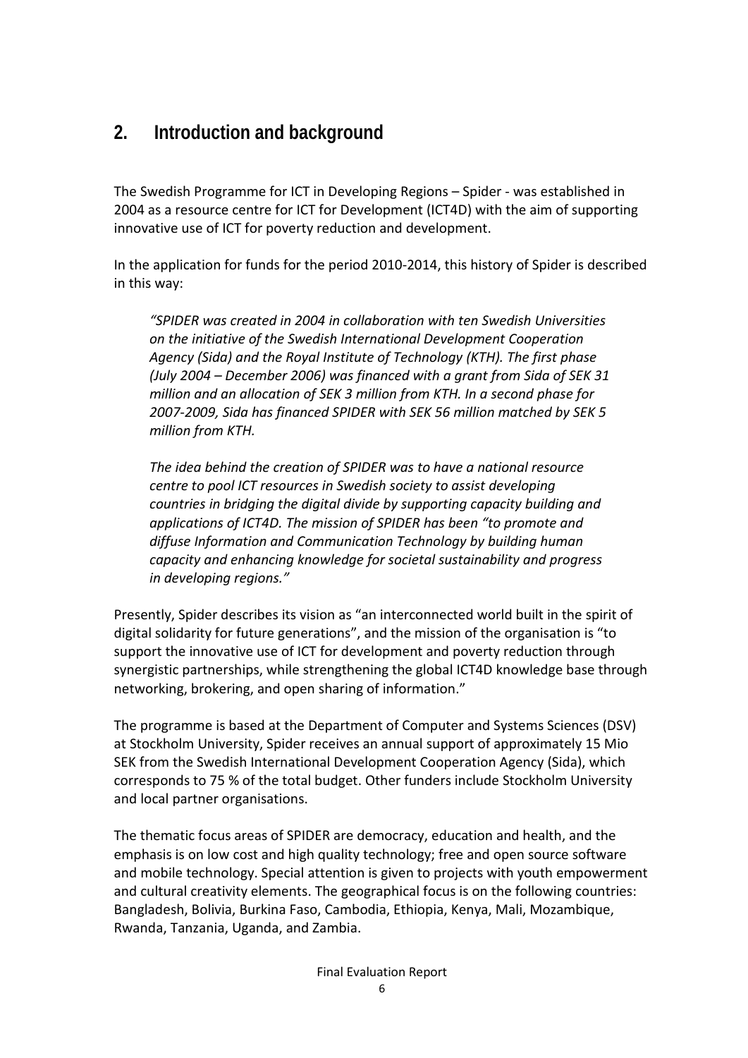## 2. Introduction and background

The Swedish Programme for ICT in Developing Regions – Spider - was established in 2004 as a resource centre for ICT for Development (ICT4D) with the aim of supporting innovative use of ICT for poverty reduction and development.

In the application for funds for the period 2010-2014, this history of Spider is described in this way:

> *"SPIDER was created in 2004 in collaboration with ten Swedish Universities on the initiative of the Swedish International Development Cooperation Agency (Sida) and the Royal Institute of Technology (KTH). The first phase (July 2004 – December 2006) was financed with a grant from Sida of SEK 31 million and an allocation of SEK 3 million from KTH. In a second phase for 2007-2009, Sida has financed SPIDER with SEK 56 million matched by SEK 5 million from KTH.*
>
> *The idea behind the creation of SPIDER was to have a national resource centre to pool ICT resources in Swedish society to assist developing countries in bridging the digital divide by supporting capacity building and applications of ICT4D. The mission of SPIDER has been "to promote and diffuse Information and Communication Technology by building human capacity and enhancing knowledge for societal sustainability and progress in developing regions."*

Presently, Spider describes its vision as "an interconnected world built in the spirit of digital solidarity for future generations", and the mission of the organisation is "to support the innovative use of ICT for development and poverty reduction through synergistic partnerships, while strengthening the global ICT4D knowledge base through networking, brokering, and open sharing of information."

The programme is based at the Department of Computer and Systems Sciences (DSV) at Stockholm University, Spider receives an annual support of approximately 15 Mio SEK from the Swedish International Development Cooperation Agency (Sida), which corresponds to 75 % of the total budget. Other funders include Stockholm University and local partner organisations.

The thematic focus areas of SPIDER are democracy, education and health, and the emphasis is on low cost and high quality technology; free and open source software and mobile technology. Special attention is given to projects with youth empowerment and cultural creativity elements. The geographical focus is on the following countries: Bangladesh, Bolivia, Burkina Faso, Cambodia, Ethiopia, Kenya, Mali, Mozambique, Rwanda, Tanzania, Uganda, and Zambia.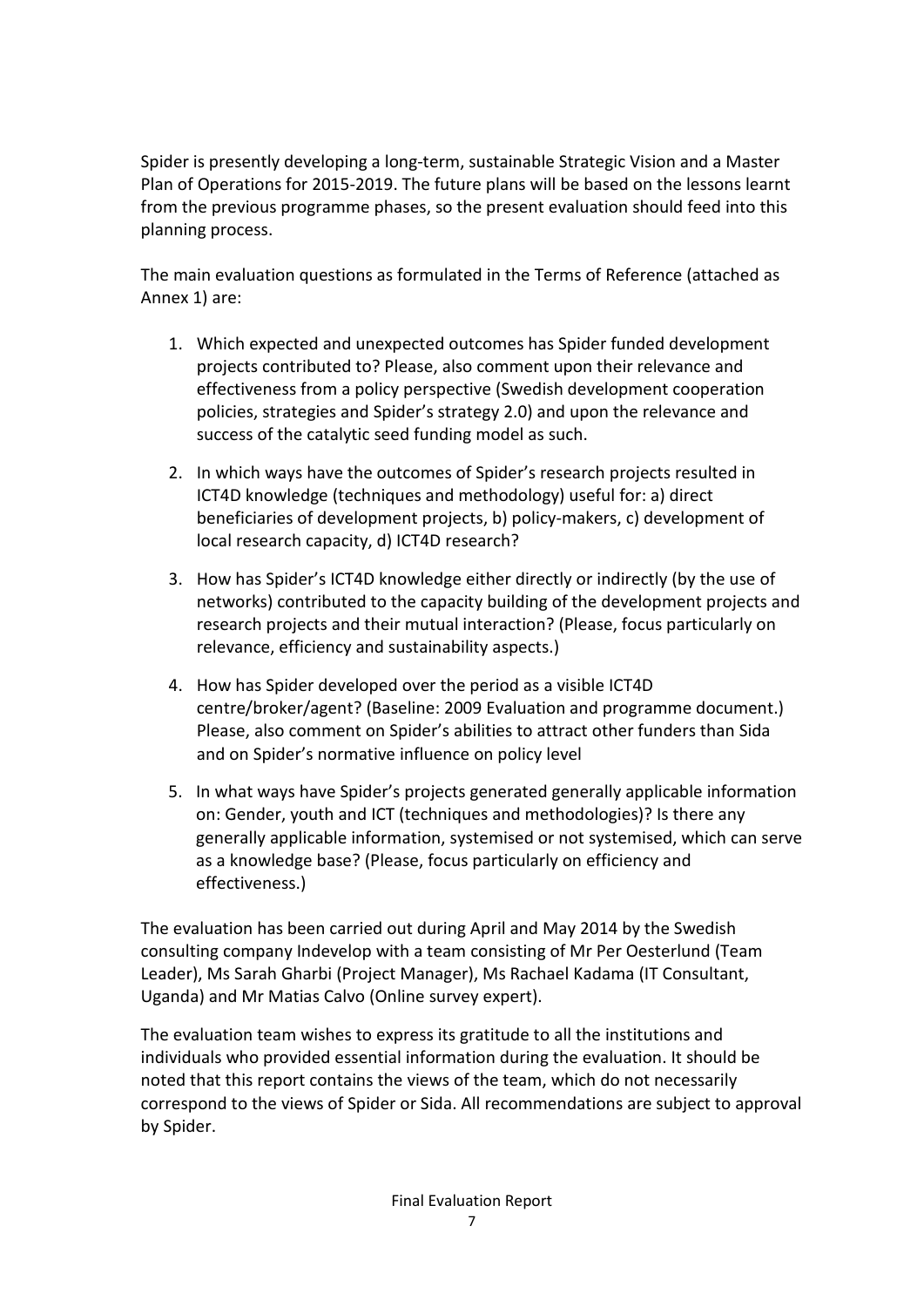Spider is presently developing a long-term, sustainable Strategic Vision and a Master Plan of Operations for 2015-2019. The future plans will be based on the lessons learnt from the previous programme phases, so the present evaluation should feed into this planning process.

The main evaluation questions as formulated in the Terms of Reference (attached as Annex 1) are:

1. Which expected and unexpected outcomes has Spider funded development projects contributed to? Please, also comment upon their relevance and effectiveness from a policy perspective (Swedish development cooperation policies, strategies and Spider's strategy 2.0) and upon the relevance and success of the catalytic seed funding model as such.

2. In which ways have the outcomes of Spider's research projects resulted in ICT4D knowledge (techniques and methodology) useful for: a) direct beneficiaries of development projects, b) policy-makers, c) development of local research capacity, d) ICT4D research?

3. How has Spider's ICT4D knowledge either directly or indirectly (by the use of networks) contributed to the capacity building of the development projects and research projects and their mutual interaction? (Please, focus particularly on relevance, efficiency and sustainability aspects.)

4. How has Spider developed over the period as a visible ICT4D centre/broker/agent? (Baseline: 2009 Evaluation and programme document.) Please, also comment on Spider's abilities to attract other funders than Sida and on Spider's normative influence on policy level

5. In what ways have Spider's projects generated generally applicable information on: Gender, youth and ICT (techniques and methodologies)? Is there any generally applicable information, systemised or not systemised, which can serve as a knowledge base? (Please, focus particularly on efficiency and effectiveness.)

The evaluation has been carried out during April and May 2014 by the Swedish consulting company Indevelop with a team consisting of Mr Per Oesterlund (Team Leader), Ms Sarah Gharbi (Project Manager), Ms Rachael Kadama (IT Consultant, Uganda) and Mr Matias Calvo (Online survey expert).

The evaluation team wishes to express its gratitude to all the institutions and individuals who provided essential information during the evaluation. It should be noted that this report contains the views of the team, which do not necessarily correspond to the views of Spider or Sida. All recommendations are subject to approval by Spider.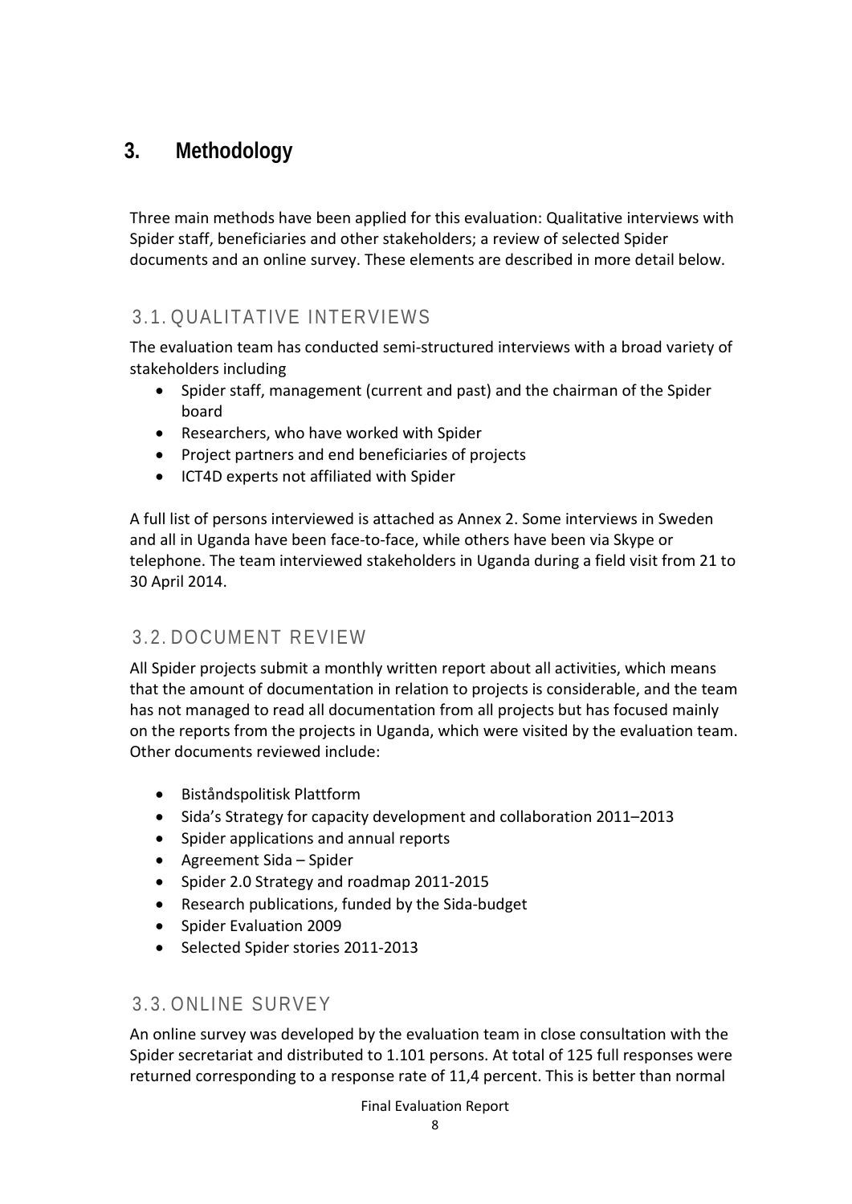# 3. Methodology

Three main methods have been applied for this evaluation: Qualitative interviews with Spider staff, beneficiaries and other stakeholders; a review of selected Spider documents and an online survey. These elements are described in more detail below.

## 3.1. QUALITATIVE INTERVIEWS

The evaluation team has conducted semi-structured interviews with a broad variety of stakeholders including

- Spider staff, management (current and past) and the chairman of the Spider board
- Researchers, who have worked with Spider
- Project partners and end beneficiaries of projects
- ICT4D experts not affiliated with Spider

A full list of persons interviewed is attached as Annex 2. Some interviews in Sweden and all in Uganda have been face-to-face, while others have been via Skype or telephone. The team interviewed stakeholders in Uganda during a field visit from 21 to 30 April 2014.

## 3.2. DOCUMENT REVIEW

All Spider projects submit a monthly written report about all activities, which means that the amount of documentation in relation to projects is considerable, and the team has not managed to read all documentation from all projects but has focused mainly on the reports from the projects in Uganda, which were visited by the evaluation team. Other documents reviewed include:

- Biståndspolitisk Plattform
- Sida's Strategy for capacity development and collaboration 2011–2013
- Spider applications and annual reports
- Agreement Sida – Spider
- Spider 2.0 Strategy and roadmap 2011-2015
- Research publications, funded by the Sida-budget
- Spider Evaluation 2009
- Selected Spider stories 2011-2013

## 3.3. ONLINE SURVEY

An online survey was developed by the evaluation team in close consultation with the Spider secretariat and distributed to 1.101 persons. At total of 125 full responses were returned corresponding to a response rate of 11,4 percent. This is better than normal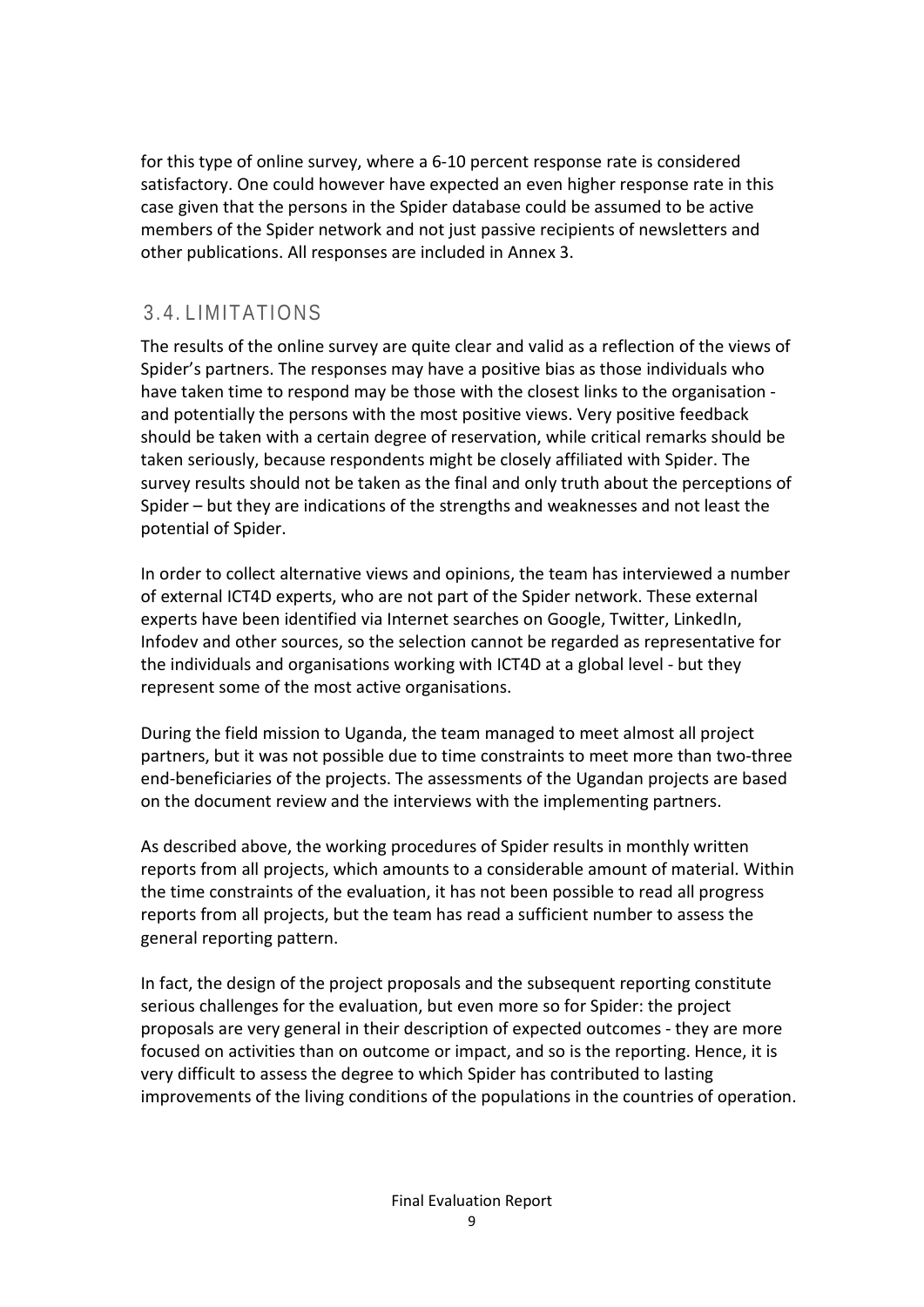for this type of online survey, where a 6-10 percent response rate is considered satisfactory. One could however have expected an even higher response rate in this case given that the persons in the Spider database could be assumed to be active members of the Spider network and not just passive recipients of newsletters and other publications. All responses are included in Annex 3.

## 3.4. LIMITATIONS

The results of the online survey are quite clear and valid as a reflection of the views of Spider's partners. The responses may have a positive bias as those individuals who have taken time to respond may be those with the closest links to the organisation - and potentially the persons with the most positive views. Very positive feedback should be taken with a certain degree of reservation, while critical remarks should be taken seriously, because respondents might be closely affiliated with Spider. The survey results should not be taken as the final and only truth about the perceptions of Spider – but they are indications of the strengths and weaknesses and not least the potential of Spider.

In order to collect alternative views and opinions, the team has interviewed a number of external ICT4D experts, who are not part of the Spider network. These external experts have been identified via Internet searches on Google, Twitter, LinkedIn, Infodev and other sources, so the selection cannot be regarded as representative for the individuals and organisations working with ICT4D at a global level - but they represent some of the most active organisations.

During the field mission to Uganda, the team managed to meet almost all project partners, but it was not possible due to time constraints to meet more than two-three end-beneficiaries of the projects. The assessments of the Ugandan projects are based on the document review and the interviews with the implementing partners.

As described above, the working procedures of Spider results in monthly written reports from all projects, which amounts to a considerable amount of material. Within the time constraints of the evaluation, it has not been possible to read all progress reports from all projects, but the team has read a sufficient number to assess the general reporting pattern.

In fact, the design of the project proposals and the subsequent reporting constitute serious challenges for the evaluation, but even more so for Spider: the project proposals are very general in their description of expected outcomes - they are more focused on activities than on outcome or impact, and so is the reporting. Hence, it is very difficult to assess the degree to which Spider has contributed to lasting improvements of the living conditions of the populations in the countries of operation.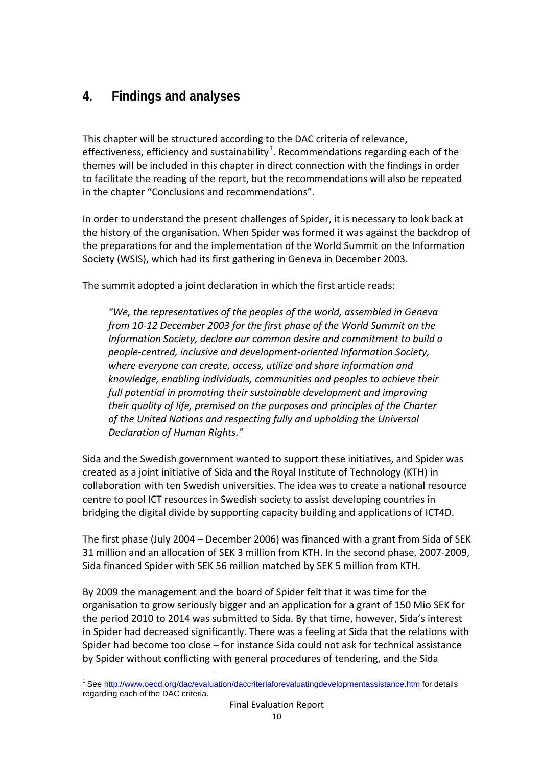# 4. Findings and analyses

This chapter will be structured according to the DAC criteria of relevance, effectiveness, efficiency and sustainability[1]. Recommendations regarding each of the themes will be included in this chapter in direct connection with the findings in order to facilitate the reading of the report, but the recommendations will also be repeated in the chapter "Conclusions and recommendations".

In order to understand the present challenges of Spider, it is necessary to look back at the history of the organisation. When Spider was formed it was against the backdrop of the preparations for and the implementation of the World Summit on the Information Society (WSIS), which had its first gathering in Geneva in December 2003.

The summit adopted a joint declaration in which the first article reads:

> *"We, the representatives of the peoples of the world, assembled in Geneva from 10-12 December 2003 for the first phase of the World Summit on the Information Society, declare our common desire and commitment to build a people-centred, inclusive and development-oriented Information Society, where everyone can create, access, utilize and share information and knowledge, enabling individuals, communities and peoples to achieve their full potential in promoting their sustainable development and improving their quality of life, premised on the purposes and principles of the Charter of the United Nations and respecting fully and upholding the Universal Declaration of Human Rights."*

Sida and the Swedish government wanted to support these initiatives, and Spider was created as a joint initiative of Sida and the Royal Institute of Technology (KTH) in collaboration with ten Swedish universities. The idea was to create a national resource centre to pool ICT resources in Swedish society to assist developing countries in bridging the digital divide by supporting capacity building and applications of ICT4D.

The first phase (July 2004 – December 2006) was financed with a grant from Sida of SEK 31 million and an allocation of SEK 3 million from KTH. In the second phase, 2007-2009, Sida financed Spider with SEK 56 million matched by SEK 5 million from KTH.

By 2009 the management and the board of Spider felt that it was time for the organisation to grow seriously bigger and an application for a grant of 150 Mio SEK for the period 2010 to 2014 was submitted to Sida. By that time, however, Sida's interest in Spider had decreased significantly. There was a feeling at Sida that the relations with Spider had become too close – for instance Sida could not ask for technical assistance by Spider without conflicting with general procedures of tendering, and the Sida

---

[1] See http://www.oecd.org/dac/evaluation/daccriteriaforevaluatingdevelopmentassistance.htm for details regarding each of the DAC criteria.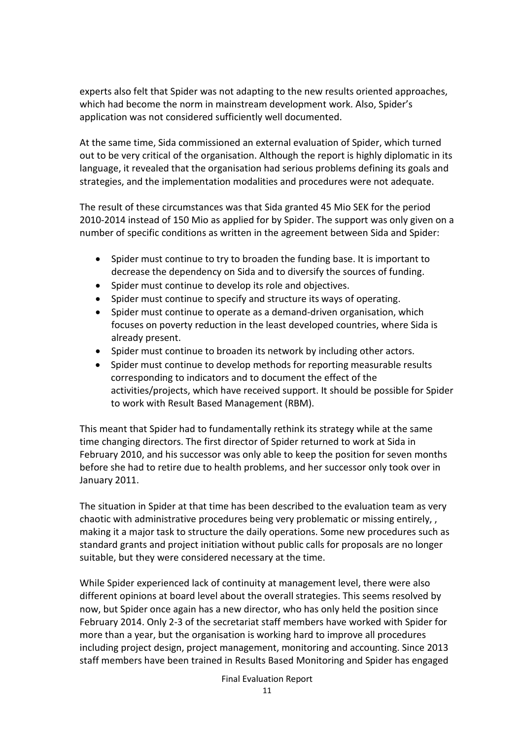experts also felt that Spider was not adapting to the new results oriented approaches, which had become the norm in mainstream development work. Also, Spider's application was not considered sufficiently well documented.

At the same time, Sida commissioned an external evaluation of Spider, which turned out to be very critical of the organisation. Although the report is highly diplomatic in its language, it revealed that the organisation had serious problems defining its goals and strategies, and the implementation modalities and procedures were not adequate.

The result of these circumstances was that Sida granted 45 Mio SEK for the period 2010-2014 instead of 150 Mio as applied for by Spider. The support was only given on a number of specific conditions as written in the agreement between Sida and Spider:

- Spider must continue to try to broaden the funding base. It is important to decrease the dependency on Sida and to diversify the sources of funding.
- Spider must continue to develop its role and objectives.
- Spider must continue to specify and structure its ways of operating.
- Spider must continue to operate as a demand-driven organisation, which focuses on poverty reduction in the least developed countries, where Sida is already present.
- Spider must continue to broaden its network by including other actors.
- Spider must continue to develop methods for reporting measurable results corresponding to indicators and to document the effect of the activities/projects, which have received support. It should be possible for Spider to work with Result Based Management (RBM).

This meant that Spider had to fundamentally rethink its strategy while at the same time changing directors. The first director of Spider returned to work at Sida in February 2010, and his successor was only able to keep the position for seven months before she had to retire due to health problems, and her successor only took over in January 2011.

The situation in Spider at that time has been described to the evaluation team as very chaotic with administrative procedures being very problematic or missing entirely, , making it a major task to structure the daily operations. Some new procedures such as standard grants and project initiation without public calls for proposals are no longer suitable, but they were considered necessary at the time.

While Spider experienced lack of continuity at management level, there were also different opinions at board level about the overall strategies. This seems resolved by now, but Spider once again has a new director, who has only held the position since February 2014. Only 2-3 of the secretariat staff members have worked with Spider for more than a year, but the organisation is working hard to improve all procedures including project design, project management, monitoring and accounting. Since 2013 staff members have been trained in Results Based Monitoring and Spider has engaged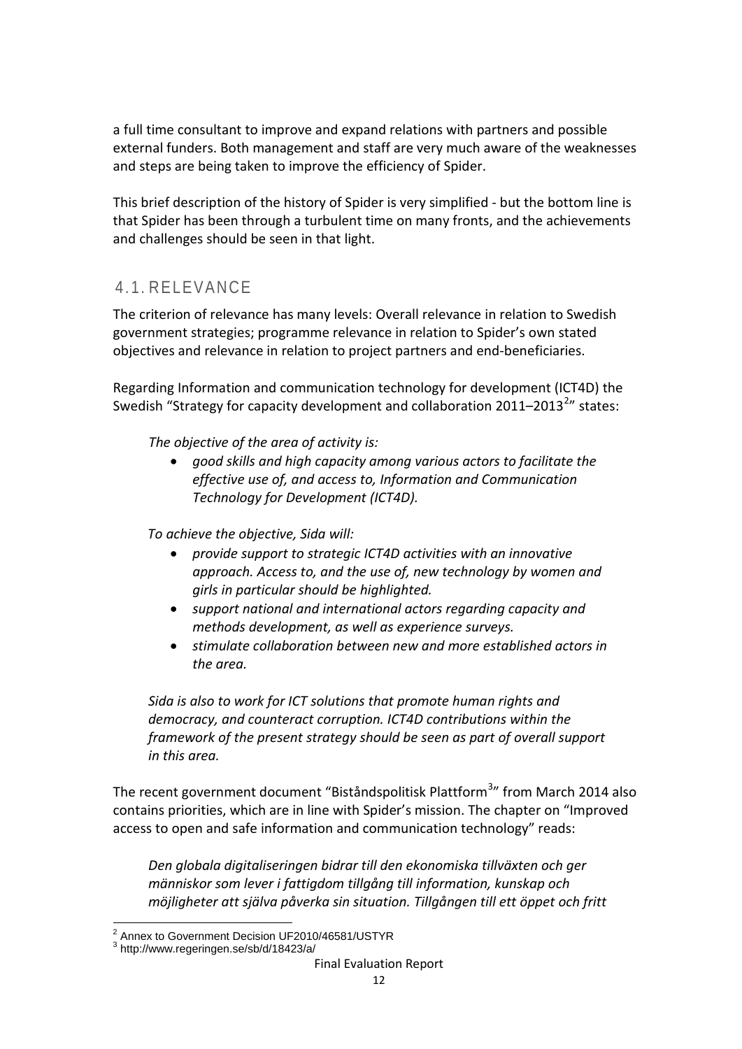a full time consultant to improve and expand relations with partners and possible external funders. Both management and staff are very much aware of the weaknesses and steps are being taken to improve the efficiency of Spider.

This brief description of the history of Spider is very simplified - but the bottom line is that Spider has been through a turbulent time on many fronts, and the achievements and challenges should be seen in that light.

## 4.1. RELEVANCE

The criterion of relevance has many levels: Overall relevance in relation to Swedish government strategies; programme relevance in relation to Spider's own stated objectives and relevance in relation to project partners and end-beneficiaries.

Regarding Information and communication technology for development (ICT4D) the Swedish "Strategy for capacity development and collaboration 2011–2013[2]" states:

> *The objective of the area of activity is:*
>
> - *good skills and high capacity among various actors to facilitate the effective use of, and access to, Information and Communication Technology for Development (ICT4D).*
>
> *To achieve the objective, Sida will:*
>
> - *provide support to strategic ICT4D activities with an innovative approach. Access to, and the use of, new technology by women and girls in particular should be highlighted.*
> - *support national and international actors regarding capacity and methods development, as well as experience surveys.*
> - *stimulate collaboration between new and more established actors in the area.*
>
> *Sida is also to work for ICT solutions that promote human rights and democracy, and counteract corruption. ICT4D contributions within the framework of the present strategy should be seen as part of overall support in this area.*

The recent government document "Biståndspolitisk Plattform[3]" from March 2014 also contains priorities, which are in line with Spider's mission. The chapter on "Improved access to open and safe information and communication technology" reads:

> *Den globala digitaliseringen bidrar till den ekonomiska tillväxten och ger människor som lever i fattigdom tillgång till information, kunskap och möjligheter att själva påverka sin situation. Tillgången till ett öppet och fritt*

[2] Annex to Government Decision UF2010/46581/USTYR

[3] http://www.regeringen.se/sb/d/18423/a/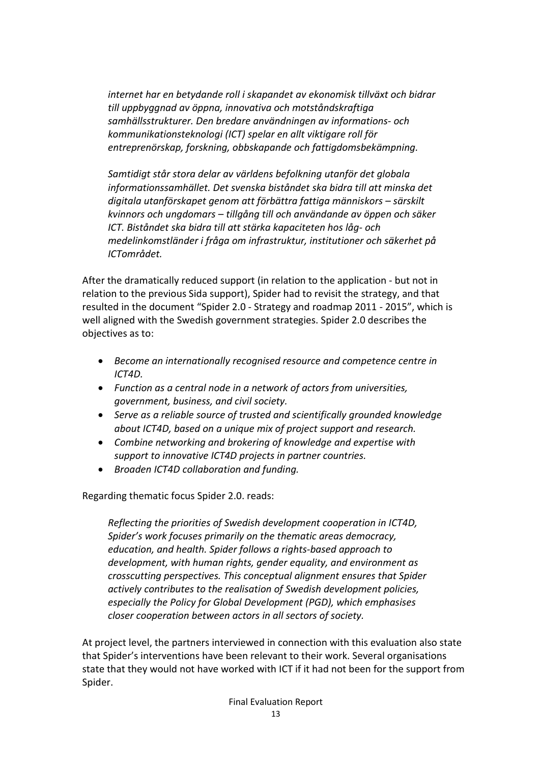> *internet har en betydande roll i skapandet av ekonomisk tillväxt och bidrar till uppbyggnad av öppna, innovativa och motståndskraftiga samhällsstrukturer. Den bredare användningen av informations- och kommunikationsteknologi (ICT) spelar en allt viktigare roll för entreprenörskap, forskning, obbskapande och fattigdomsbekämpning.*
>
> *Samtidigt står stora delar av världens befolkning utanför det globala informationssamhället. Det svenska biståndet ska bidra till att minska det digitala utanförskapet genom att förbättra fattiga människors – särskilt kvinnors och ungdomars – tillgång till och användande av öppen och säker ICT. Biståndet ska bidra till att stärka kapaciteten hos låg- och medelinkomstländer i fråga om infrastruktur, institutioner och säkerhet på ICTområdet.*

After the dramatically reduced support (in relation to the application - but not in relation to the previous Sida support), Spider had to revisit the strategy, and that resulted in the document "Spider 2.0 - Strategy and roadmap 2011 - 2015", which is well aligned with the Swedish government strategies. Spider 2.0 describes the objectives as to:

- *Become an internationally recognised resource and competence centre in ICT4D.*
- *Function as a central node in a network of actors from universities, government, business, and civil society.*
- *Serve as a reliable source of trusted and scientifically grounded knowledge about ICT4D, based on a unique mix of project support and research.*
- *Combine networking and brokering of knowledge and expertise with support to innovative ICT4D projects in partner countries.*
- *Broaden ICT4D collaboration and funding.*

Regarding thematic focus Spider 2.0. reads:

> *Reflecting the priorities of Swedish development cooperation in ICT4D, Spider's work focuses primarily on the thematic areas democracy, education, and health. Spider follows a rights-based approach to development, with human rights, gender equality, and environment as crosscutting perspectives. This conceptual alignment ensures that Spider actively contributes to the realisation of Swedish development policies, especially the Policy for Global Development (PGD), which emphasises closer cooperation between actors in all sectors of society.*

At project level, the partners interviewed in connection with this evaluation also state that Spider's interventions have been relevant to their work. Several organisations state that they would not have worked with ICT if it had not been for the support from Spider.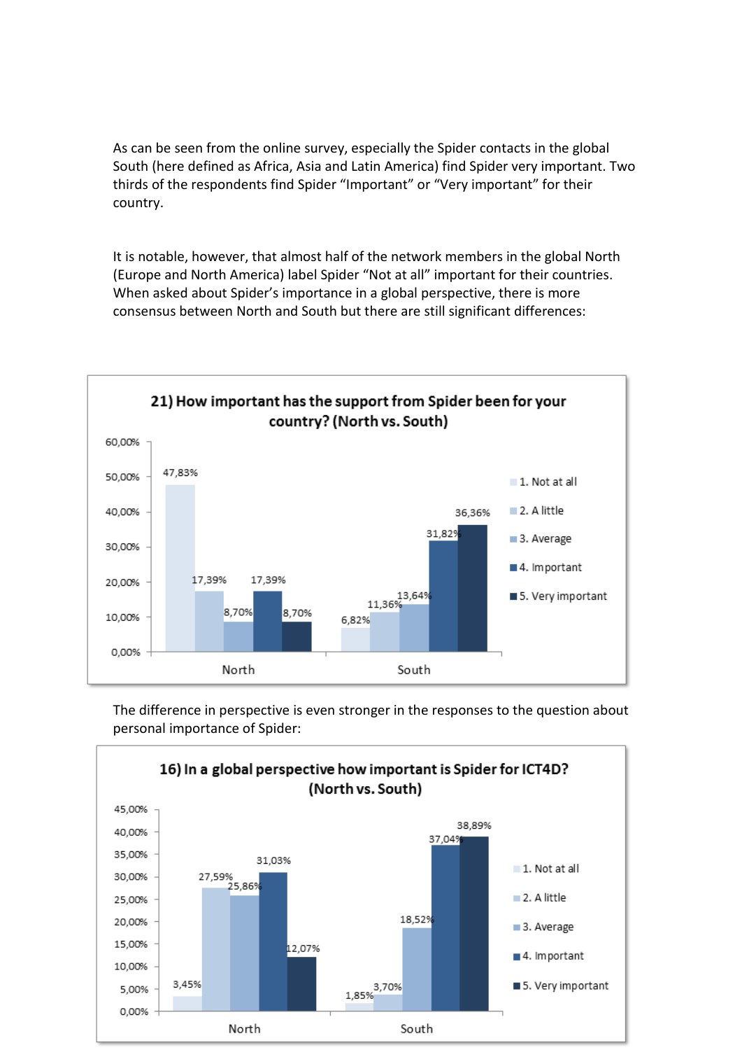As can be seen from the online survey, especially the Spider contacts in the global South (here defined as Africa, Asia and Latin America) find Spider very important. Two thirds of the respondents find Spider "Important" or "Very important" for their country.

It is notable, however, that almost half of the network members in the global North (Europe and North America) label Spider "Not at all" important for their countries. When asked about Spider's importance in a global perspective, there is more consensus between North and South but there are still significant differences:

**21) How important has the support from Spider been for your country? (North vs. South)**

| | 1. Not at all | 2. A little | 3. Average | 4. Important | 5. Very important |
|---|---|---|---|---|---|
| North | 47,83% | 17,39% | 8,70% | 17,39% | 8,70% |
| South | 6,82% | 11,36% | 13,64% | 31,82% | 36,36% |

The difference in perspective is even stronger in the responses to the question about personal importance of Spider:

**16) In a global perspective how important is Spider for ICT4D? (North vs. South)**

| | 1. Not at all | 2. A little | 3. Average | 4. Important | 5. Very important |
|---|---|---|---|---|---|
| North | 3,45% | 27,59% | 25,86% | 31,03% | 12,07% |
| South | 1,85% | 3,70% | 18,52% | 37,04% | 38,89% |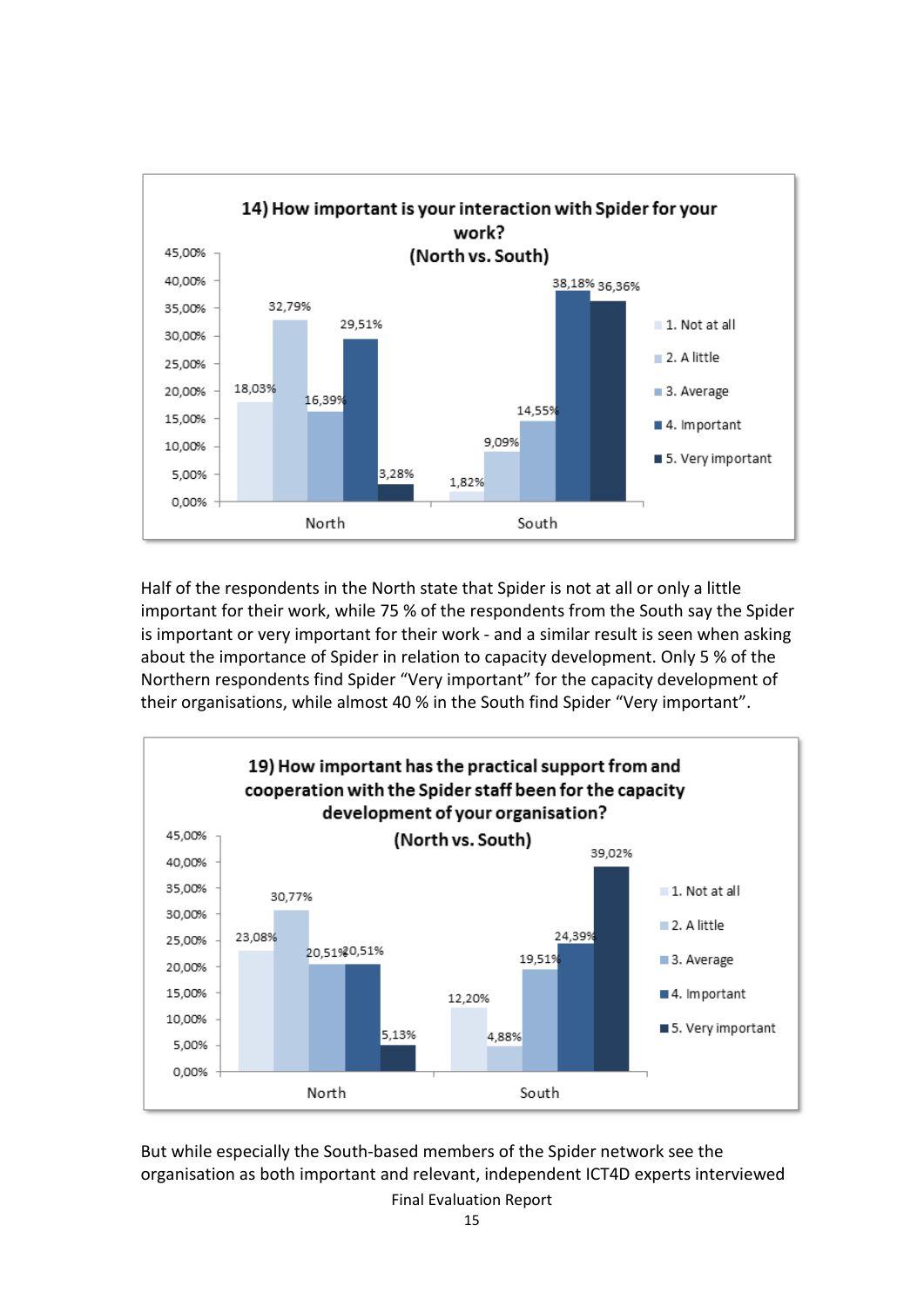**14) How important is your interaction with Spider for your work? (North vs. South)**

| | 1. Not at all | 2. A little | 3. Average | 4. Important | 5. Very important |
|---|---|---|---|---|---|
| North | 18,03% | 32,79% | 16,39% | 29,51% | 3,28% |
| South | 1,82% | 9,09% | 14,55% | 38,18% | 36,36% |

Half of the respondents in the North state that Spider is not at all or only a little important for their work, while 75 % of the respondents from the South say the Spider is important or very important for their work - and a similar result is seen when asking about the importance of Spider in relation to capacity development. Only 5 % of the Northern respondents find Spider "Very important" for the capacity development of their organisations, while almost 40 % in the South find Spider "Very important".

**19) How important has the practical support from and cooperation with the Spider staff been for the capacity development of your organisation? (North vs. South)**

| | 1. Not at all | 2. A little | 3. Average | 4. Important | 5. Very important |
|---|---|---|---|---|---|
| North | 23,08% | 30,77% | 20,51% | 20,51% | 5,13% |
| South | 12,20% | 4,88% | 19,51% | 24,39% | 39,02% |

But while especially the South-based members of the Spider network see the organisation as both important and relevant, independent ICT4D experts interviewed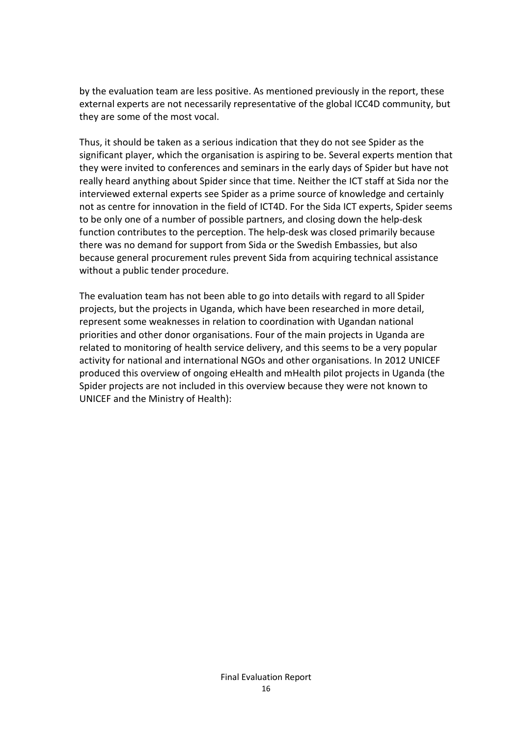by the evaluation team are less positive. As mentioned previously in the report, these external experts are not necessarily representative of the global ICC4D community, but they are some of the most vocal.

Thus, it should be taken as a serious indication that they do not see Spider as the significant player, which the organisation is aspiring to be. Several experts mention that they were invited to conferences and seminars in the early days of Spider but have not really heard anything about Spider since that time. Neither the ICT staff at Sida nor the interviewed external experts see Spider as a prime source of knowledge and certainly not as centre for innovation in the field of ICT4D. For the Sida ICT experts, Spider seems to be only one of a number of possible partners, and closing down the help-desk function contributes to the perception. The help-desk was closed primarily because there was no demand for support from Sida or the Swedish Embassies, but also because general procurement rules prevent Sida from acquiring technical assistance without a public tender procedure.

The evaluation team has not been able to go into details with regard to all Spider projects, but the projects in Uganda, which have been researched in more detail, represent some weaknesses in relation to coordination with Ugandan national priorities and other donor organisations. Four of the main projects in Uganda are related to monitoring of health service delivery, and this seems to be a very popular activity for national and international NGOs and other organisations. In 2012 UNICEF produced this overview of ongoing eHealth and mHealth pilot projects in Uganda (the Spider projects are not included in this overview because they were not known to UNICEF and the Ministry of Health):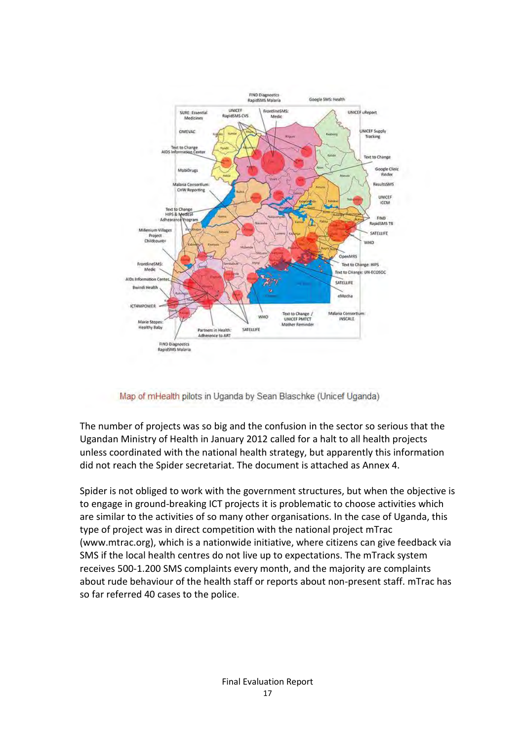Map of mHealth pilots in Uganda by Sean Blaschke (Unicef Uganda)

The number of projects was so big and the confusion in the sector so serious that the Ugandan Ministry of Health in January 2012 called for a halt to all health projects unless coordinated with the national health strategy, but apparently this information did not reach the Spider secretariat. The document is attached as Annex 4.

Spider is not obliged to work with the government structures, but when the objective is to engage in ground-breaking ICT projects it is problematic to choose activities which are similar to the activities of so many other organisations. In the case of Uganda, this type of project was in direct competition with the national project mTrac (www.mtrac.org), which is a nationwide initiative, where citizens can give feedback via SMS if the local health centres do not live up to expectations. The mTrack system receives 500-1.200 SMS complaints every month, and the majority are complaints about rude behaviour of the health staff or reports about non-present staff. mTrac has so far referred 40 cases to the police.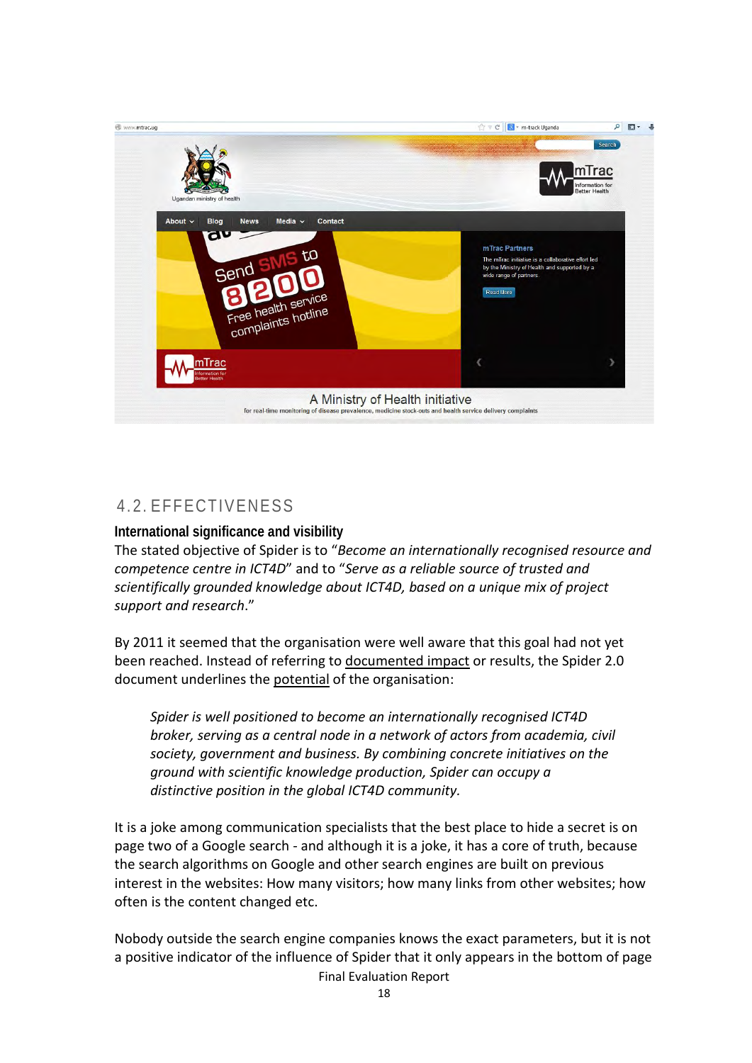## 4.2. EFFECTIVENESS

### International significance and visibility

The stated objective of Spider is to "*Become an internationally recognised resource and competence centre in ICT4D*" and to "*Serve as a reliable source of trusted and scientifically grounded knowledge about ICT4D, based on a unique mix of project support and research*."

By 2011 it seemed that the organisation were well aware that this goal had not yet been reached. Instead of referring to documented impact or results, the Spider 2.0 document underlines the potential of the organisation:

> *Spider is well positioned to become an internationally recognised ICT4D broker, serving as a central node in a network of actors from academia, civil society, government and business. By combining concrete initiatives on the ground with scientific knowledge production, Spider can occupy a distinctive position in the global ICT4D community.*

It is a joke among communication specialists that the best place to hide a secret is on page two of a Google search - and although it is a joke, it has a core of truth, because the search algorithms on Google and other search engines are built on previous interest in the websites: How many visitors; how many links from other websites; how often is the content changed etc.

Nobody outside the search engine companies knows the exact parameters, but it is not a positive indicator of the influence of Spider that it only appears in the bottom of page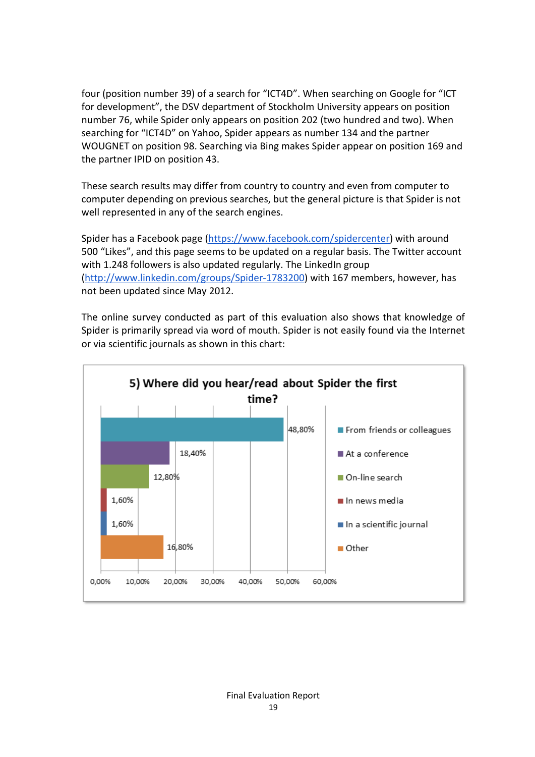four (position number 39) of a search for "ICT4D". When searching on Google for "ICT for development", the DSV department of Stockholm University appears on position number 76, while Spider only appears on position 202 (two hundred and two). When searching for "ICT4D" on Yahoo, Spider appears as number 134 and the partner WOUGNET on position 98. Searching via Bing makes Spider appear on position 169 and the partner IPID on position 43.

These search results may differ from country to country and even from computer to computer depending on previous searches, but the general picture is that Spider is not well represented in any of the search engines.

Spider has a Facebook page (https://www.facebook.com/spidercenter) with around 500 "Likes", and this page seems to be updated on a regular basis. The Twitter account with 1.248 followers is also updated regularly. The LinkedIn group (http://www.linkedin.com/groups/Spider-1783200) with 167 members, however, has not been updated since May 2012.

The online survey conducted as part of this evaluation also shows that knowledge of Spider is primarily spread via word of mouth. Spider is not easily found via the Internet or via scientific journals as shown in this chart:

**5) Where did you hear/read about Spider the first time?**

| Source | Percentage |
|---|---|
| From friends or colleagues | 48,80% |
| At a conference | 18,40% |
| On-line search | 12,80% |
| In news media | 1,60% |
| In a scientific journal | 1,60% |
| Other | 16,80% |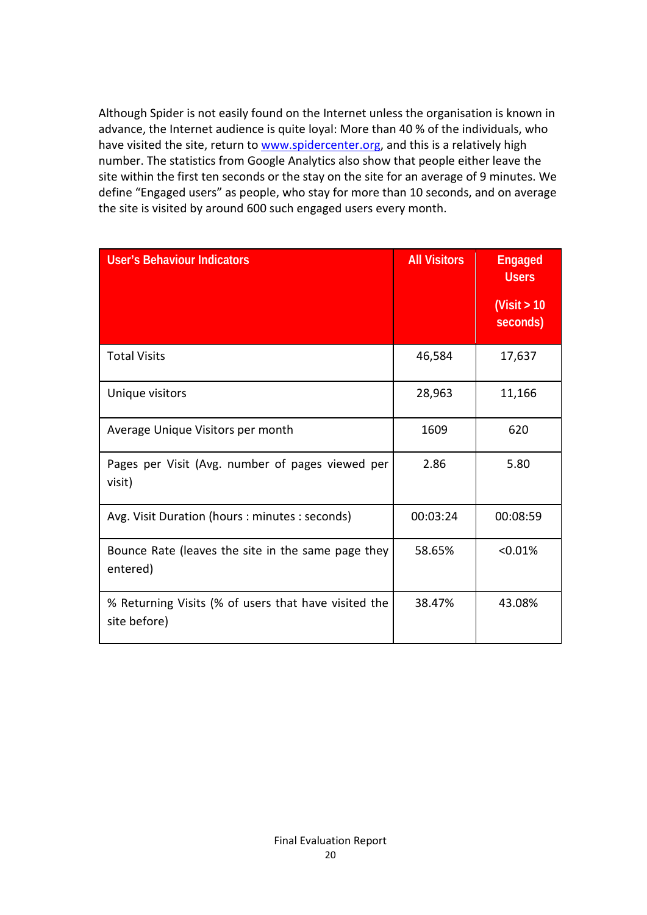Although Spider is not easily found on the Internet unless the organisation is known in advance, the Internet audience is quite loyal: More than 40 % of the individuals, who have visited the site, return to www.spidercenter.org, and this is a relatively high number. The statistics from Google Analytics also show that people either leave the site within the first ten seconds or the stay on the site for an average of 9 minutes. We define "Engaged users" as people, who stay for more than 10 seconds, and on average the site is visited by around 600 such engaged users every month.

| User's Behaviour Indicators | All Visitors | Engaged Users (Visit > 10 seconds) |
|---|---|---|
| Total Visits | 46,584 | 17,637 |
| Unique visitors | 28,963 | 11,166 |
| Average Unique Visitors per month | 1609 | 620 |
| Pages per Visit (Avg. number of pages viewed per visit) | 2.86 | 5.80 |
| Avg. Visit Duration (hours : minutes : seconds) | 00:03:24 | 00:08:59 |
| Bounce Rate (leaves the site in the same page they entered) | 58.65% | <0.01% |
| % Returning Visits (% of users that have visited the site before) | 38.47% | 43.08% |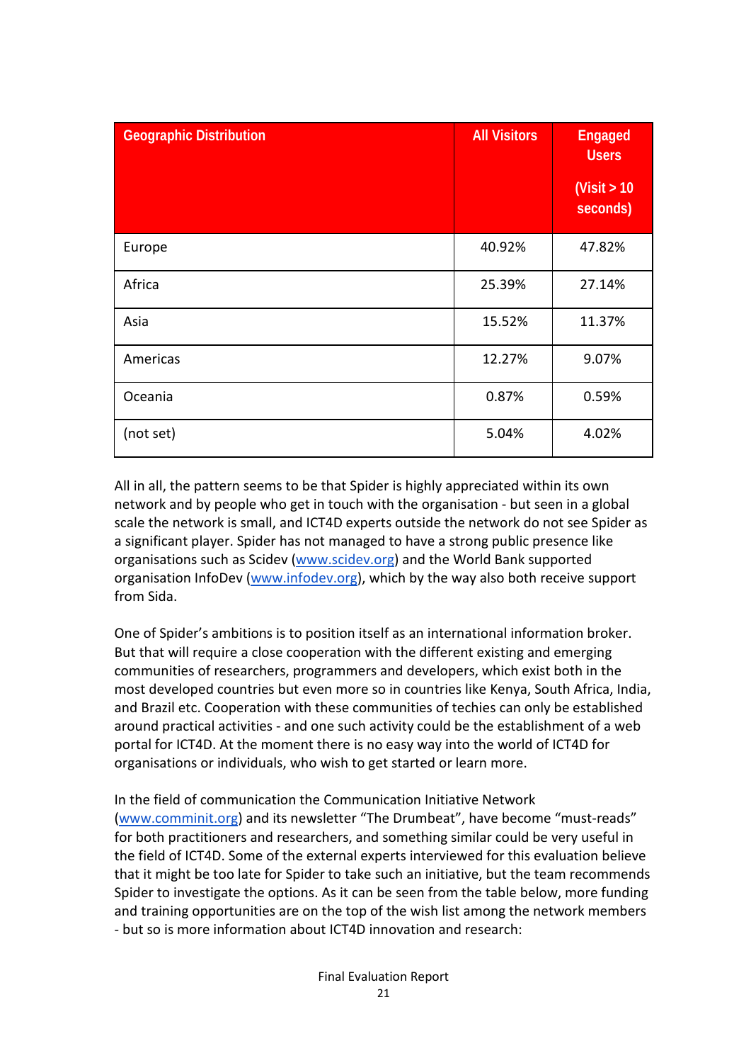| Geographic Distribution | All Visitors | Engaged Users (Visit > 10 seconds) |
|---|---|---|
| Europe | 40.92% | 47.82% |
| Africa | 25.39% | 27.14% |
| Asia | 15.52% | 11.37% |
| Americas | 12.27% | 9.07% |
| Oceania | 0.87% | 0.59% |
| (not set) | 5.04% | 4.02% |

All in all, the pattern seems to be that Spider is highly appreciated within its own network and by people who get in touch with the organisation - but seen in a global scale the network is small, and ICT4D experts outside the network do not see Spider as a significant player. Spider has not managed to have a strong public presence like organisations such as Scidev (www.scidev.org) and the World Bank supported organisation InfoDev (www.infodev.org), which by the way also both receive support from Sida.

One of Spider's ambitions is to position itself as an international information broker. But that will require a close cooperation with the different existing and emerging communities of researchers, programmers and developers, which exist both in the most developed countries but even more so in countries like Kenya, South Africa, India, and Brazil etc. Cooperation with these communities of techies can only be established around practical activities - and one such activity could be the establishment of a web portal for ICT4D. At the moment there is no easy way into the world of ICT4D for organisations or individuals, who wish to get started or learn more.

In the field of communication the Communication Initiative Network (www.comminit.org) and its newsletter "The Drumbeat", have become "must-reads" for both practitioners and researchers, and something similar could be very useful in the field of ICT4D. Some of the external experts interviewed for this evaluation believe that it might be too late for Spider to take such an initiative, but the team recommends Spider to investigate the options. As it can be seen from the table below, more funding and training opportunities are on the top of the wish list among the network members - but so is more information about ICT4D innovation and research: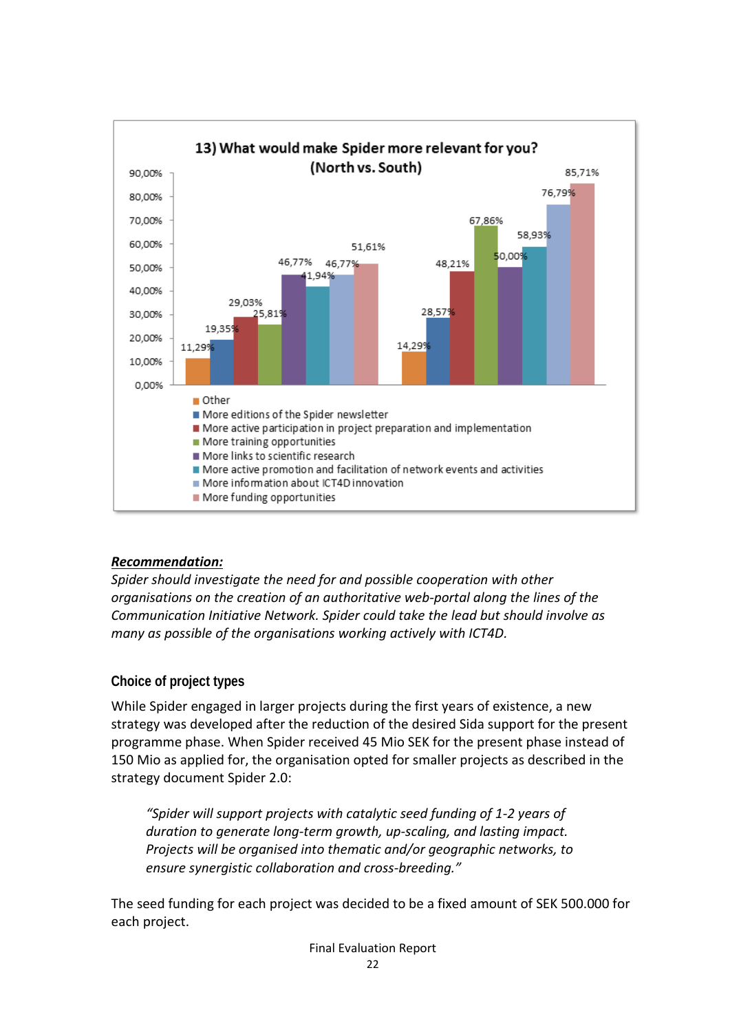**13) What would make Spider more relevant for you? (North vs. South)**

| | North | South |
|---|---|---|
| Other | 11,29% | 14,29% |
| More editions of the Spider newsletter | 19,35% | 28,57% |
| More active participation in project preparation and implementation | 29,03% | 48,21% |
| More training opportunities | 25,81% | 67,86% |
| More links to scientific research | 46,77% | 50,00% |
| More active promotion and facilitation of network events and activities | 41,94% | 58,93% |
| More information about ICT4D innovation | 46,77% | 76,79% |
| More funding opportunities | 51,61% | 85,71% |

***Recommendation:***

*Spider should investigate the need for and possible cooperation with other organisations on the creation of an authoritative web-portal along the lines of the Communication Initiative Network. Spider could take the lead but should involve as many as possible of the organisations working actively with ICT4D.*

### Choice of project types

While Spider engaged in larger projects during the first years of existence, a new strategy was developed after the reduction of the desired Sida support for the present programme phase. When Spider received 45 Mio SEK for the present phase instead of 150 Mio as applied for, the organisation opted for smaller projects as described in the strategy document Spider 2.0:

> *"Spider will support projects with catalytic seed funding of 1-2 years of duration to generate long-term growth, up-scaling, and lasting impact. Projects will be organised into thematic and/or geographic networks, to ensure synergistic collaboration and cross-breeding."*

The seed funding for each project was decided to be a fixed amount of SEK 500.000 for each project.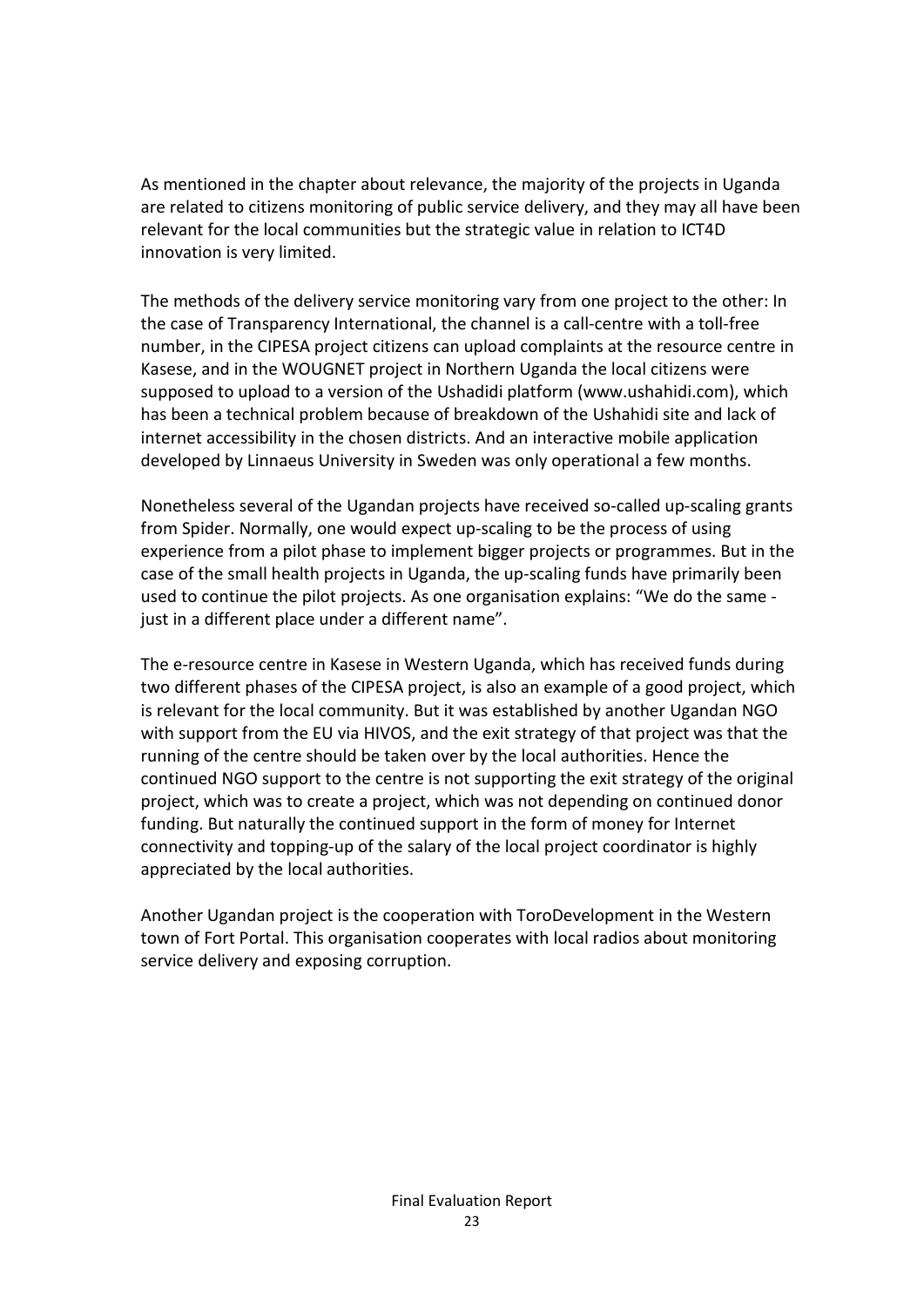As mentioned in the chapter about relevance, the majority of the projects in Uganda are related to citizens monitoring of public service delivery, and they may all have been relevant for the local communities but the strategic value in relation to ICT4D innovation is very limited.

The methods of the delivery service monitoring vary from one project to the other: In the case of Transparency International, the channel is a call-centre with a toll-free number, in the CIPESA project citizens can upload complaints at the resource centre in Kasese, and in the WOUGNET project in Northern Uganda the local citizens were supposed to upload to a version of the Ushadidi platform (www.ushahidi.com), which has been a technical problem because of breakdown of the Ushahidi site and lack of internet accessibility in the chosen districts. And an interactive mobile application developed by Linnaeus University in Sweden was only operational a few months.

Nonetheless several of the Ugandan projects have received so-called up-scaling grants from Spider. Normally, one would expect up-scaling to be the process of using experience from a pilot phase to implement bigger projects or programmes. But in the case of the small health projects in Uganda, the up-scaling funds have primarily been used to continue the pilot projects. As one organisation explains: "We do the same - just in a different place under a different name".

The e-resource centre in Kasese in Western Uganda, which has received funds during two different phases of the CIPESA project, is also an example of a good project, which is relevant for the local community. But it was established by another Ugandan NGO with support from the EU via HIVOS, and the exit strategy of that project was that the running of the centre should be taken over by the local authorities. Hence the continued NGO support to the centre is not supporting the exit strategy of the original project, which was to create a project, which was not depending on continued donor funding. But naturally the continued support in the form of money for Internet connectivity and topping-up of the salary of the local project coordinator is highly appreciated by the local authorities.

Another Ugandan project is the cooperation with ToroDevelopment in the Western town of Fort Portal. This organisation cooperates with local radios about monitoring service delivery and exposing corruption.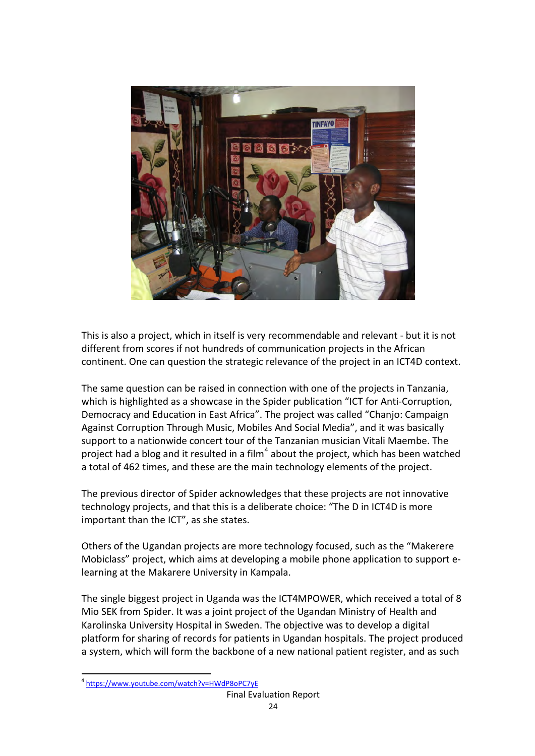This is also a project, which in itself is very recommendable and relevant - but it is not different from scores if not hundreds of communication projects in the African continent. One can question the strategic relevance of the project in an ICT4D context.

The same question can be raised in connection with one of the projects in Tanzania, which is highlighted as a showcase in the Spider publication "ICT for Anti-Corruption, Democracy and Education in East Africa". The project was called "Chanjo: Campaign Against Corruption Through Music, Mobiles And Social Media", and it was basically support to a nationwide concert tour of the Tanzanian musician Vitali Maembe. The project had a blog and it resulted in a film[4] about the project, which has been watched a total of 462 times, and these are the main technology elements of the project.

The previous director of Spider acknowledges that these projects are not innovative technology projects, and that this is a deliberate choice: "The D in ICT4D is more important than the ICT", as she states.

Others of the Ugandan projects are more technology focused, such as the "Makerere Mobiclass" project, which aims at developing a mobile phone application to support e-learning at the Makarere University in Kampala.

The single biggest project in Uganda was the ICT4MPOWER, which received a total of 8 Mio SEK from Spider. It was a joint project of the Ugandan Ministry of Health and Karolinska University Hospital in Sweden. The objective was to develop a digital platform for sharing of records for patients in Ugandan hospitals. The project produced a system, which will form the backbone of a new national patient register, and as such

[4] https://www.youtube.com/watch?v=HWdP8oPC7yE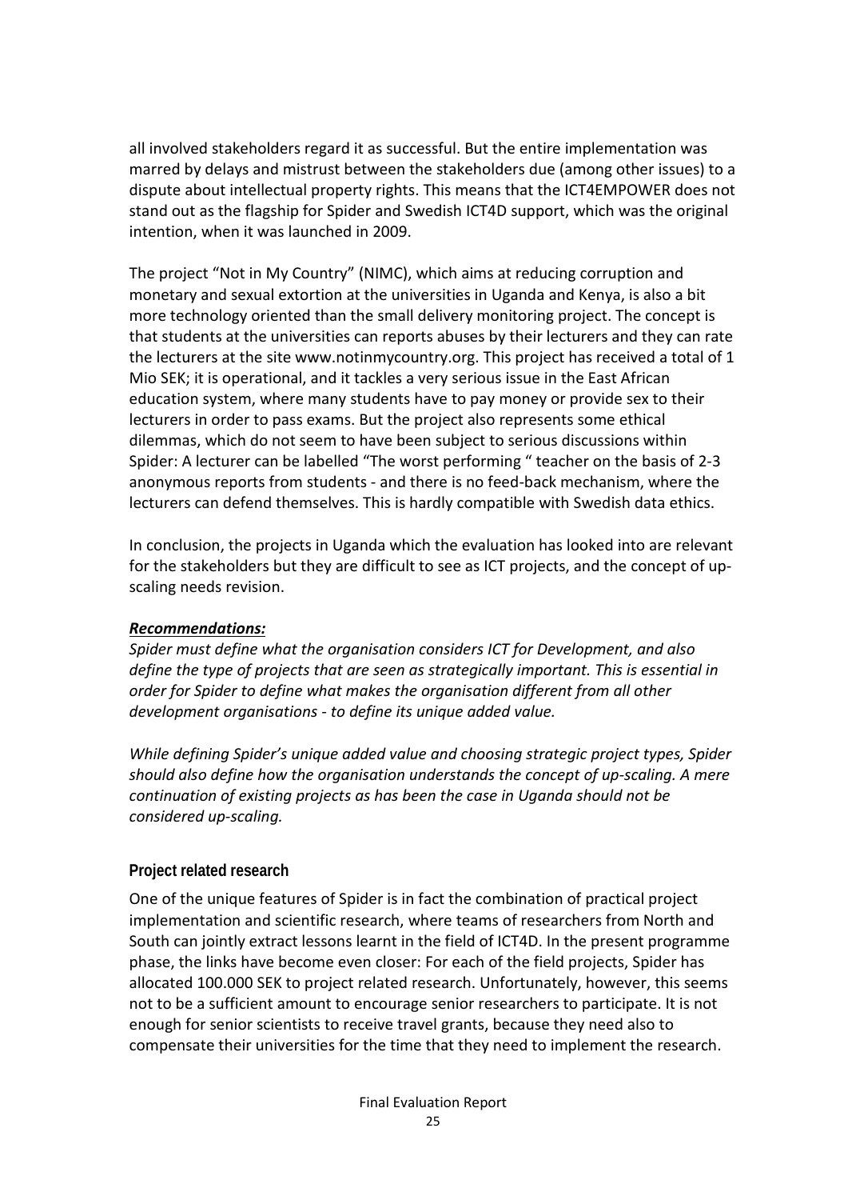all involved stakeholders regard it as successful. But the entire implementation was marred by delays and mistrust between the stakeholders due (among other issues) to a dispute about intellectual property rights. This means that the ICT4EMPOWER does not stand out as the flagship for Spider and Swedish ICT4D support, which was the original intention, when it was launched in 2009.

The project "Not in My Country" (NIMC), which aims at reducing corruption and monetary and sexual extortion at the universities in Uganda and Kenya, is also a bit more technology oriented than the small delivery monitoring project. The concept is that students at the universities can reports abuses by their lecturers and they can rate the lecturers at the site www.notinmycountry.org. This project has received a total of 1 Mio SEK; it is operational, and it tackles a very serious issue in the East African education system, where many students have to pay money or provide sex to their lecturers in order to pass exams. But the project also represents some ethical dilemmas, which do not seem to have been subject to serious discussions within Spider: A lecturer can be labelled "The worst performing " teacher on the basis of 2-3 anonymous reports from students - and there is no feed-back mechanism, where the lecturers can defend themselves. This is hardly compatible with Swedish data ethics.

In conclusion, the projects in Uganda which the evaluation has looked into are relevant for the stakeholders but they are difficult to see as ICT projects, and the concept of up-scaling needs revision.

***Recommendations:***

*Spider must define what the organisation considers ICT for Development, and also define the type of projects that are seen as strategically important. This is essential in order for Spider to define what makes the organisation different from all other development organisations - to define its unique added value.*

*While defining Spider's unique added value and choosing strategic project types, Spider should also define how the organisation understands the concept of up-scaling. A mere continuation of existing projects as has been the case in Uganda should not be considered up-scaling.*

### Project related research

One of the unique features of Spider is in fact the combination of practical project implementation and scientific research, where teams of researchers from North and South can jointly extract lessons learnt in the field of ICT4D. In the present programme phase, the links have become even closer: For each of the field projects, Spider has allocated 100.000 SEK to project related research. Unfortunately, however, this seems not to be a sufficient amount to encourage senior researchers to participate. It is not enough for senior scientists to receive travel grants, because they need also to compensate their universities for the time that they need to implement the research.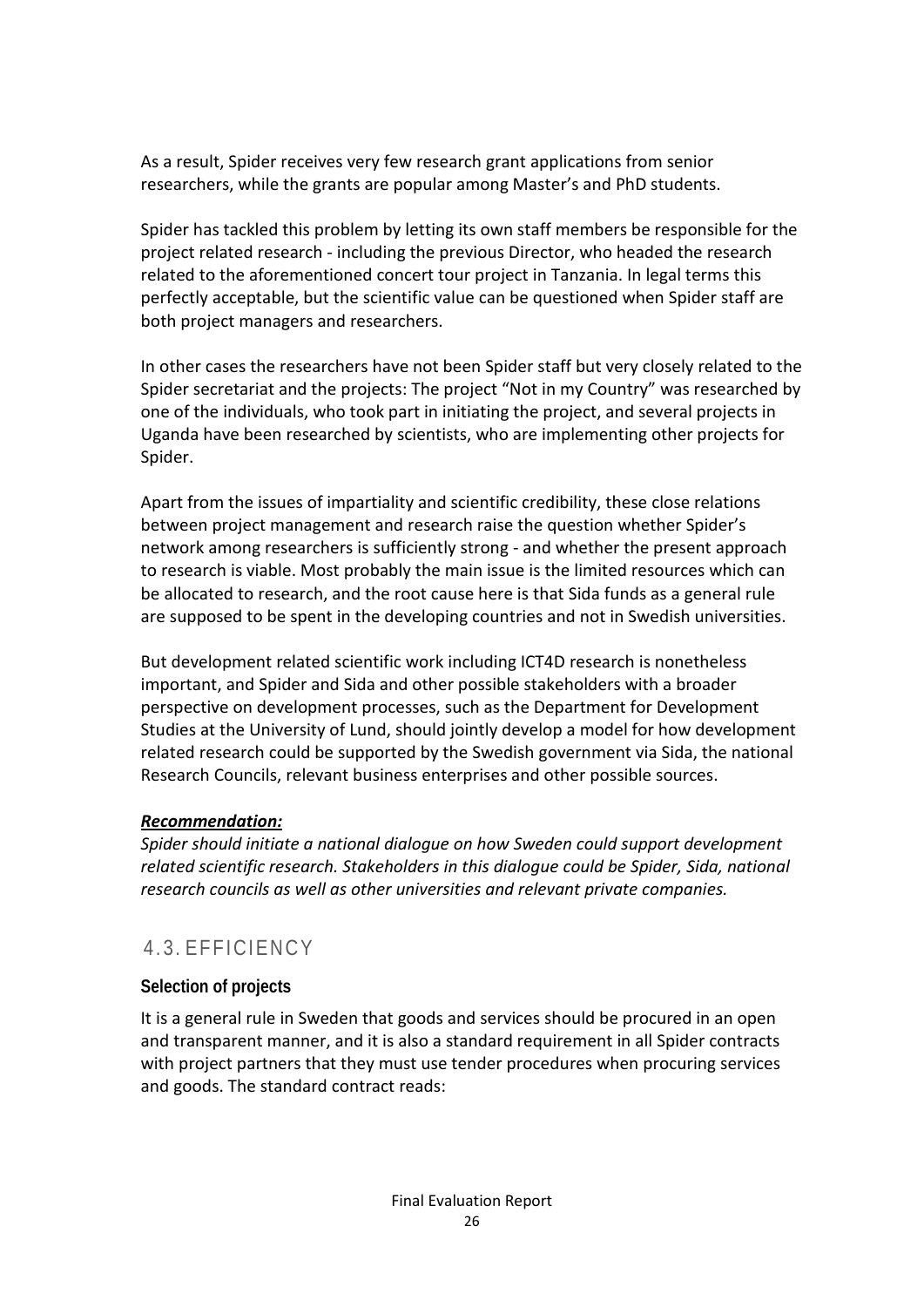As a result, Spider receives very few research grant applications from senior researchers, while the grants are popular among Master's and PhD students.

Spider has tackled this problem by letting its own staff members be responsible for the project related research - including the previous Director, who headed the research related to the aforementioned concert tour project in Tanzania. In legal terms this perfectly acceptable, but the scientific value can be questioned when Spider staff are both project managers and researchers.

In other cases the researchers have not been Spider staff but very closely related to the Spider secretariat and the projects: The project "Not in my Country" was researched by one of the individuals, who took part in initiating the project, and several projects in Uganda have been researched by scientists, who are implementing other projects for Spider.

Apart from the issues of impartiality and scientific credibility, these close relations between project management and research raise the question whether Spider's network among researchers is sufficiently strong - and whether the present approach to research is viable. Most probably the main issue is the limited resources which can be allocated to research, and the root cause here is that Sida funds as a general rule are supposed to be spent in the developing countries and not in Swedish universities.

But development related scientific work including ICT4D research is nonetheless important, and Spider and Sida and other possible stakeholders with a broader perspective on development processes, such as the Department for Development Studies at the University of Lund, should jointly develop a model for how development related research could be supported by the Swedish government via Sida, the national Research Councils, relevant business enterprises and other possible sources.

***Recommendation:***

*Spider should initiate a national dialogue on how Sweden could support development related scientific research. Stakeholders in this dialogue could be Spider, Sida, national research councils as well as other universities and relevant private companies.*

## 4.3. EFFICIENCY

### Selection of projects

It is a general rule in Sweden that goods and services should be procured in an open and transparent manner, and it is also a standard requirement in all Spider contracts with project partners that they must use tender procedures when procuring services and goods. The standard contract reads: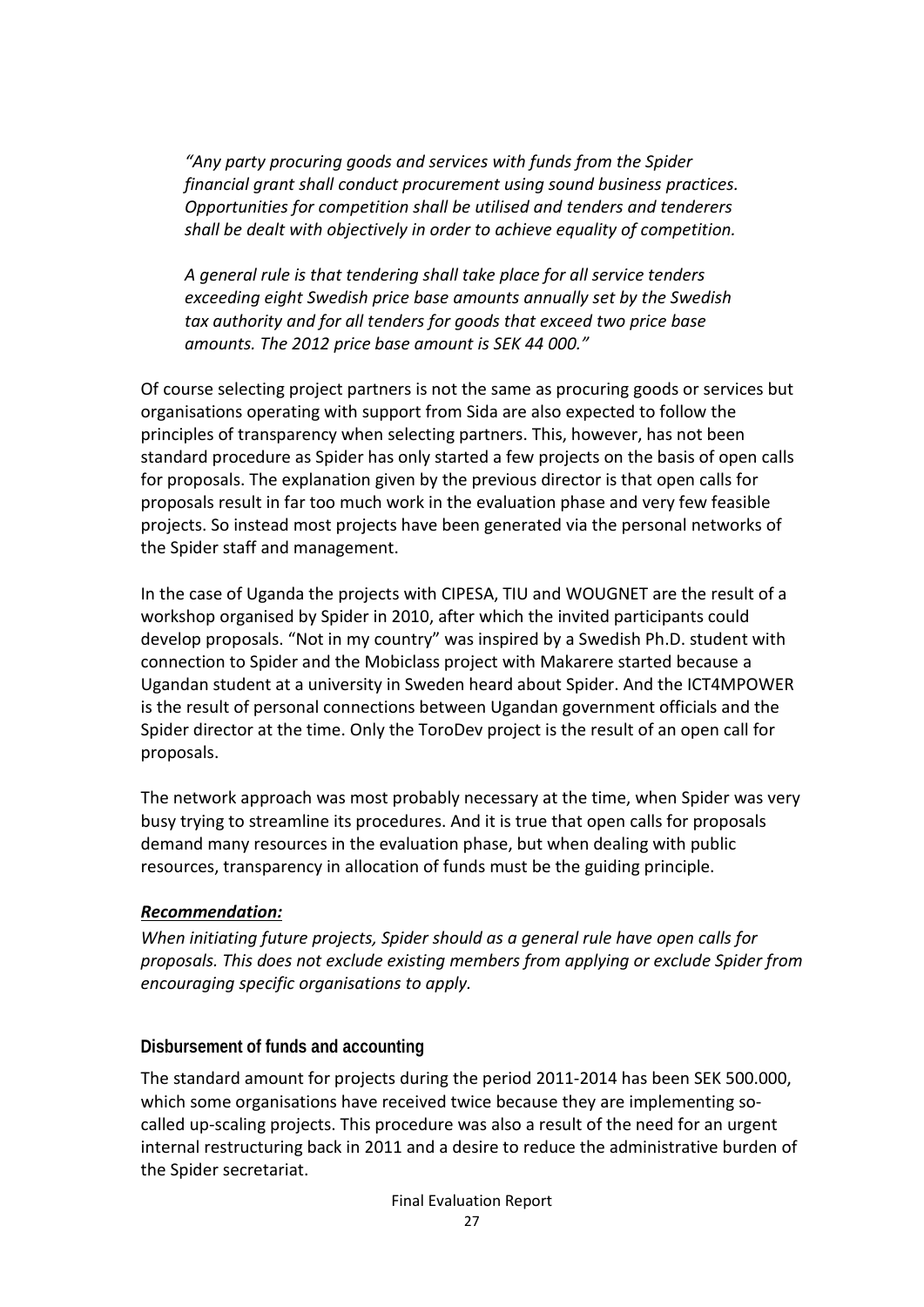*"Any party procuring goods and services with funds from the Spider financial grant shall conduct procurement using sound business practices. Opportunities for competition shall be utilised and tenders and tenderers shall be dealt with objectively in order to achieve equality of competition.*

*A general rule is that tendering shall take place for all service tenders exceeding eight Swedish price base amounts annually set by the Swedish tax authority and for all tenders for goods that exceed two price base amounts. The 2012 price base amount is SEK 44 000."*

Of course selecting project partners is not the same as procuring goods or services but organisations operating with support from Sida are also expected to follow the principles of transparency when selecting partners. This, however, has not been standard procedure as Spider has only started a few projects on the basis of open calls for proposals. The explanation given by the previous director is that open calls for proposals result in far too much work in the evaluation phase and very few feasible projects. So instead most projects have been generated via the personal networks of the Spider staff and management.

In the case of Uganda the projects with CIPESA, TIU and WOUGNET are the result of a workshop organised by Spider in 2010, after which the invited participants could develop proposals. "Not in my country" was inspired by a Swedish Ph.D. student with connection to Spider and the Mobiclass project with Makarere started because a Ugandan student at a university in Sweden heard about Spider. And the ICT4MPOWER is the result of personal connections between Ugandan government officials and the Spider director at the time. Only the ToroDev project is the result of an open call for proposals.

The network approach was most probably necessary at the time, when Spider was very busy trying to streamline its procedures. And it is true that open calls for proposals demand many resources in the evaluation phase, but when dealing with public resources, transparency in allocation of funds must be the guiding principle.

***Recommendation:***

*When initiating future projects, Spider should as a general rule have open calls for proposals. This does not exclude existing members from applying or exclude Spider from encouraging specific organisations to apply.*

### Disbursement of funds and accounting

The standard amount for projects during the period 2011-2014 has been SEK 500.000, which some organisations have received twice because they are implementing so-called up-scaling projects. This procedure was also a result of the need for an urgent internal restructuring back in 2011 and a desire to reduce the administrative burden of the Spider secretariat.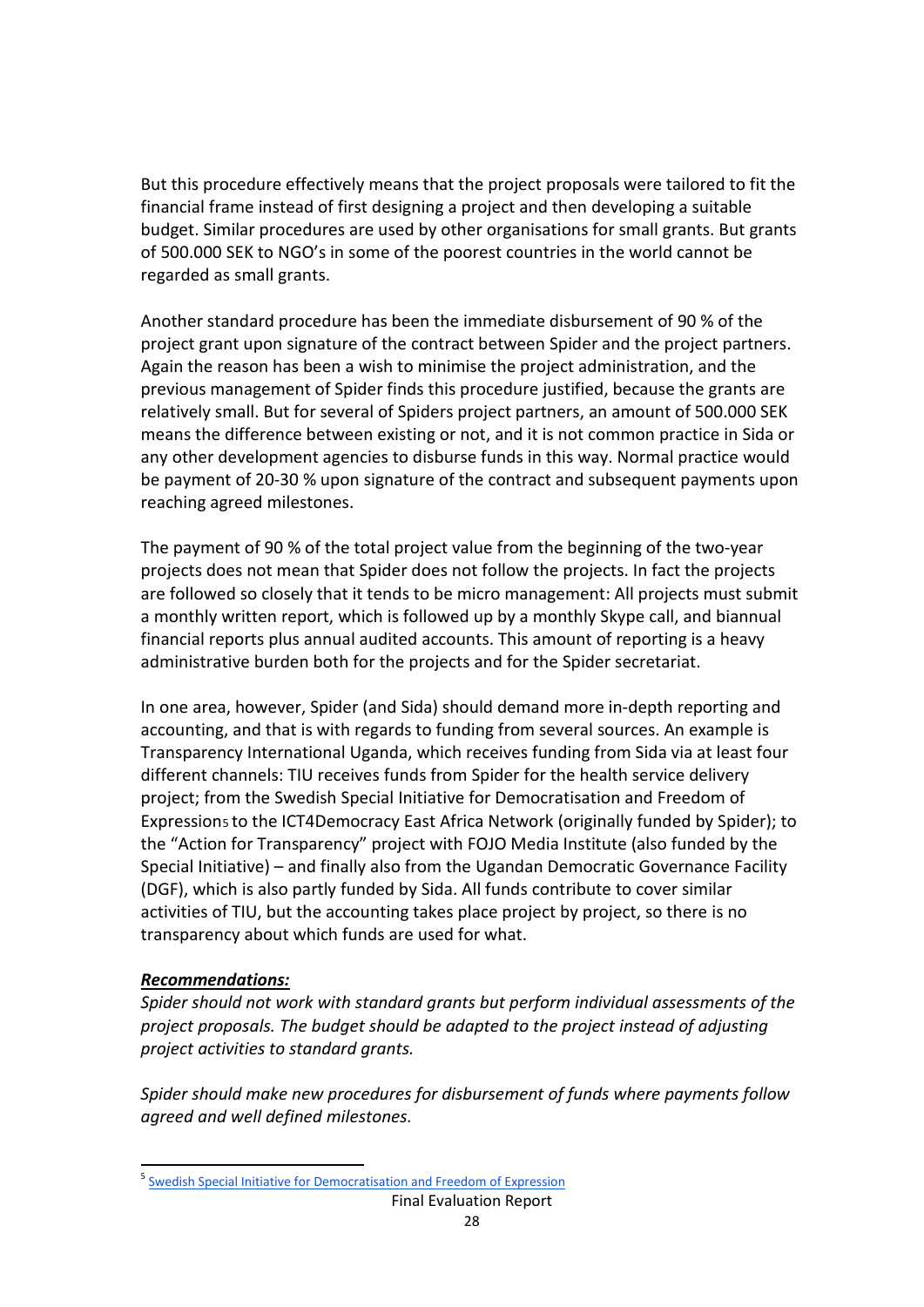But this procedure effectively means that the project proposals were tailored to fit the financial frame instead of first designing a project and then developing a suitable budget. Similar procedures are used by other organisations for small grants. But grants of 500.000 SEK to NGO's in some of the poorest countries in the world cannot be regarded as small grants.

Another standard procedure has been the immediate disbursement of 90 % of the project grant upon signature of the contract between Spider and the project partners. Again the reason has been a wish to minimise the project administration, and the previous management of Spider finds this procedure justified, because the grants are relatively small. But for several of Spiders project partners, an amount of 500.000 SEK means the difference between existing or not, and it is not common practice in Sida or any other development agencies to disburse funds in this way. Normal practice would be payment of 20-30 % upon signature of the contract and subsequent payments upon reaching agreed milestones.

The payment of 90 % of the total project value from the beginning of the two-year projects does not mean that Spider does not follow the projects. In fact the projects are followed so closely that it tends to be micro management: All projects must submit a monthly written report, which is followed up by a monthly Skype call, and biannual financial reports plus annual audited accounts. This amount of reporting is a heavy administrative burden both for the projects and for the Spider secretariat.

In one area, however, Spider (and Sida) should demand more in-depth reporting and accounting, and that is with regards to funding from several sources. An example is Transparency International Uganda, which receives funding from Sida via at least four different channels: TIU receives funds from Spider for the health service delivery project; from the Swedish Special Initiative for Democratisation and Freedom of Expression[5] to the ICT4Democracy East Africa Network (originally funded by Spider); to the "Action for Transparency" project with FOJO Media Institute (also funded by the Special Initiative) – and finally also from the Ugandan Democratic Governance Facility (DGF), which is also partly funded by Sida. All funds contribute to cover similar activities of TIU, but the accounting takes place project by project, so there is no transparency about which funds are used for what.

***Recommendations:***

*Spider should not work with standard grants but perform individual assessments of the project proposals. The budget should be adapted to the project instead of adjusting project activities to standard grants.*

*Spider should make new procedures for disbursement of funds where payments follow agreed and well defined milestones.*

---

[5] Swedish Special Initiative for Democratisation and Freedom of Expression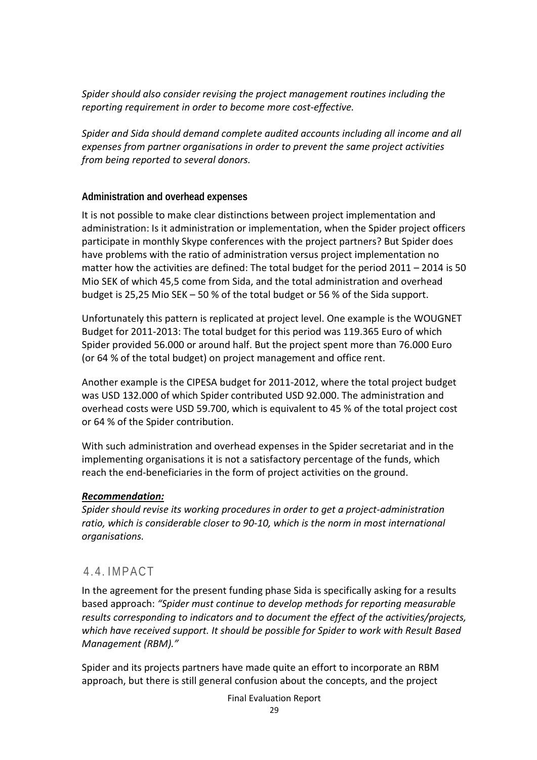*Spider should also consider revising the project management routines including the reporting requirement in order to become more cost-effective.*

*Spider and Sida should demand complete audited accounts including all income and all expenses from partner organisations in order to prevent the same project activities from being reported to several donors.*

#### Administration and overhead expenses

It is not possible to make clear distinctions between project implementation and administration: Is it administration or implementation, when the Spider project officers participate in monthly Skype conferences with the project partners? But Spider does have problems with the ratio of administration versus project implementation no matter how the activities are defined: The total budget for the period 2011 – 2014 is 50 Mio SEK of which 45,5 come from Sida, and the total administration and overhead budget is 25,25 Mio SEK – 50 % of the total budget or 56 % of the Sida support.

Unfortunately this pattern is replicated at project level. One example is the WOUGNET Budget for 2011-2013: The total budget for this period was 119.365 Euro of which Spider provided 56.000 or around half. But the project spent more than 76.000 Euro (or 64 % of the total budget) on project management and office rent.

Another example is the CIPESA budget for 2011-2012, where the total project budget was USD 132.000 of which Spider contributed USD 92.000. The administration and overhead costs were USD 59.700, which is equivalent to 45 % of the total project cost or 64 % of the Spider contribution.

With such administration and overhead expenses in the Spider secretariat and in the implementing organisations it is not a satisfactory percentage of the funds, which reach the end-beneficiaries in the form of project activities on the ground.

***Recommendation:***

*Spider should revise its working procedures in order to get a project-administration ratio, which is considerable closer to 90-10, which is the norm in most international organisations.*

## 4.4. IMPACT

In the agreement for the present funding phase Sida is specifically asking for a results based approach: *"Spider must continue to develop methods for reporting measurable results corresponding to indicators and to document the effect of the activities/projects, which have received support. It should be possible for Spider to work with Result Based Management (RBM)."*

Spider and its projects partners have made quite an effort to incorporate an RBM approach, but there is still general confusion about the concepts, and the project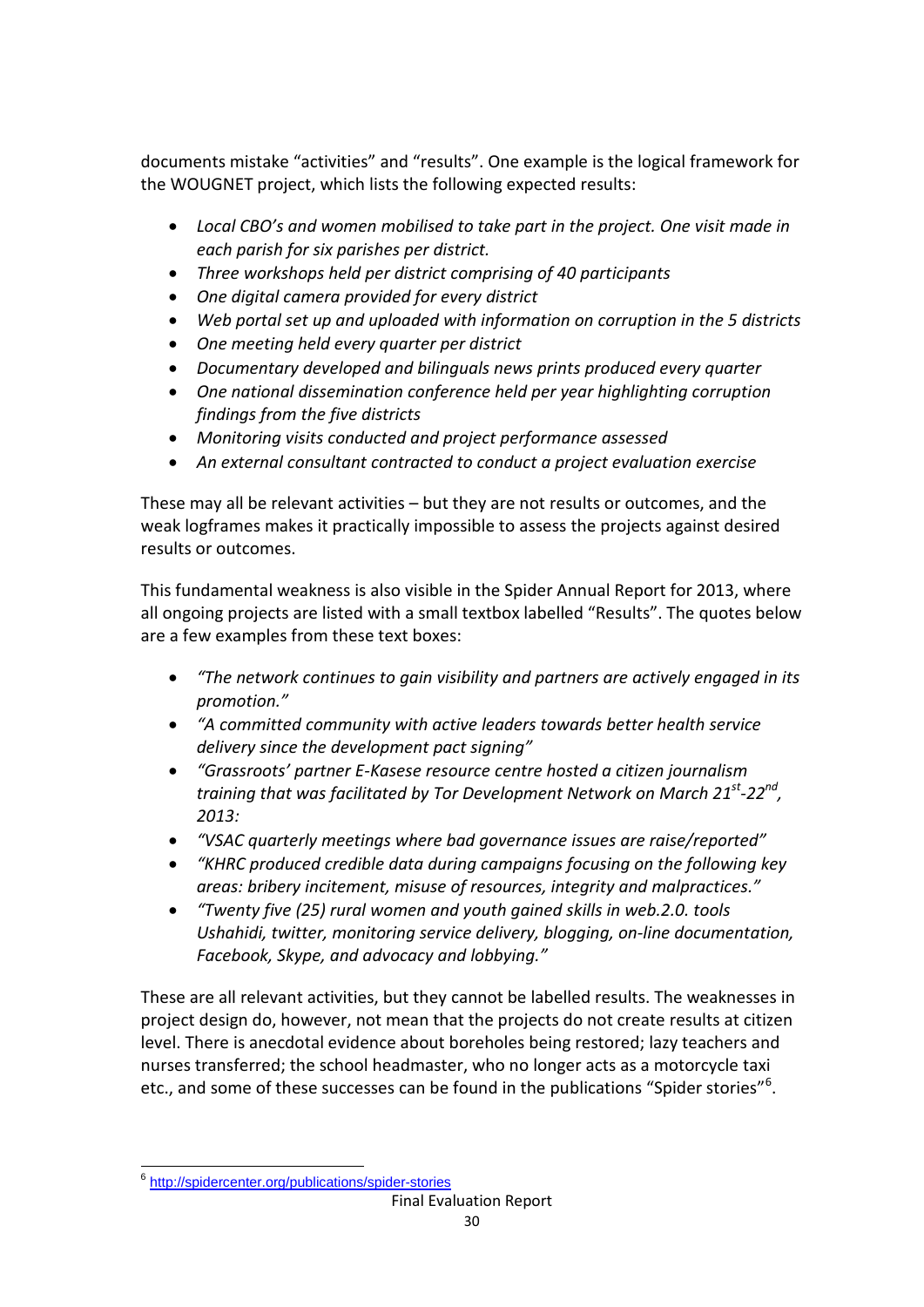documents mistake "activities" and "results". One example is the logical framework for the WOUGNET project, which lists the following expected results:

- *Local CBO's and women mobilised to take part in the project. One visit made in each parish for six parishes per district.*
- *Three workshops held per district comprising of 40 participants*
- *One digital camera provided for every district*
- *Web portal set up and uploaded with information on corruption in the 5 districts*
- *One meeting held every quarter per district*
- *Documentary developed and bilinguals news prints produced every quarter*
- *One national dissemination conference held per year highlighting corruption findings from the five districts*
- *Monitoring visits conducted and project performance assessed*
- *An external consultant contracted to conduct a project evaluation exercise*

These may all be relevant activities – but they are not results or outcomes, and the weak logframes makes it practically impossible to assess the projects against desired results or outcomes.

This fundamental weakness is also visible in the Spider Annual Report for 2013, where all ongoing projects are listed with a small textbox labelled "Results". The quotes below are a few examples from these text boxes:

- *"The network continues to gain visibility and partners are actively engaged in its promotion."*
- *"A committed community with active leaders towards better health service delivery since the development pact signing"*
- *"Grassroots' partner E-Kasese resource centre hosted a citizen journalism training that was facilitated by Tor Development Network on March 21st-22nd, 2013:*
- *"VSAC quarterly meetings where bad governance issues are raise/reported"*
- *"KHRC produced credible data during campaigns focusing on the following key areas: bribery incitement, misuse of resources, integrity and malpractices."*
- *"Twenty five (25) rural women and youth gained skills in web.2.0. tools Ushahidi, twitter, monitoring service delivery, blogging, on-line documentation, Facebook, Skype, and advocacy and lobbying."*

These are all relevant activities, but they cannot be labelled results. The weaknesses in project design do, however, not mean that the projects do not create results at citizen level. There is anecdotal evidence about boreholes being restored; lazy teachers and nurses transferred; the school headmaster, who no longer acts as a motorcycle taxi etc., and some of these successes can be found in the publications "Spider stories"[6].

[6] http://spidercenter.org/publications/spider-stories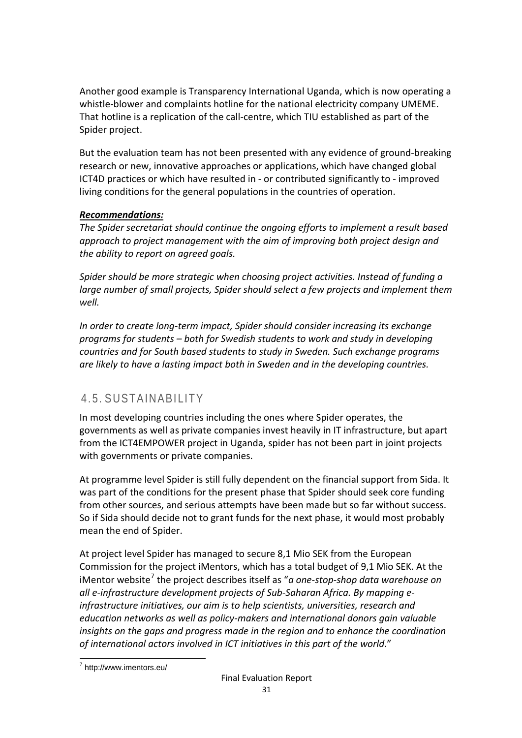Another good example is Transparency International Uganda, which is now operating a whistle-blower and complaints hotline for the national electricity company UMEME. That hotline is a replication of the call-centre, which TIU established as part of the Spider project.

But the evaluation team has not been presented with any evidence of ground-breaking research or new, innovative approaches or applications, which have changed global ICT4D practices or which have resulted in - or contributed significantly to - improved living conditions for the general populations in the countries of operation.

***Recommendations:***

*The Spider secretariat should continue the ongoing efforts to implement a result based approach to project management with the aim of improving both project design and the ability to report on agreed goals.*

*Spider should be more strategic when choosing project activities. Instead of funding a large number of small projects, Spider should select a few projects and implement them well.*

*In order to create long-term impact, Spider should consider increasing its exchange programs for students – both for Swedish students to work and study in developing countries and for South based students to study in Sweden. Such exchange programs are likely to have a lasting impact both in Sweden and in the developing countries.*

## 4.5. SUSTAINABILITY

In most developing countries including the ones where Spider operates, the governments as well as private companies invest heavily in IT infrastructure, but apart from the ICT4EMPOWER project in Uganda, spider has not been part in joint projects with governments or private companies.

At programme level Spider is still fully dependent on the financial support from Sida. It was part of the conditions for the present phase that Spider should seek core funding from other sources, and serious attempts have been made but so far without success. So if Sida should decide not to grant funds for the next phase, it would most probably mean the end of Spider.

At project level Spider has managed to secure 8,1 Mio SEK from the European Commission for the project iMentors, which has a total budget of 9,1 Mio SEK. At the iMentor website[7] the project describes itself as "*a one-stop-shop data warehouse on all e-infrastructure development projects of Sub-Saharan Africa. By mapping e-infrastructure initiatives, our aim is to help scientists, universities, research and education networks as well as policy-makers and international donors gain valuable insights on the gaps and progress made in the region and to enhance the coordination of international actors involved in ICT initiatives in this part of the world*."

[7] http://www.imentors.eu/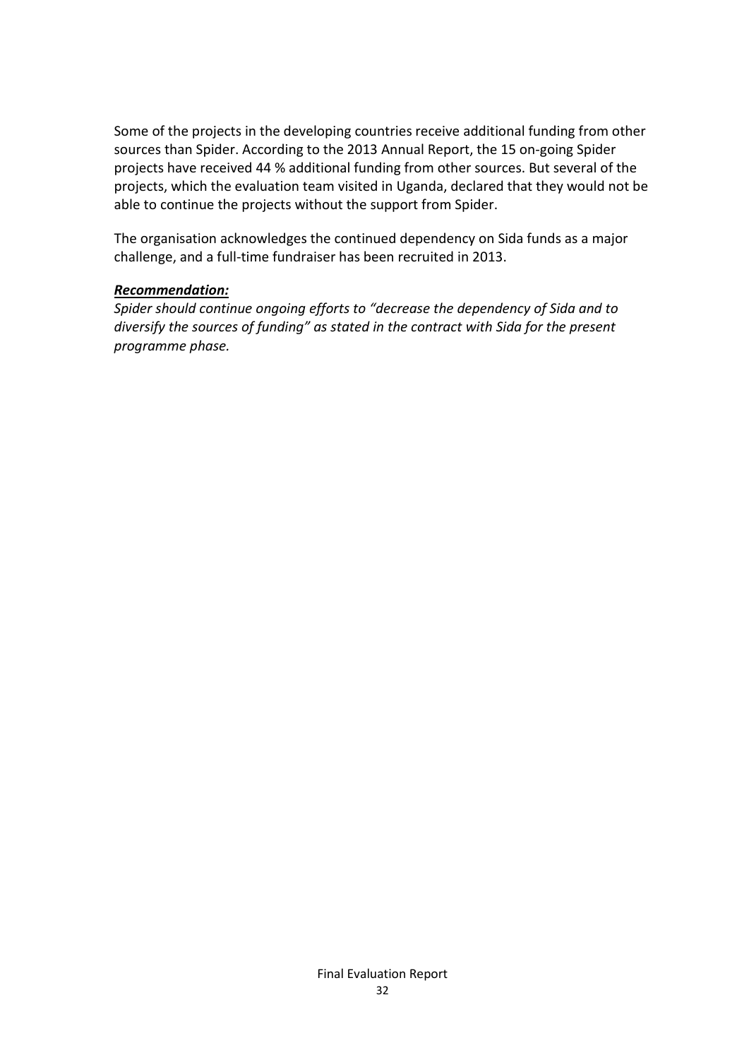Some of the projects in the developing countries receive additional funding from other sources than Spider. According to the 2013 Annual Report, the 15 on-going Spider projects have received 44 % additional funding from other sources. But several of the projects, which the evaluation team visited in Uganda, declared that they would not be able to continue the projects without the support from Spider.

The organisation acknowledges the continued dependency on Sida funds as a major challenge, and a full-time fundraiser has been recruited in 2013.

***Recommendation:***

*Spider should continue ongoing efforts to "decrease the dependency of Sida and to diversify the sources of funding" as stated in the contract with Sida for the present programme phase.*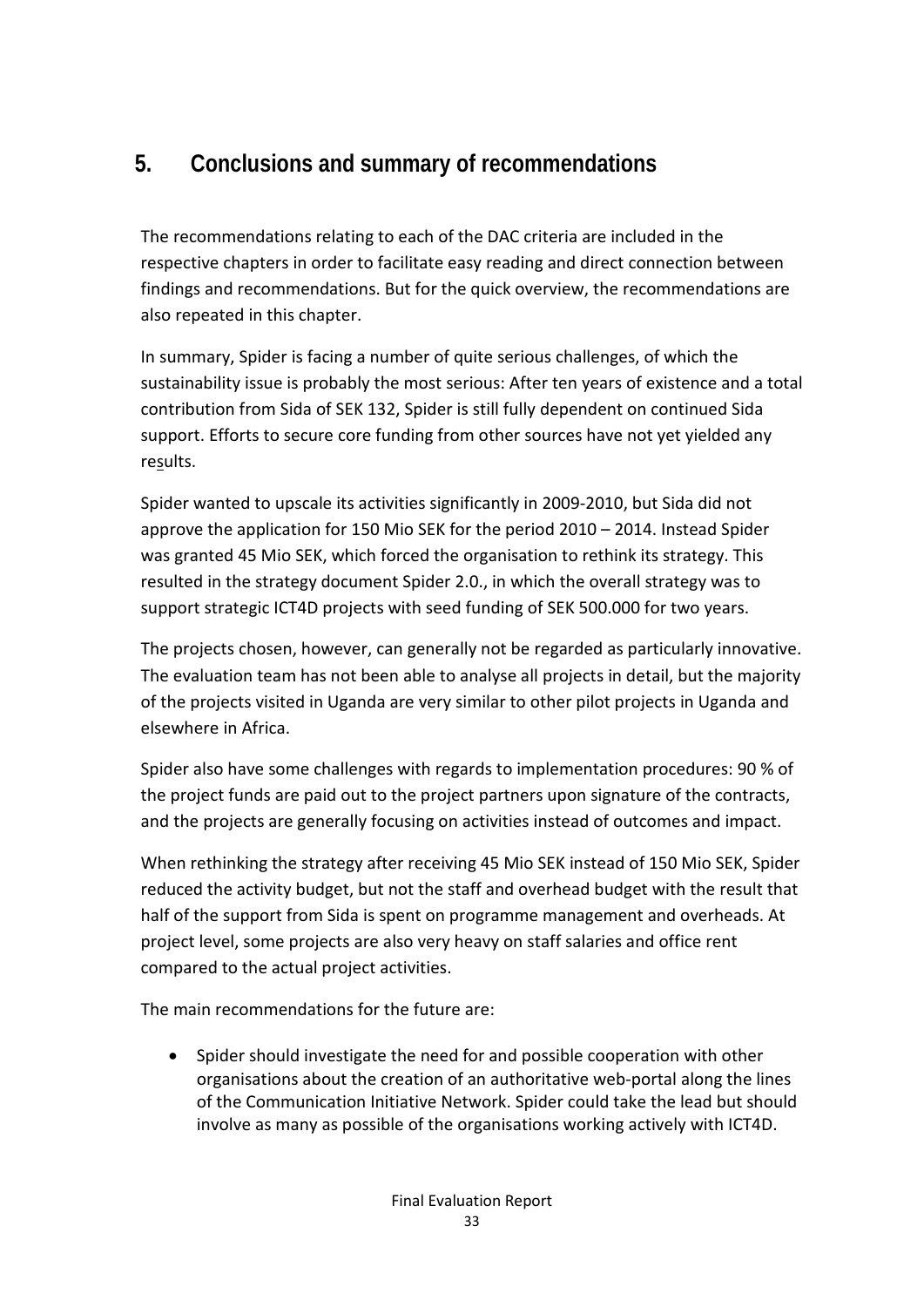# 5. Conclusions and summary of recommendations

The recommendations relating to each of the DAC criteria are included in the respective chapters in order to facilitate easy reading and direct connection between findings and recommendations. But for the quick overview, the recommendations are also repeated in this chapter.

In summary, Spider is facing a number of quite serious challenges, of which the sustainability issue is probably the most serious: After ten years of existence and a total contribution from Sida of SEK 132, Spider is still fully dependent on continued Sida support. Efforts to secure core funding from other sources have not yet yielded any results.

Spider wanted to upscale its activities significantly in 2009-2010, but Sida did not approve the application for 150 Mio SEK for the period 2010 – 2014. Instead Spider was granted 45 Mio SEK, which forced the organisation to rethink its strategy. This resulted in the strategy document Spider 2.0., in which the overall strategy was to support strategic ICT4D projects with seed funding of SEK 500.000 for two years.

The projects chosen, however, can generally not be regarded as particularly innovative. The evaluation team has not been able to analyse all projects in detail, but the majority of the projects visited in Uganda are very similar to other pilot projects in Uganda and elsewhere in Africa.

Spider also have some challenges with regards to implementation procedures: 90 % of the project funds are paid out to the project partners upon signature of the contracts, and the projects are generally focusing on activities instead of outcomes and impact.

When rethinking the strategy after receiving 45 Mio SEK instead of 150 Mio SEK, Spider reduced the activity budget, but not the staff and overhead budget with the result that half of the support from Sida is spent on programme management and overheads. At project level, some projects are also very heavy on staff salaries and office rent compared to the actual project activities.

The main recommendations for the future are:

- Spider should investigate the need for and possible cooperation with other organisations about the creation of an authoritative web-portal along the lines of the Communication Initiative Network. Spider could take the lead but should involve as many as possible of the organisations working actively with ICT4D.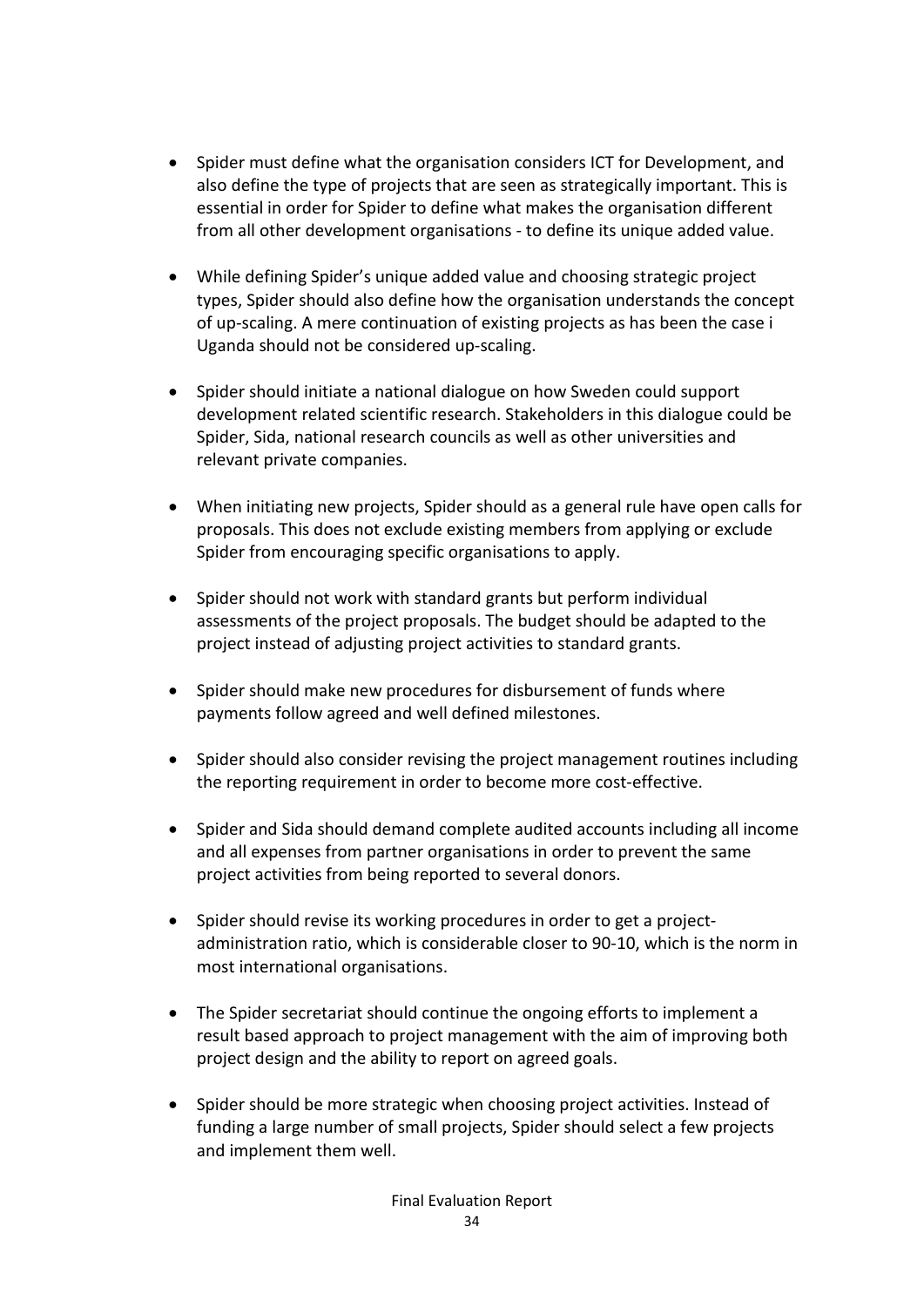- Spider must define what the organisation considers ICT for Development, and also define the type of projects that are seen as strategically important. This is essential in order for Spider to define what makes the organisation different from all other development organisations - to define its unique added value.

- While defining Spider's unique added value and choosing strategic project types, Spider should also define how the organisation understands the concept of up-scaling. A mere continuation of existing projects as has been the case i Uganda should not be considered up-scaling.

- Spider should initiate a national dialogue on how Sweden could support development related scientific research. Stakeholders in this dialogue could be Spider, Sida, national research councils as well as other universities and relevant private companies.

- When initiating new projects, Spider should as a general rule have open calls for proposals. This does not exclude existing members from applying or exclude Spider from encouraging specific organisations to apply.

- Spider should not work with standard grants but perform individual assessments of the project proposals. The budget should be adapted to the project instead of adjusting project activities to standard grants.

- Spider should make new procedures for disbursement of funds where payments follow agreed and well defined milestones.

- Spider should also consider revising the project management routines including the reporting requirement in order to become more cost-effective.

- Spider and Sida should demand complete audited accounts including all income and all expenses from partner organisations in order to prevent the same project activities from being reported to several donors.

- Spider should revise its working procedures in order to get a project-administration ratio, which is considerable closer to 90-10, which is the norm in most international organisations.

- The Spider secretariat should continue the ongoing efforts to implement a result based approach to project management with the aim of improving both project design and the ability to report on agreed goals.

- Spider should be more strategic when choosing project activities. Instead of funding a large number of small projects, Spider should select a few projects and implement them well.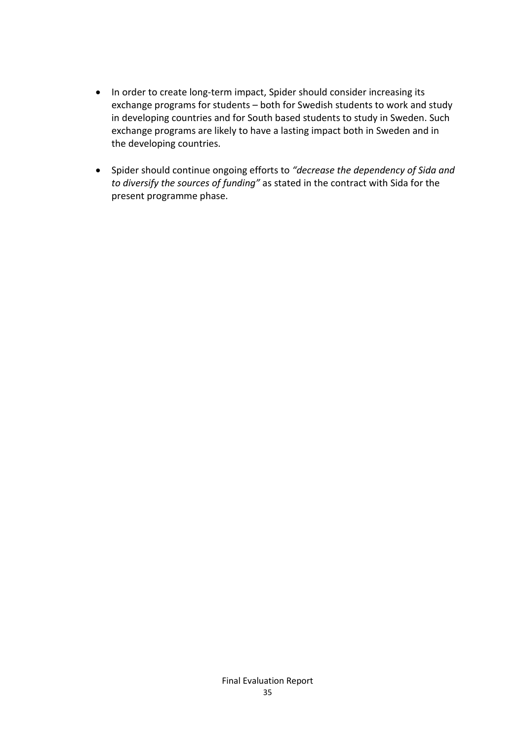- In order to create long-term impact, Spider should consider increasing its exchange programs for students – both for Swedish students to work and study in developing countries and for South based students to study in Sweden. Such exchange programs are likely to have a lasting impact both in Sweden and in the developing countries.

- Spider should continue ongoing efforts to *"decrease the dependency of Sida and to diversify the sources of funding"* as stated in the contract with Sida for the present programme phase.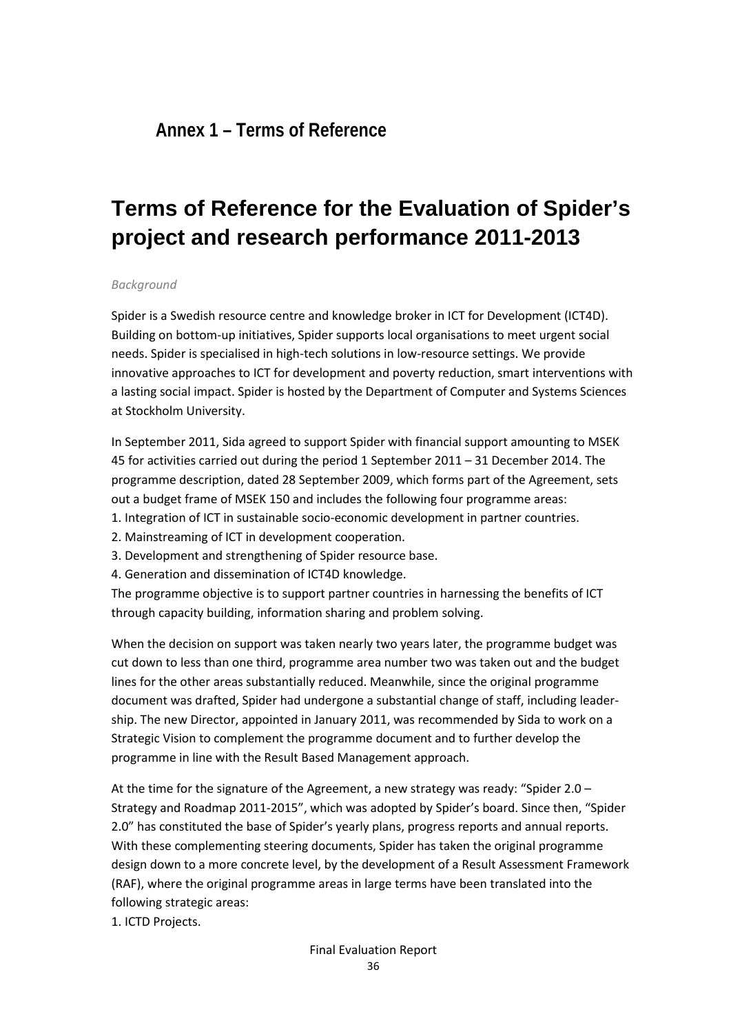## Annex 1 – Terms of Reference

# Terms of Reference for the Evaluation of Spider's project and research performance 2011-2013

*Background*

Spider is a Swedish resource centre and knowledge broker in ICT for Development (ICT4D). Building on bottom-up initiatives, Spider supports local organisations to meet urgent social needs. Spider is specialised in high-tech solutions in low-resource settings. We provide innovative approaches to ICT for development and poverty reduction, smart interventions with a lasting social impact. Spider is hosted by the Department of Computer and Systems Sciences at Stockholm University.

In September 2011, Sida agreed to support Spider with financial support amounting to MSEK 45 for activities carried out during the period 1 September 2011 – 31 December 2014. The programme description, dated 28 September 2009, which forms part of the Agreement, sets out a budget frame of MSEK 150 and includes the following four programme areas:

1. Integration of ICT in sustainable socio-economic development in partner countries.
2. Mainstreaming of ICT in development cooperation.
3. Development and strengthening of Spider resource base.
4. Generation and dissemination of ICT4D knowledge.

The programme objective is to support partner countries in harnessing the benefits of ICT through capacity building, information sharing and problem solving.

When the decision on support was taken nearly two years later, the programme budget was cut down to less than one third, programme area number two was taken out and the budget lines for the other areas substantially reduced. Meanwhile, since the original programme document was drafted, Spider had undergone a substantial change of staff, including leadership. The new Director, appointed in January 2011, was recommended by Sida to work on a Strategic Vision to complement the programme document and to further develop the programme in line with the Result Based Management approach.

At the time for the signature of the Agreement, a new strategy was ready: "Spider 2.0 – Strategy and Roadmap 2011-2015", which was adopted by Spider's board. Since then, "Spider 2.0" has constituted the base of Spider's yearly plans, progress reports and annual reports. With these complementing steering documents, Spider has taken the original programme design down to a more concrete level, by the development of a Result Assessment Framework (RAF), where the original programme areas in large terms have been translated into the following strategic areas:

1. ICTD Projects.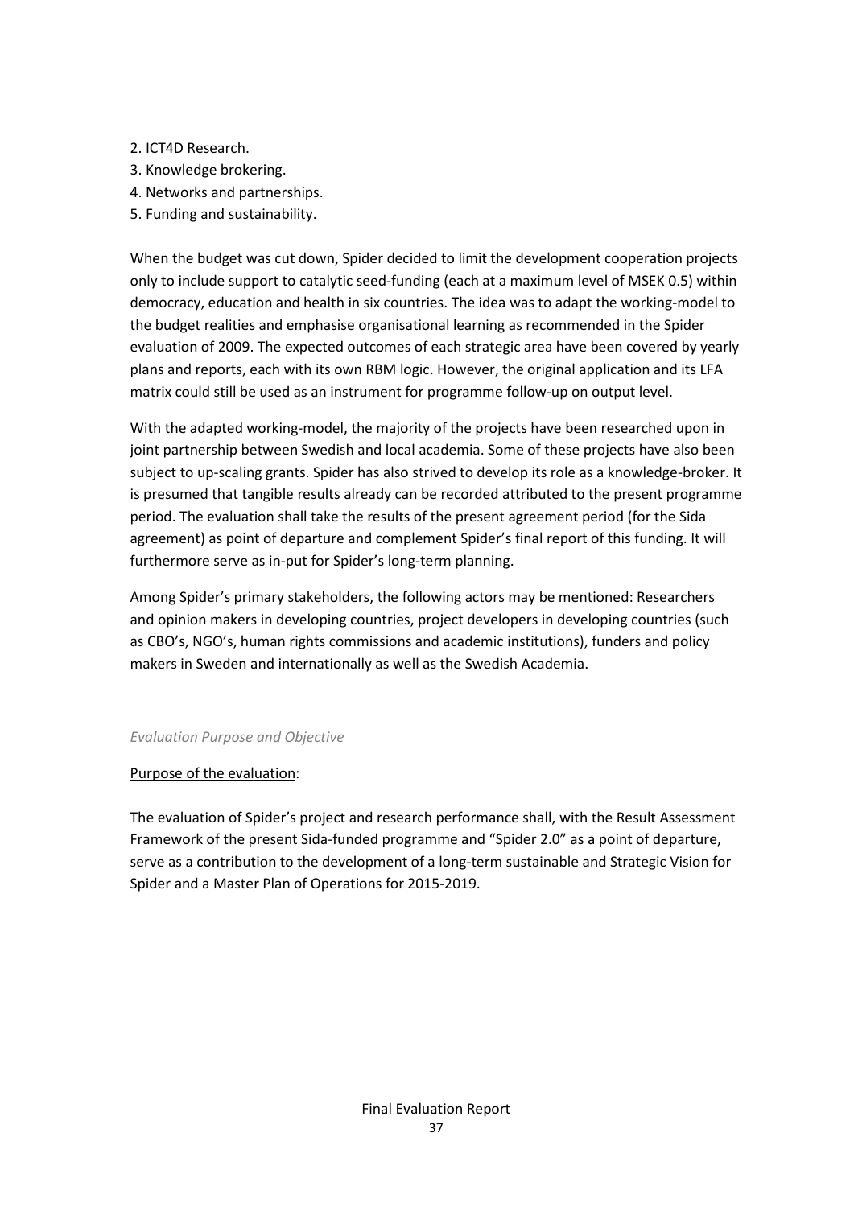2. ICT4D Research.
3. Knowledge brokering.
4. Networks and partnerships.
5. Funding and sustainability.

When the budget was cut down, Spider decided to limit the development cooperation projects only to include support to catalytic seed-funding (each at a maximum level of MSEK 0.5) within democracy, education and health in six countries. The idea was to adapt the working-model to the budget realities and emphasise organisational learning as recommended in the Spider evaluation of 2009. The expected outcomes of each strategic area have been covered by yearly plans and reports, each with its own RBM logic. However, the original application and its LFA matrix could still be used as an instrument for programme follow-up on output level.

With the adapted working-model, the majority of the projects have been researched upon in joint partnership between Swedish and local academia. Some of these projects have also been subject to up-scaling grants. Spider has also strived to develop its role as a knowledge-broker. It is presumed that tangible results already can be recorded attributed to the present programme period. The evaluation shall take the results of the present agreement period (for the Sida agreement) as point of departure and complement Spider's final report of this funding. It will furthermore serve as in-put for Spider's long-term planning.

Among Spider's primary stakeholders, the following actors may be mentioned: Researchers and opinion makers in developing countries, project developers in developing countries (such as CBO's, NGO's, human rights commissions and academic institutions), funders and policy makers in Sweden and internationally as well as the Swedish Academia.

*Evaluation Purpose and Objective*

<u>Purpose of the evaluation</u>:

The evaluation of Spider's project and research performance shall, with the Result Assessment Framework of the present Sida-funded programme and "Spider 2.0" as a point of departure, serve as a contribution to the development of a long-term sustainable and Strategic Vision for Spider and a Master Plan of Operations for 2015-2019.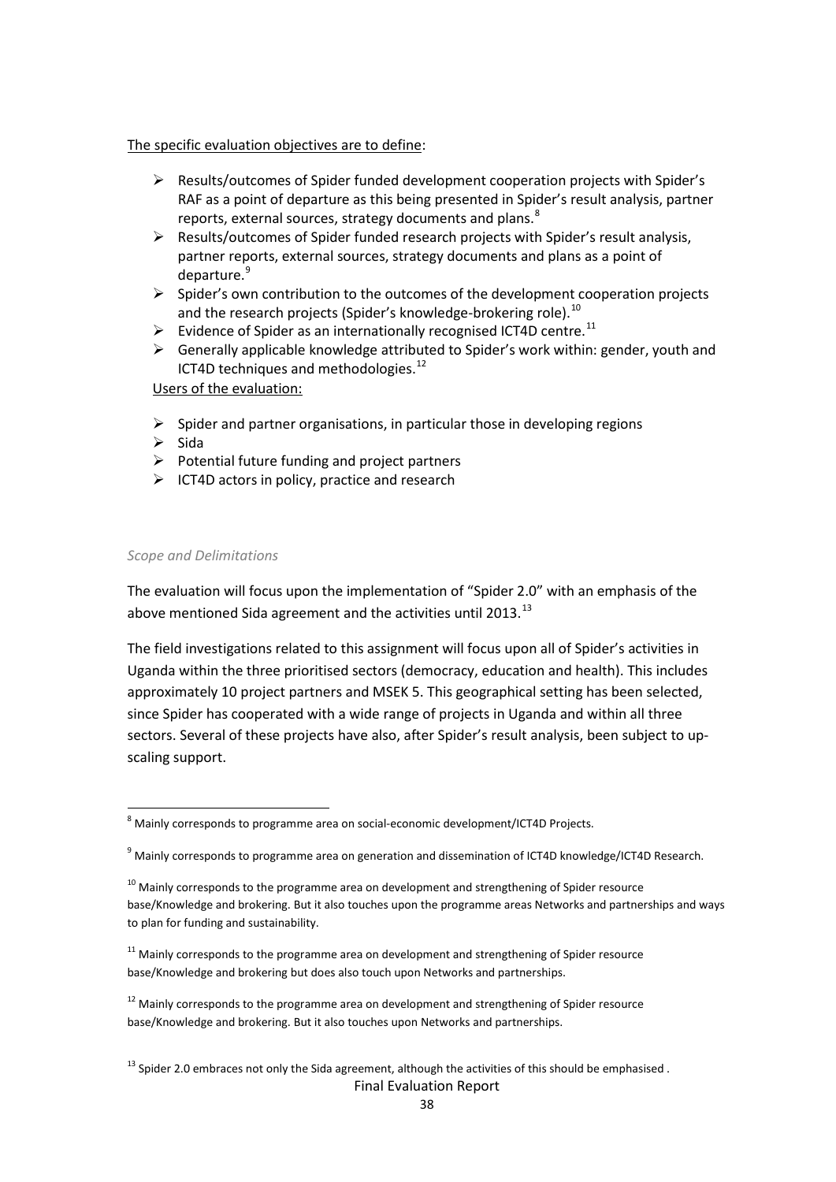The specific evaluation objectives are to define:

- Results/outcomes of Spider funded development cooperation projects with Spider's RAF as a point of departure as this being presented in Spider's result analysis, partner reports, external sources, strategy documents and plans.[8]
- Results/outcomes of Spider funded research projects with Spider's result analysis, partner reports, external sources, strategy documents and plans as a point of departure.[9]
- Spider's own contribution to the outcomes of the development cooperation projects and the research projects (Spider's knowledge-brokering role).[10]
- Evidence of Spider as an internationally recognised ICT4D centre.[11]
- Generally applicable knowledge attributed to Spider's work within: gender, youth and ICT4D techniques and methodologies.[12]

Users of the evaluation:

- Spider and partner organisations, in particular those in developing regions
- Sida
- Potential future funding and project partners
- ICT4D actors in policy, practice and research

*Scope and Delimitations*

The evaluation will focus upon the implementation of "Spider 2.0" with an emphasis of the above mentioned Sida agreement and the activities until 2013.[13]

The field investigations related to this assignment will focus upon all of Spider's activities in Uganda within the three prioritised sectors (democracy, education and health). This includes approximately 10 project partners and MSEK 5. This geographical setting has been selected, since Spider has cooperated with a wide range of projects in Uganda and within all three sectors. Several of these projects have also, after Spider's result analysis, been subject to up-scaling support.

---

[8] Mainly corresponds to programme area on social-economic development/ICT4D Projects.

[9] Mainly corresponds to programme area on generation and dissemination of ICT4D knowledge/ICT4D Research.

[10] Mainly corresponds to the programme area on development and strengthening of Spider resource base/Knowledge and brokering. But it also touches upon the programme areas Networks and partnerships and ways to plan for funding and sustainability.

[11] Mainly corresponds to the programme area on development and strengthening of Spider resource base/Knowledge and brokering but does also touch upon Networks and partnerships.

[12] Mainly corresponds to the programme area on development and strengthening of Spider resource base/Knowledge and brokering. But it also touches upon Networks and partnerships.

[13] Spider 2.0 embraces not only the Sida agreement, although the activities of this should be emphasised .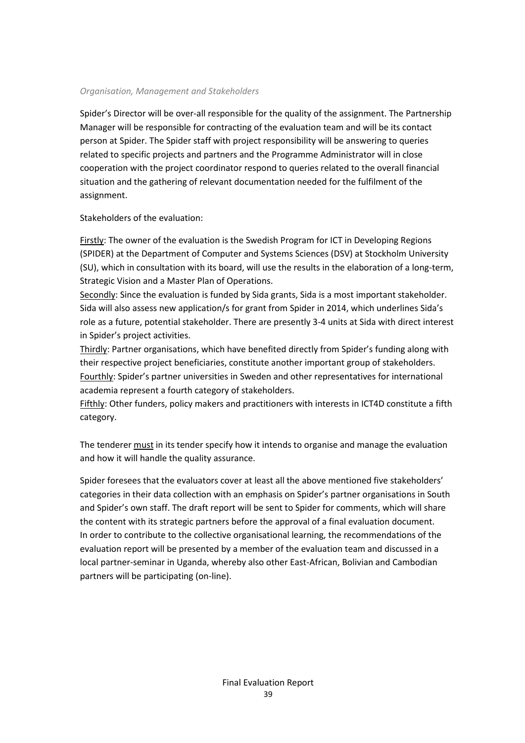*Organisation, Management and Stakeholders*

Spider's Director will be over-all responsible for the quality of the assignment. The Partnership Manager will be responsible for contracting of the evaluation team and will be its contact person at Spider. The Spider staff with project responsibility will be answering to queries related to specific projects and partners and the Programme Administrator will in close cooperation with the project coordinator respond to queries related to the overall financial situation and the gathering of relevant documentation needed for the fulfilment of the assignment.

Stakeholders of the evaluation:

<u>Firstly</u>: The owner of the evaluation is the Swedish Program for ICT in Developing Regions (SPIDER) at the Department of Computer and Systems Sciences (DSV) at Stockholm University (SU), which in consultation with its board, will use the results in the elaboration of a long-term, Strategic Vision and a Master Plan of Operations.
<u>Secondly</u>: Since the evaluation is funded by Sida grants, Sida is a most important stakeholder. Sida will also assess new application/s for grant from Spider in 2014, which underlines Sida's role as a future, potential stakeholder. There are presently 3-4 units at Sida with direct interest in Spider's project activities.
<u>Thirdly</u>: Partner organisations, which have benefited directly from Spider's funding along with their respective project beneficiaries, constitute another important group of stakeholders.
<u>Fourthly</u>: Spider's partner universities in Sweden and other representatives for international academia represent a fourth category of stakeholders.
<u>Fifthly</u>: Other funders, policy makers and practitioners with interests in ICT4D constitute a fifth category.

The tenderer <u>must</u> in its tender specify how it intends to organise and manage the evaluation and how it will handle the quality assurance.

Spider foresees that the evaluators cover at least all the above mentioned five stakeholders' categories in their data collection with an emphasis on Spider's partner organisations in South and Spider's own staff. The draft report will be sent to Spider for comments, which will share the content with its strategic partners before the approval of a final evaluation document. In order to contribute to the collective organisational learning, the recommendations of the evaluation report will be presented by a member of the evaluation team and discussed in a local partner-seminar in Uganda, whereby also other East-African, Bolivian and Cambodian partners will be participating (on-line).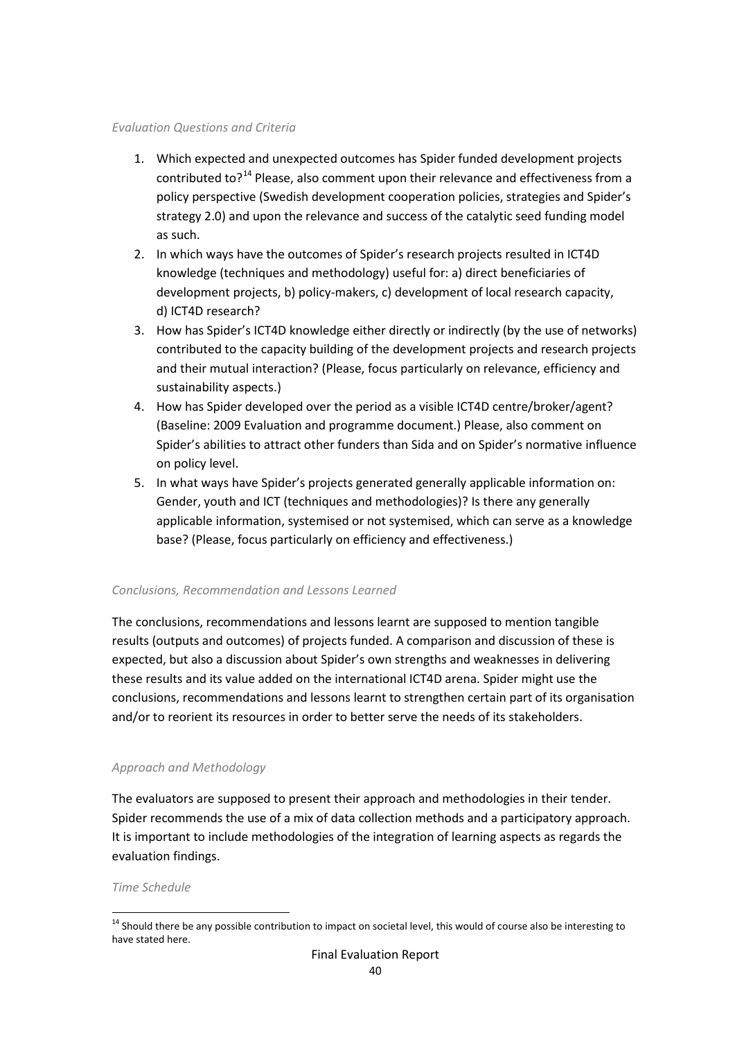*Evaluation Questions and Criteria*

1. Which expected and unexpected outcomes has Spider funded development projects contributed to?[14] Please, also comment upon their relevance and effectiveness from a policy perspective (Swedish development cooperation policies, strategies and Spider's strategy 2.0) and upon the relevance and success of the catalytic seed funding model as such.
2. In which ways have the outcomes of Spider's research projects resulted in ICT4D knowledge (techniques and methodology) useful for: a) direct beneficiaries of development projects, b) policy-makers, c) development of local research capacity, d) ICT4D research?
3. How has Spider's ICT4D knowledge either directly or indirectly (by the use of networks) contributed to the capacity building of the development projects and research projects and their mutual interaction? (Please, focus particularly on relevance, efficiency and sustainability aspects.)
4. How has Spider developed over the period as a visible ICT4D centre/broker/agent? (Baseline: 2009 Evaluation and programme document.) Please, also comment on Spider's abilities to attract other funders than Sida and on Spider's normative influence on policy level.
5. In what ways have Spider's projects generated generally applicable information on: Gender, youth and ICT (techniques and methodologies)? Is there any generally applicable information, systemised or not systemised, which can serve as a knowledge base? (Please, focus particularly on efficiency and effectiveness.)

*Conclusions, Recommendation and Lessons Learned*

The conclusions, recommendations and lessons learnt are supposed to mention tangible results (outputs and outcomes) of projects funded. A comparison and discussion of these is expected, but also a discussion about Spider's own strengths and weaknesses in delivering these results and its value added on the international ICT4D arena. Spider might use the conclusions, recommendations and lessons learnt to strengthen certain part of its organisation and/or to reorient its resources in order to better serve the needs of its stakeholders.

*Approach and Methodology*

The evaluators are supposed to present their approach and methodologies in their tender. Spider recommends the use of a mix of data collection methods and a participatory approach. It is important to include methodologies of the integration of learning aspects as regards the evaluation findings.

*Time Schedule*

[14] Should there be any possible contribution to impact on societal level, this would of course also be interesting to have stated here.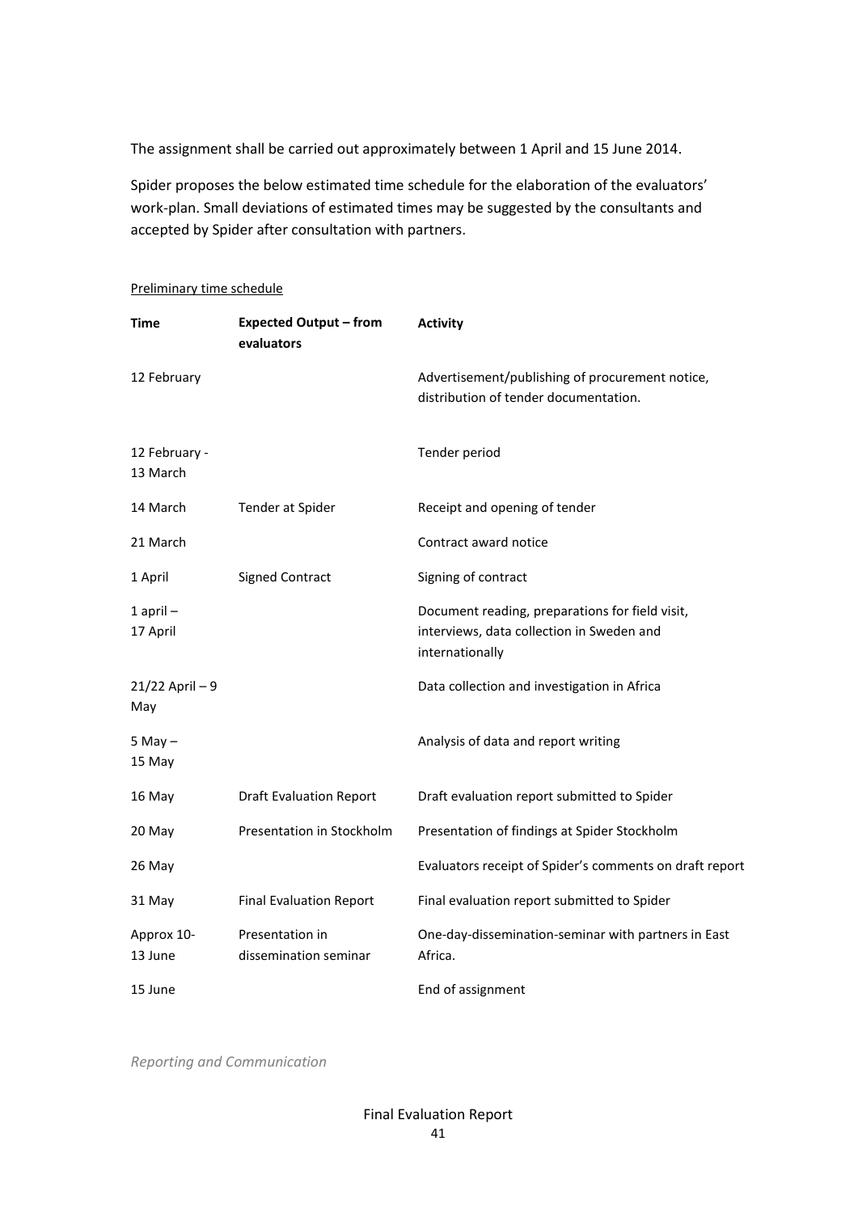The assignment shall be carried out approximately between 1 April and 15 June 2014.

Spider proposes the below estimated time schedule for the elaboration of the evaluators' work-plan. Small deviations of estimated times may be suggested by the consultants and accepted by Spider after consultation with partners.

Preliminary time schedule

| Time | Expected Output – from evaluators | Activity |
|---|---|---|
| 12 February | | Advertisement/publishing of procurement notice, distribution of tender documentation. |
| 12 February - 13 March | | Tender period |
| 14 March | Tender at Spider | Receipt and opening of tender |
| 21 March | | Contract award notice |
| 1 April | Signed Contract | Signing of contract |
| 1 april – 17 April | | Document reading, preparations for field visit, interviews, data collection in Sweden and internationally |
| 21/22 April – 9 May | | Data collection and investigation in Africa |
| 5 May – 15 May | | Analysis of data and report writing |
| 16 May | Draft Evaluation Report | Draft evaluation report submitted to Spider |
| 20 May | Presentation in Stockholm | Presentation of findings at Spider Stockholm |
| 26 May | | Evaluators receipt of Spider's comments on draft report |
| 31 May | Final Evaluation Report | Final evaluation report submitted to Spider |
| Approx 10-13 June | Presentation in dissemination seminar | One-day-dissemination-seminar with partners in East Africa. |
| 15 June | | End of assignment |

*Reporting and Communication*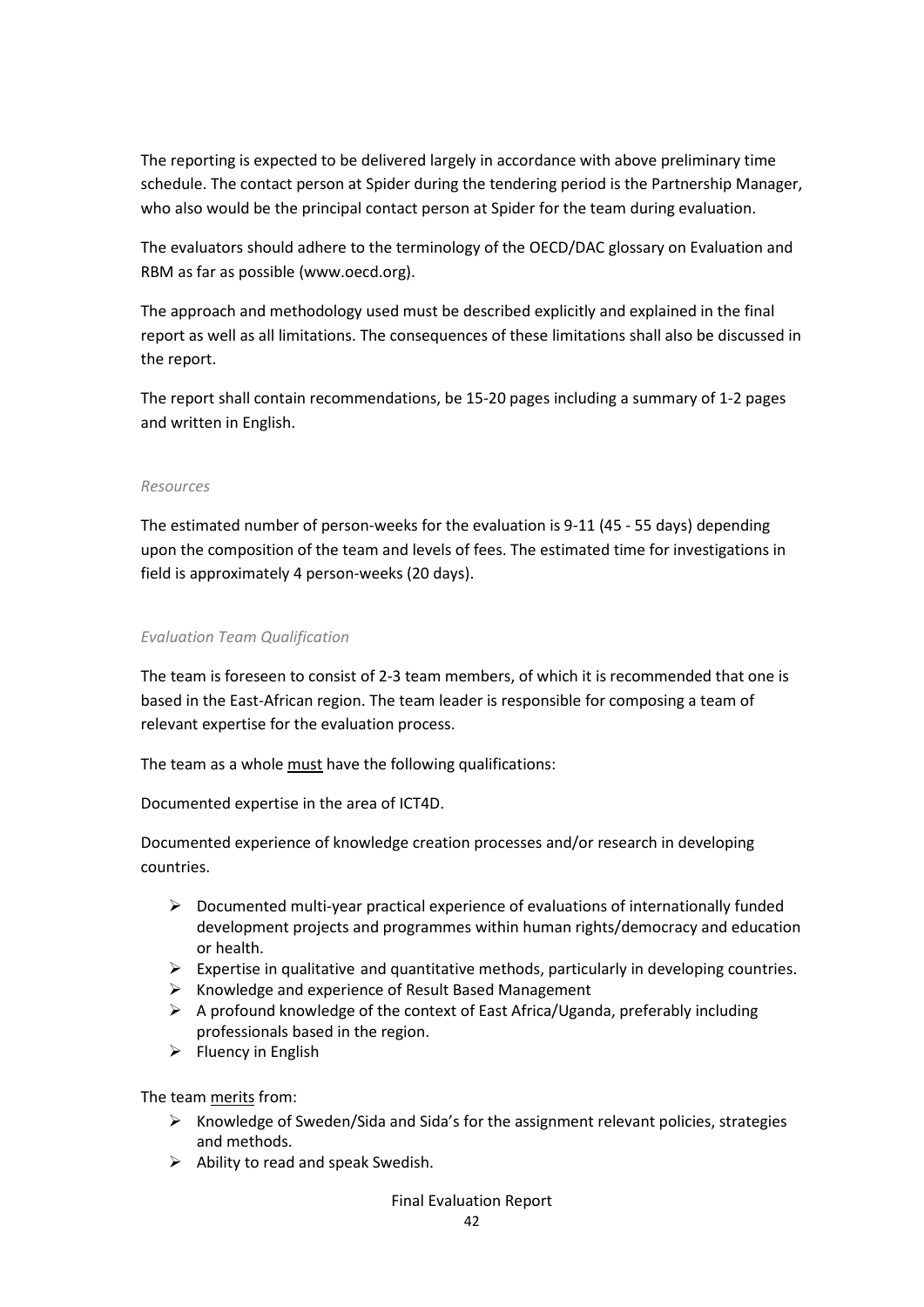The reporting is expected to be delivered largely in accordance with above preliminary time schedule. The contact person at Spider during the tendering period is the Partnership Manager, who also would be the principal contact person at Spider for the team during evaluation.

The evaluators should adhere to the terminology of the OECD/DAC glossary on Evaluation and RBM as far as possible (www.oecd.org).

The approach and methodology used must be described explicitly and explained in the final report as well as all limitations. The consequences of these limitations shall also be discussed in the report.

The report shall contain recommendations, be 15-20 pages including a summary of 1-2 pages and written in English.

*Resources*

The estimated number of person-weeks for the evaluation is 9-11 (45 - 55 days) depending upon the composition of the team and levels of fees. The estimated time for investigations in field is approximately 4 person-weeks (20 days).

*Evaluation Team Qualification*

The team is foreseen to consist of 2-3 team members, of which it is recommended that one is based in the East-African region. The team leader is responsible for composing a team of relevant expertise for the evaluation process.

The team as a whole <u>must</u> have the following qualifications:

Documented expertise in the area of ICT4D.

Documented experience of knowledge creation processes and/or research in developing countries.

- Documented multi-year practical experience of evaluations of internationally funded development projects and programmes within human rights/democracy and education or health.
- Expertise in qualitative and quantitative methods, particularly in developing countries.
- Knowledge and experience of Result Based Management
- A profound knowledge of the context of East Africa/Uganda, preferably including professionals based in the region.
- Fluency in English

The team <u>merits</u> from:

- Knowledge of Sweden/Sida and Sida's for the assignment relevant policies, strategies and methods.
- Ability to read and speak Swedish.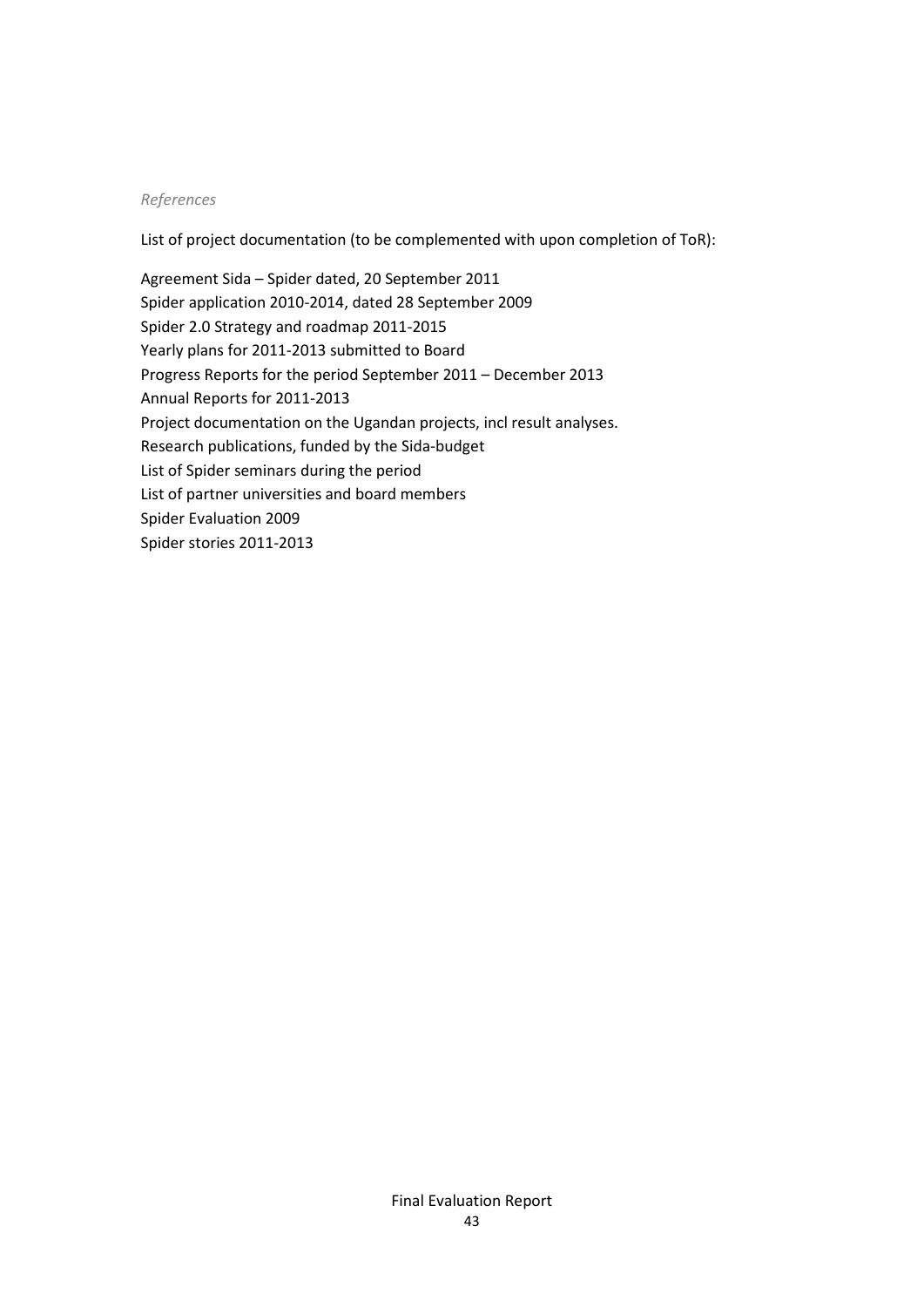*References*

List of project documentation (to be complemented with upon completion of ToR):

Agreement Sida – Spider dated, 20 September 2011
Spider application 2010-2014, dated 28 September 2009
Spider 2.0 Strategy and roadmap 2011-2015
Yearly plans for 2011-2013 submitted to Board
Progress Reports for the period September 2011 – December 2013
Annual Reports for 2011-2013
Project documentation on the Ugandan projects, incl result analyses.
Research publications, funded by the Sida-budget
List of Spider seminars during the period
List of partner universities and board members
Spider Evaluation 2009
Spider stories 2011-2013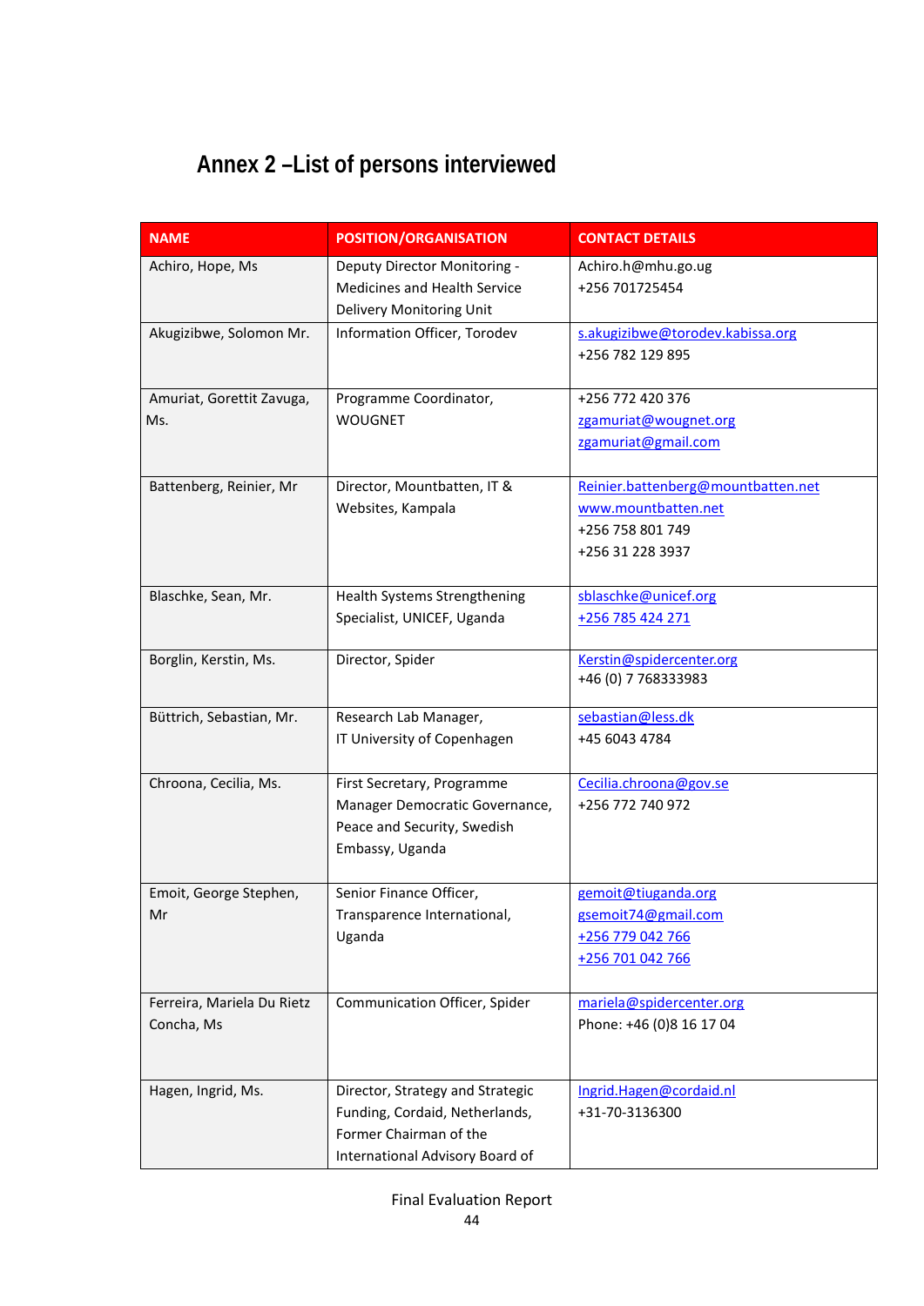# Annex 2 –List of persons interviewed

| NAME | POSITION/ORGANISATION | CONTACT DETAILS |
|---|---|---|
| Achiro, Hope, Ms | Deputy Director Monitoring - Medicines and Health Service Delivery Monitoring Unit | Achiro.h@mhu.go.ug<br>+256 701725454 |
| Akugizibwe, Solomon Mr. | Information Officer, Torodev | s.akugizibwe@torodev.kabissa.org<br>+256 782 129 895 |
| Amuriat, Gorettit Zavuga, Ms. | Programme Coordinator, WOUGNET | +256 772 420 376<br>zgamuriat@wougnet.org<br>zgamuriat@gmail.com |
| Battenberg, Reinier, Mr | Director, Mountbatten, IT & Websites, Kampala | Reinier.battenberg@mountbatten.net<br>www.mountbatten.net<br>+256 758 801 749<br>+256 31 228 3937 |
| Blaschke, Sean, Mr. | Health Systems Strengthening Specialist, UNICEF, Uganda | sblaschke@unicef.org<br>+256 785 424 271 |
| Borglin, Kerstin, Ms. | Director, Spider | Kerstin@spidercenter.org<br>+46 (0) 7 768333983 |
| Büttrich, Sebastian, Mr. | Research Lab Manager,<br>IT University of Copenhagen | sebastian@less.dk<br>+45 6043 4784 |
| Chroona, Cecilia, Ms. | First Secretary, Programme Manager Democratic Governance, Peace and Security, Swedish Embassy, Uganda | Cecilia.chroona@gov.se<br>+256 772 740 972 |
| Emoit, George Stephen, Mr | Senior Finance Officer, Transparence International, Uganda | gemoit@tiuganda.org<br>gsemoit74@gmail.com<br>+256 779 042 766<br>+256 701 042 766 |
| Ferreira, Mariela Du Rietz Concha, Ms | Communication Officer, Spider | mariela@spidercenter.org<br>Phone: +46 (0)8 16 17 04 |
| Hagen, Ingrid, Ms. | Director, Strategy and Strategic Funding, Cordaid, Netherlands, Former Chairman of the International Advisory Board of | Ingrid.Hagen@cordaid.nl<br>+31-70-3136300 |

Final Evaluation Report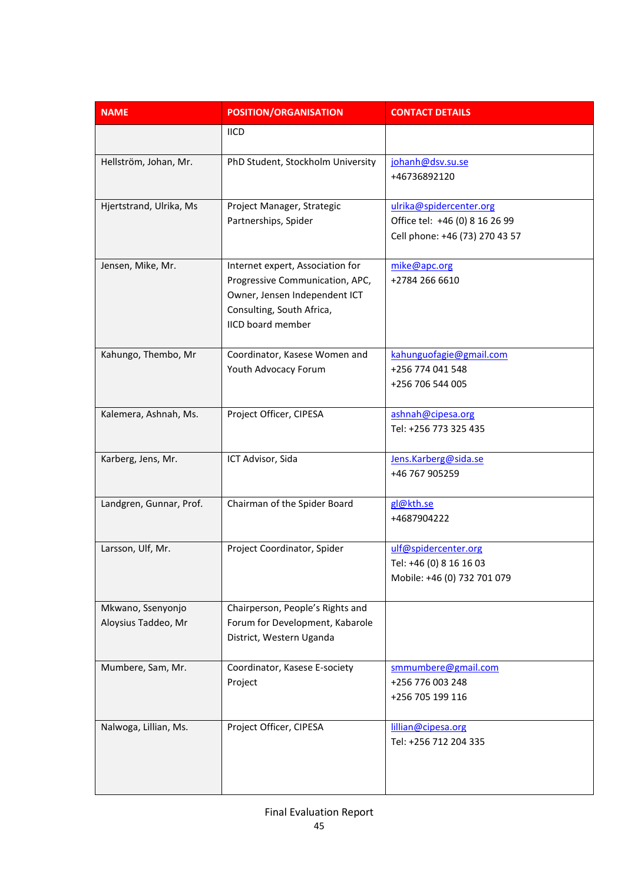| NAME | POSITION/ORGANISATION | CONTACT DETAILS |
|---|---|---|
| | IICD | |
| Hellström, Johan, Mr. | PhD Student, Stockholm University | johanh@dsv.su.se<br>+46736892120 |
| Hjertstrand, Ulrika, Ms | Project Manager, Strategic Partnerships, Spider | ulrika@spidercenter.org<br>Office tel: +46 (0) 8 16 26 99<br>Cell phone: +46 (73) 270 43 57 |
| Jensen, Mike, Mr. | Internet expert, Association for Progressive Communication, APC, Owner, Jensen Independent ICT Consulting, South Africa,<br>IICD board member | mike@apc.org<br>+2784 266 6610 |
| Kahungo, Thembo, Mr | Coordinator, Kasese Women and Youth Advocacy Forum | kahunguofagie@gmail.com<br>+256 774 041 548<br>+256 706 544 005 |
| Kalemera, Ashnah, Ms. | Project Officer, CIPESA | ashnah@cipesa.org<br>Tel: +256 773 325 435 |
| Karberg, Jens, Mr. | ICT Advisor, Sida | Jens.Karberg@sida.se<br>+46 767 905259 |
| Landgren, Gunnar, Prof. | Chairman of the Spider Board | gl@kth.se<br>+4687904222 |
| Larsson, Ulf, Mr. | Project Coordinator, Spider | ulf@spidercenter.org<br>Tel: +46 (0) 8 16 16 03<br>Mobile: +46 (0) 732 701 079 |
| Mkwano, Ssenyonjo Aloysius Taddeo, Mr | Chairperson, People's Rights and Forum for Development, Kabarole District, Western Uganda | |
| Mumbere, Sam, Mr. | Coordinator, Kasese E-society Project | smmumbere@gmail.com<br>+256 776 003 248<br>+256 705 199 116 |
| Nalwoga, Lillian, Ms. | Project Officer, CIPESA | lillian@cipesa.org<br>Tel: +256 712 204 335 |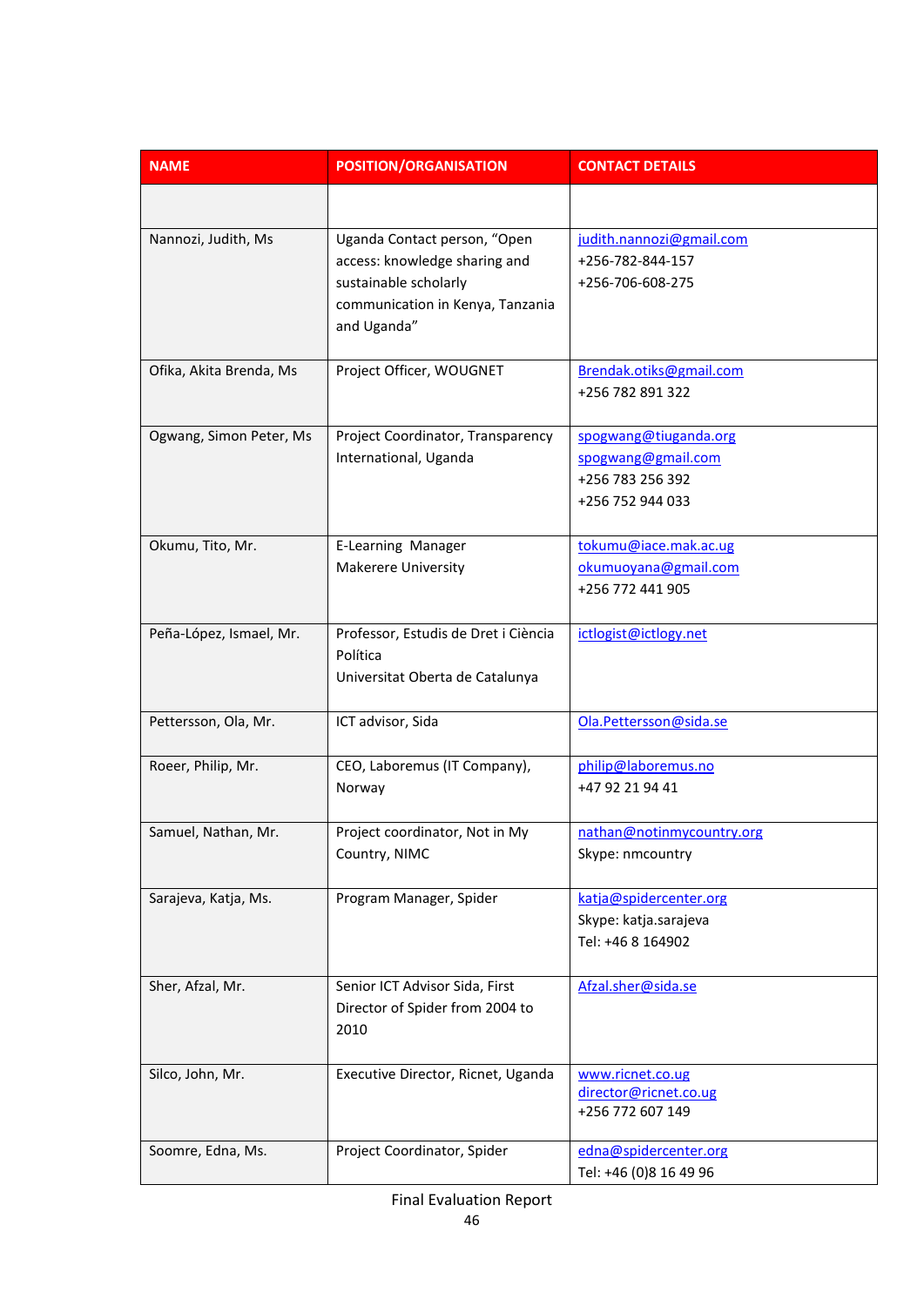| NAME | POSITION/ORGANISATION | CONTACT DETAILS |
|---|---|---|
| | | |
| Nannozi, Judith, Ms | Uganda Contact person, "Open access: knowledge sharing and sustainable scholarly communication in Kenya, Tanzania and Uganda" | judith.nannozi@gmail.com<br>+256-782-844-157<br>+256-706-608-275 |
| Ofika, Akita Brenda, Ms | Project Officer, WOUGNET | Brendak.otiks@gmail.com<br>+256 782 891 322 |
| Ogwang, Simon Peter, Ms | Project Coordinator, Transparency International, Uganda | spogwang@tiuganda.org<br>spogwang@gmail.com<br>+256 783 256 392<br>+256 752 944 033 |
| Okumu, Tito, Mr. | E-Learning Manager<br>Makerere University | tokumu@iace.mak.ac.ug<br>okumuoyana@gmail.com<br>+256 772 441 905 |
| Peña-López, Ismael, Mr. | Professor, Estudis de Dret i Ciència Política<br>Universitat Oberta de Catalunya | ictlogist@ictlogy.net |
| Pettersson, Ola, Mr. | ICT advisor, Sida | Ola.Pettersson@sida.se |
| Roeer, Philip, Mr. | CEO, Laboremus (IT Company), Norway | philip@laboremus.no<br>+47 92 21 94 41 |
| Samuel, Nathan, Mr. | Project coordinator, Not in My Country, NIMC | nathan@notinmycountry.org<br>Skype: nmcountry |
| Sarajeva, Katja, Ms. | Program Manager, Spider | katja@spidercenter.org<br>Skype: katja.sarajeva<br>Tel: +46 8 164902 |
| Sher, Afzal, Mr. | Senior ICT Advisor Sida, First Director of Spider from 2004 to 2010 | Afzal.sher@sida.se |
| Silco, John, Mr. | Executive Director, Ricnet, Uganda | www.ricnet.co.ug<br>director@ricnet.co.ug<br>+256 772 607 149 |
| Soomre, Edna, Ms. | Project Coordinator, Spider | edna@spidercenter.org<br>Tel: +46 (0)8 16 49 96 |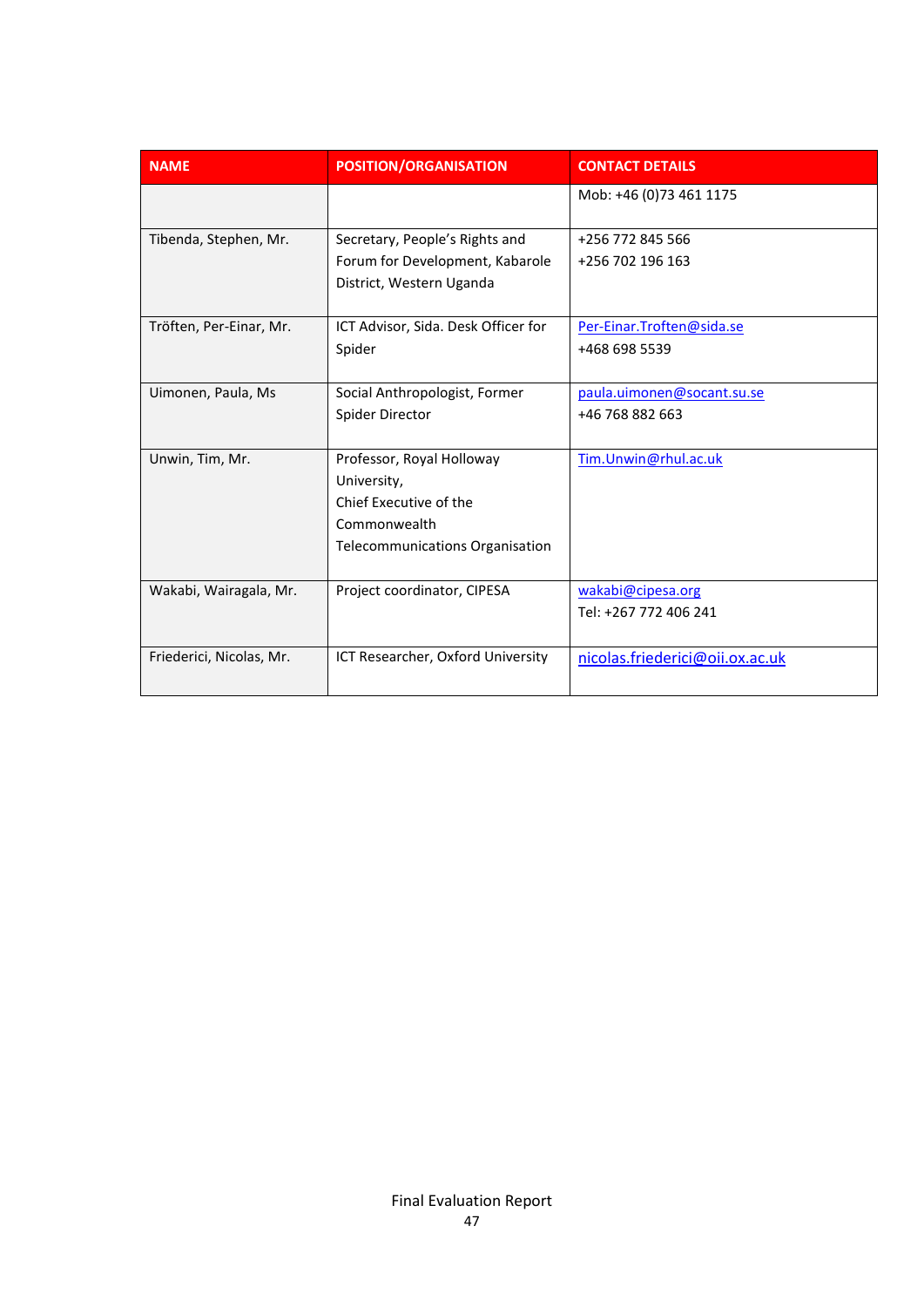| NAME | POSITION/ORGANISATION | CONTACT DETAILS |
|---|---|---|
| | | Mob: +46 (0)73 461 1175 |
| Tibenda, Stephen, Mr. | Secretary, People's Rights and Forum for Development, Kabarole District, Western Uganda | +256 772 845 566<br>+256 702 196 163 |
| Tröften, Per-Einar, Mr. | ICT Advisor, Sida. Desk Officer for Spider | Per-Einar.Troften@sida.se<br>+468 698 5539 |
| Uimonen, Paula, Ms | Social Anthropologist, Former Spider Director | paula.uimonen@socant.su.se<br>+46 768 882 663 |
| Unwin, Tim, Mr. | Professor, Royal Holloway University,<br>Chief Executive of the Commonwealth Telecommunications Organisation | Tim.Unwin@rhul.ac.uk |
| Wakabi, Wairagala, Mr. | Project coordinator, CIPESA | wakabi@cipesa.org<br>Tel: +267 772 406 241 |
| Friederici, Nicolas, Mr. | ICT Researcher, Oxford University | nicolas.friederici@oii.ox.ac.uk |

Final Evaluation Report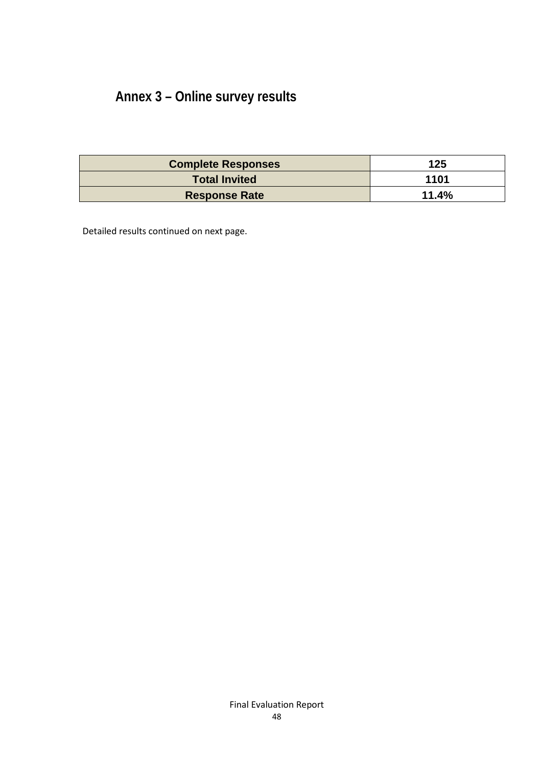# Annex 3 – Online survey results

| Complete Responses | 125 |
|---|---|
| Total Invited | 1101 |
| Response Rate | 11.4% |

Detailed results continued on next page.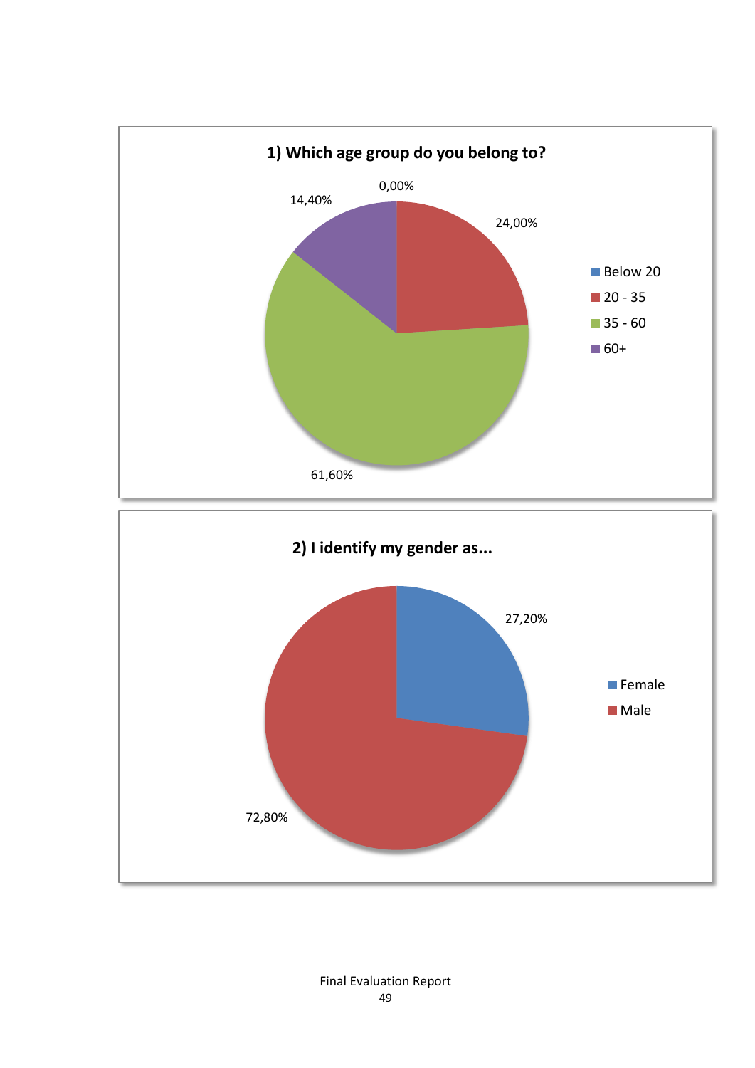**1) Which age group do you belong to?**

| Age group | Percentage |
|---|---|
| Below 20 | 0,00% |
| 20 - 35 | 24,00% |
| 35 - 60 | 61,60% |
| 60+ | 14,40% |

**2) I identify my gender as...**

| Gender | Percentage |
|---|---|
| Female | 27,20% |
| Male | 72,80% |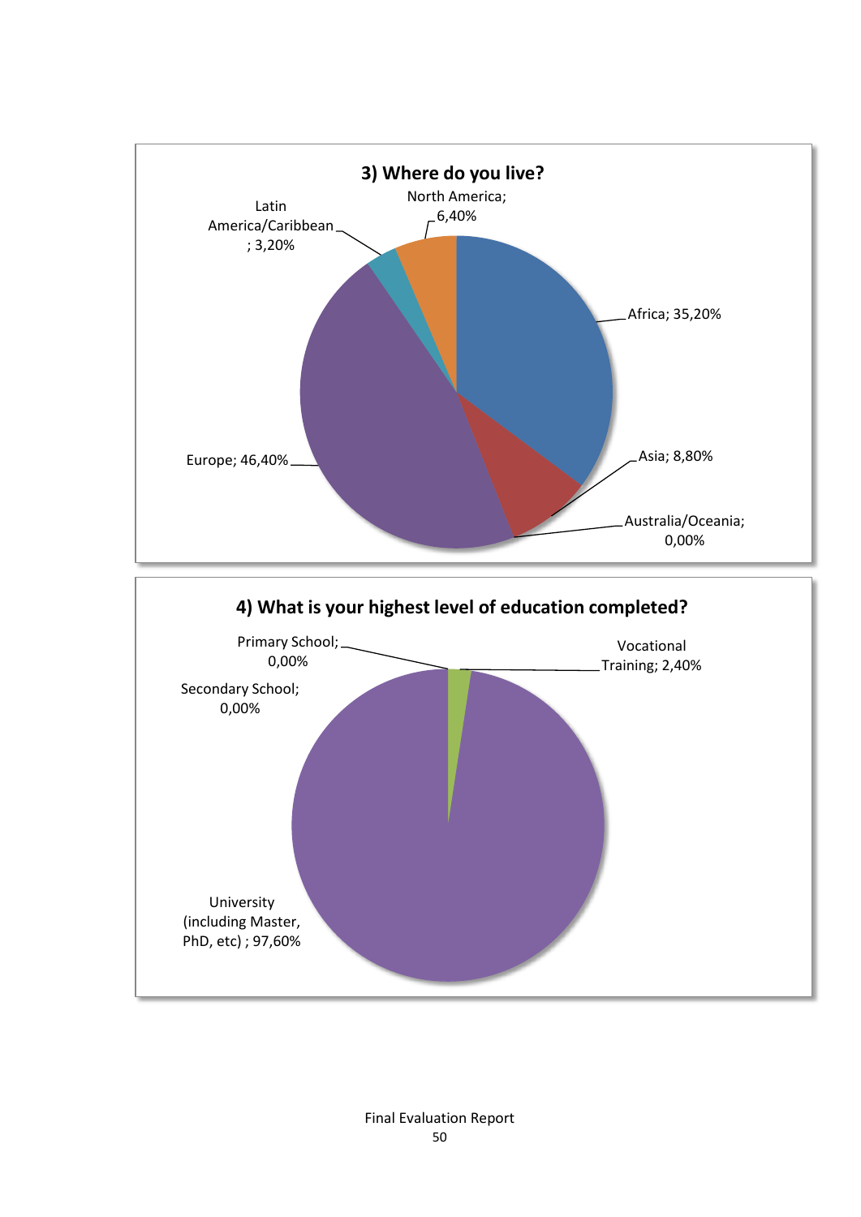**3) Where do you live?**

North America; 6,40%

Latin America/Caribbean; 3,20%

Africa; 35,20%

Asia; 8,80%

Australia/Oceania; 0,00%

Europe; 46,40%

**4) What is your highest level of education completed?**

Primary School; 0,00%

Vocational Training; 2,40%

Secondary School; 0,00%

University (including Master, PhD, etc) ; 97,60%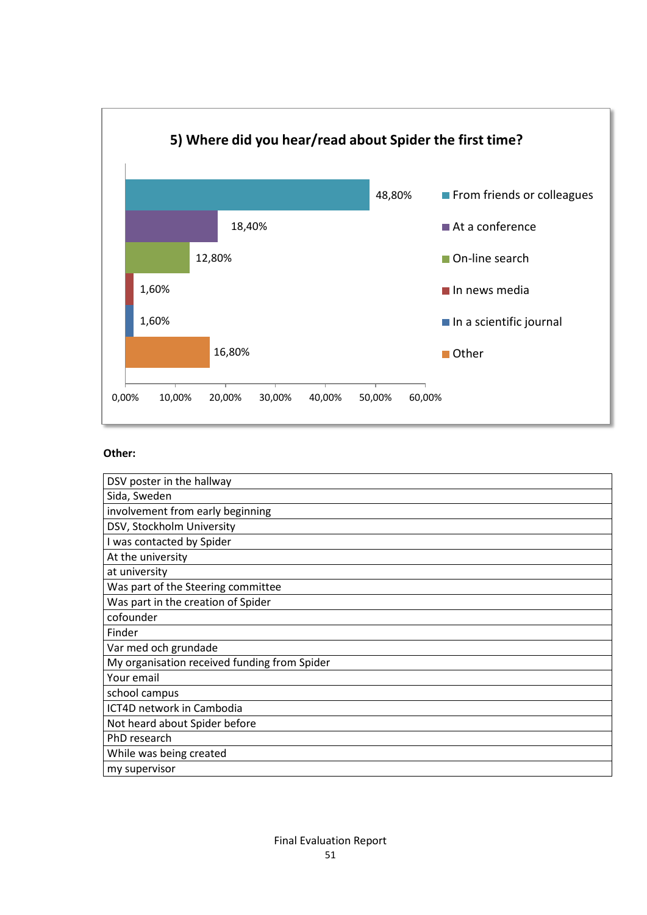**5) Where did you hear/read about Spider the first time?**

| Source | Percentage |
|---|---|
| From friends or colleagues | 48,80% |
| At a conference | 18,40% |
| On-line search | 12,80% |
| In news media | 1,60% |
| In a scientific journal | 1,60% |
| Other | 16,80% |

**Other:**

| |
|---|
| DSV poster in the hallway |
| Sida, Sweden |
| involvement from early beginning |
| DSV, Stockholm University |
| I was contacted by Spider |
| At the university |
| at university |
| Was part of the Steering committee |
| Was part in the creation of Spider |
| cofounder |
| Finder |
| Var med och grundade |
| My organisation received funding from Spider |
| Your email |
| school campus |
| ICT4D network in Cambodia |
| Not heard about Spider before |
| PhD research |
| While was being created |
| my supervisor |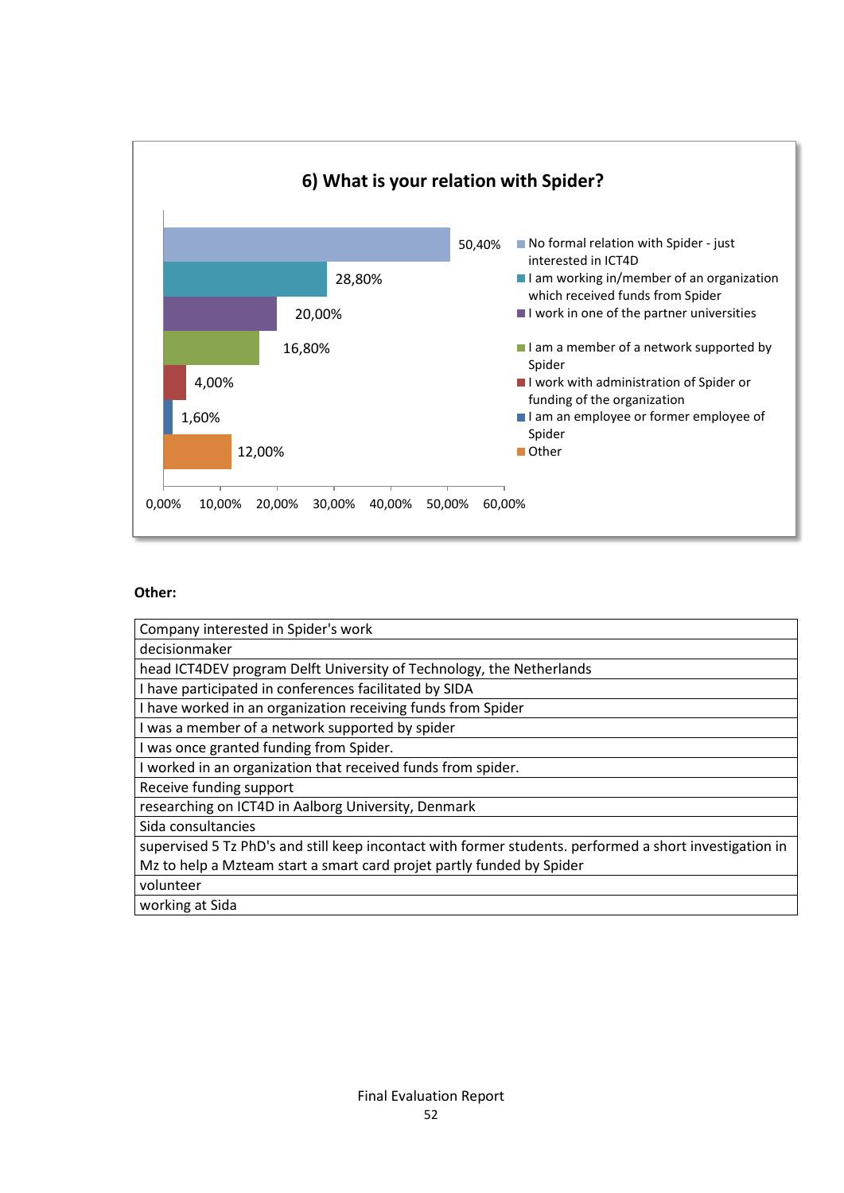**6) What is your relation with Spider?**

| Response | Percentage |
|---|---|
| No formal relation with Spider - just interested in ICT4D | 50,40% |
| I am working in/member of an organization which received funds from Spider | 28,80% |
| I work in one of the partner universities | 20,00% |
| I am a member of a network supported by Spider | 16,80% |
| I work with administration of Spider or funding of the organization | 4,00% |
| I am an employee or former employee of Spider | 1,60% |
| Other | 12,00% |

**Other:**

| |
|---|
| Company interested in Spider's work |
| decisionmaker |
| head ICT4DEV program Delft University of Technology, the Netherlands |
| I have participated in conferences facilitated by SIDA |
| I have worked in an organization receiving funds from Spider |
| I was a member of a network supported by spider |
| I was once granted funding from Spider. |
| I worked in an organization that received funds from spider. |
| Receive funding support |
| researching on ICT4D in Aalborg University, Denmark |
| Sida consultancies |
| supervised 5 Tz PhD's and still keep incontact with former students. performed a short investigation in Mz to help a Mzteam start a smart card projet partly funded by Spider |
| volunteer |
| working at Sida |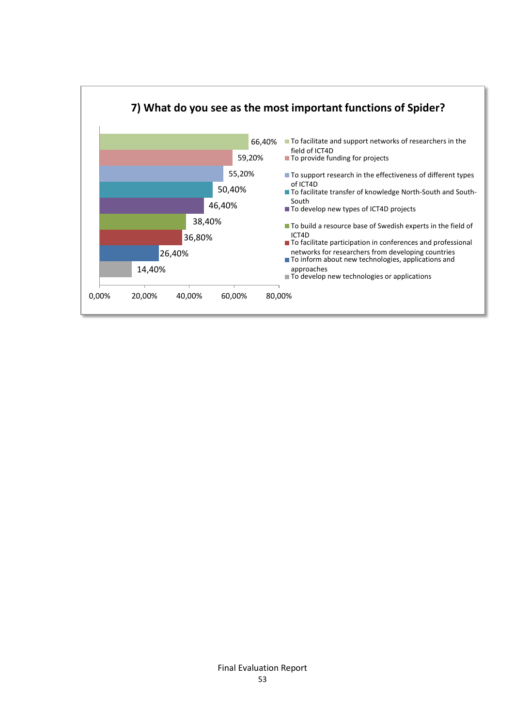## 7) What do you see as the most important functions of Spider?

| Function | Percentage |
| --- | --- |
| To facilitate and support networks of researchers in the field of ICT4D | 66,40% |
| To provide funding for projects | 59,20% |
| To support research in the effectiveness of different types of ICT4D | 55,20% |
| To facilitate transfer of knowledge North-South and South-South | 50,40% |
| To develop new types of ICT4D projects | 46,40% |
| To build a resource base of Swedish experts in the field of ICT4D | 38,40% |
| To facilitate participation in conferences and professional networks for researchers from developing countries | 36,80% |
| To inform about new technologies, applications and approaches | 26,40% |
| To develop new technologies or applications | 14,40% |

Final Evaluation Report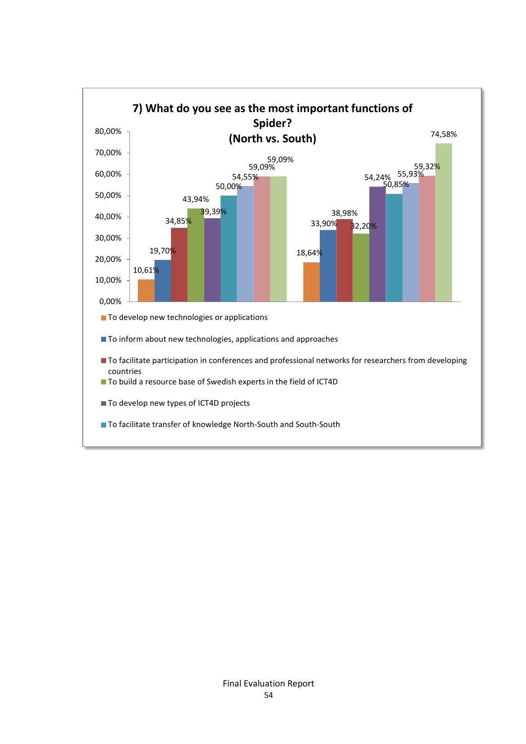**7) What do you see as the most important functions of Spider? (North vs. South)**

| Function | North | South |
|---|---|---|
| To develop new technologies or applications | 10,61% | 18,64% |
| To inform about new technologies, applications and approaches | 19,70% | 33,90% |
| To facilitate participation in conferences and professional networks for researchers from developing countries | 34,85% | 38,98% |
| To build a resource base of Swedish experts in the field of ICT4D | 43,94% | 32,20% |
| To develop new types of ICT4D projects | 39,39% | 54,24% |
| To facilitate transfer of knowledge North-South and South-South | 50,00% | 50,85% |
| (legend not shown) | 54,55% | 55,93% |
| (legend not shown) | 59,09% | 59,32% |
| (legend not shown) | 59,09% | 74,58% |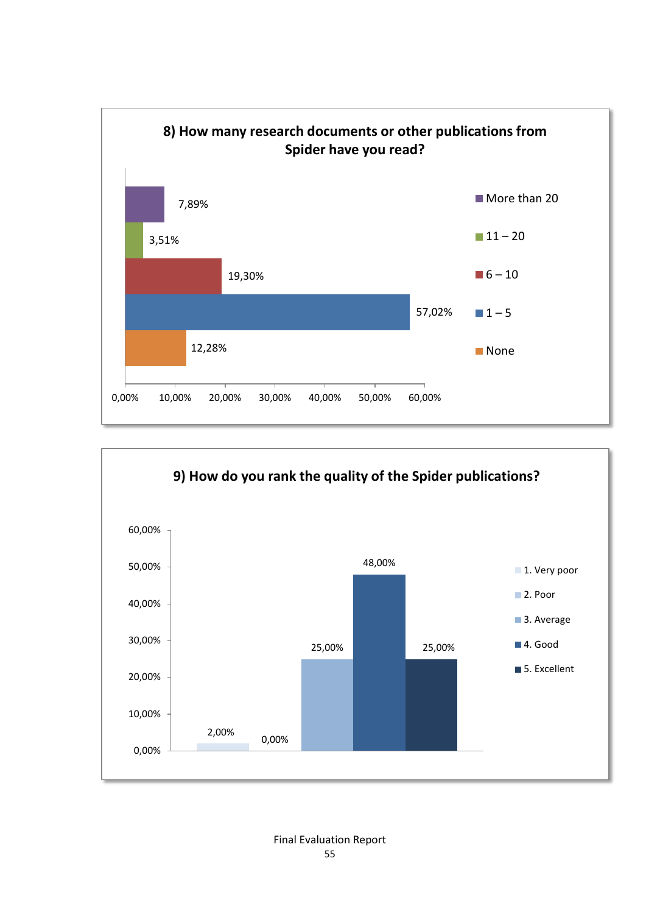**8) How many research documents or other publications from Spider have you read?**

| Response | Percentage |
| --- | --- |
| More than 20 | 7,89% |
| 11 – 20 | 3,51% |
| 6 – 10 | 19,30% |
| 1 – 5 | 57,02% |
| None | 12,28% |

**9) How do you rank the quality of the Spider publications?**

| Response | Percentage |
| --- | --- |
| 1. Very poor | 2,00% |
| 2. Poor | 0,00% |
| 3. Average | 25,00% |
| 4. Good | 48,00% |
| 5. Excellent | 25,00% |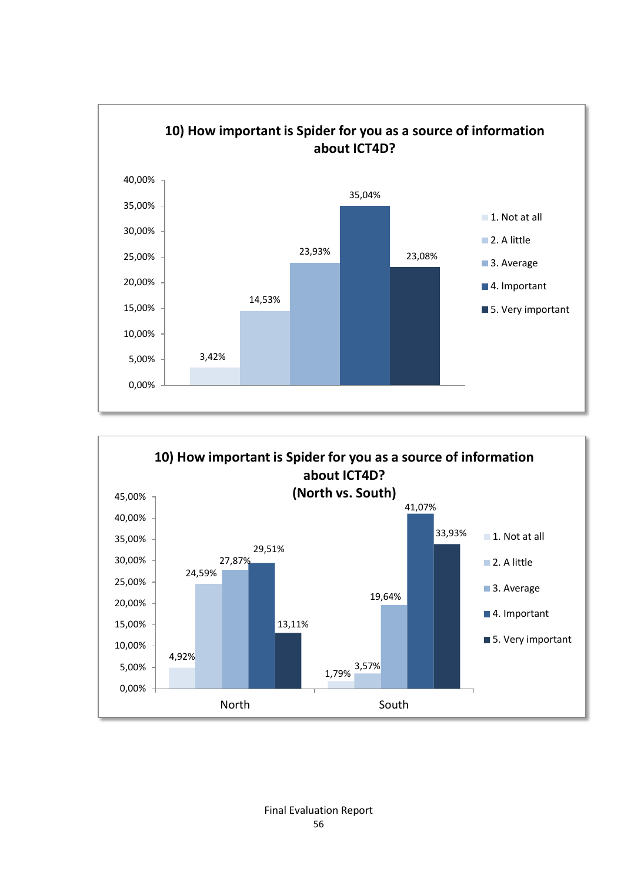**10) How important is Spider for you as a source of information about ICT4D?**

| Response | Percentage |
|---|---|
| 1. Not at all | 3,42% |
| 2. A little | 14,53% |
| 3. Average | 23,93% |
| 4. Important | 35,04% |
| 5. Very important | 23,08% |

**10) How important is Spider for you as a source of information about ICT4D? (North vs. South)**

| Response | North | South |
|---|---|---|
| 1. Not at all | 4,92% | 1,79% |
| 2. A little | 24,59% | 3,57% |
| 3. Average | 27,87% | 19,64% |
| 4. Important | 29,51% | 41,07% |
| 5. Very important | 13,11% | 33,93% |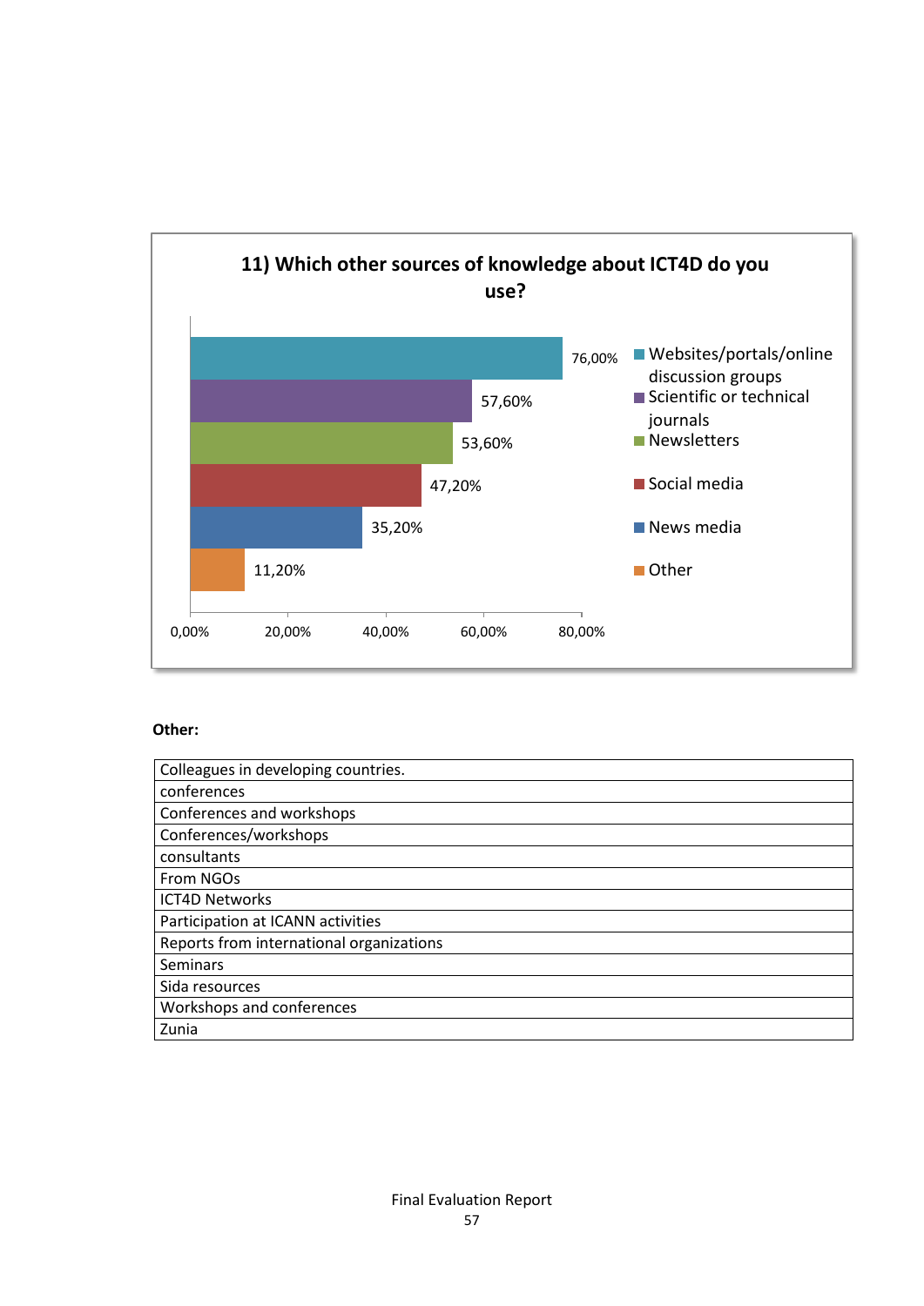**11) Which other sources of knowledge about ICT4D do you use?**

| Source | Percentage |
|---|---|
| Websites/portals/online discussion groups | 76,00% |
| Scientific or technical journals | 57,60% |
| Newsletters | 53,60% |
| Social media | 47,20% |
| News media | 35,20% |
| Other | 11,20% |

**Other:**

| |
|---|
| Colleagues in developing countries. |
| conferences |
| Conferences and workshops |
| Conferences/workshops |
| consultants |
| From NGOs |
| ICT4D Networks |
| Participation at ICANN activities |
| Reports from international organizations |
| Seminars |
| Sida resources |
| Workshops and conferences |
| Zunia |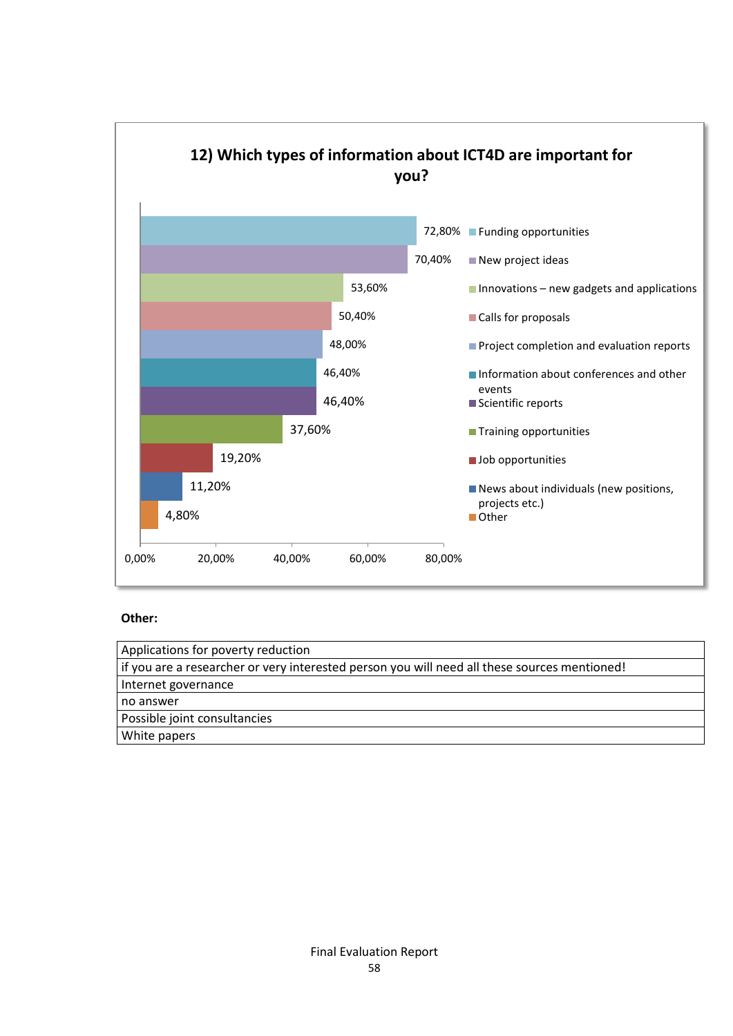**12) Which types of information about ICT4D are important for you?**

| Type of information | Percentage |
|---|---|
| Funding opportunities | 72,80% |
| New project ideas | 70,40% |
| Innovations – new gadgets and applications | 53,60% |
| Calls for proposals | 50,40% |
| Project completion and evaluation reports | 48,00% |
| Information about conferences and other events | 46,40% |
| Scientific reports | 46,40% |
| Training opportunities | 37,60% |
| Job opportunities | 19,20% |
| News about individuals (new positions, projects etc.) | 11,20% |
| Other | 4,80% |

**Other:**

| |
|---|
| Applications for poverty reduction |
| if you are a researcher or very interested person you will need all these sources mentioned! |
| Internet governance |
| no answer |
| Possible joint consultancies |
| White papers |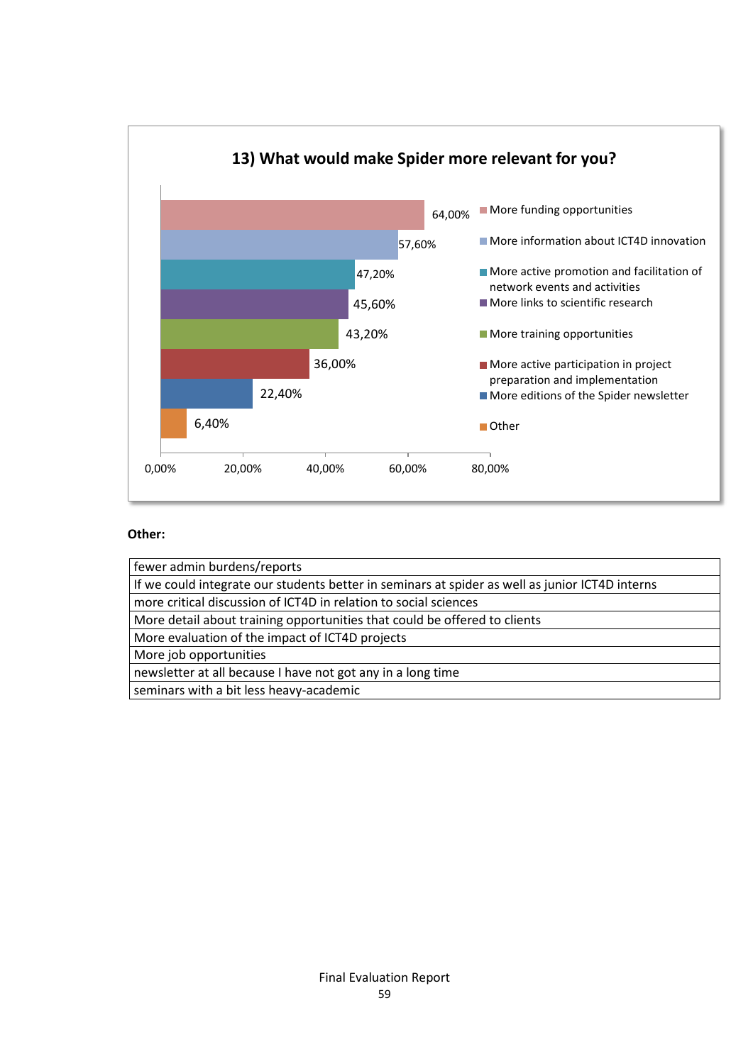**13) What would make Spider more relevant for you?**

| Option | Percentage |
|---|---|
| More funding opportunities | 64,00% |
| More information about ICT4D innovation | 57,60% |
| More active promotion and facilitation of network events and activities | 47,20% |
| More links to scientific research | 45,60% |
| More training opportunities | 43,20% |
| More active participation in project preparation and implementation | 36,00% |
| More editions of the Spider newsletter | 22,40% |
| Other | 6,40% |

**Other:**

| |
|---|
| fewer admin burdens/reports |
| If we could integrate our students better in seminars at spider as well as junior ICT4D interns |
| more critical discussion of ICT4D in relation to social sciences |
| More detail about training opportunities that could be offered to clients |
| More evaluation of the impact of ICT4D projects |
| More job opportunities |
| newsletter at all because I have not got any in a long time |
| seminars with a bit less heavy-academic |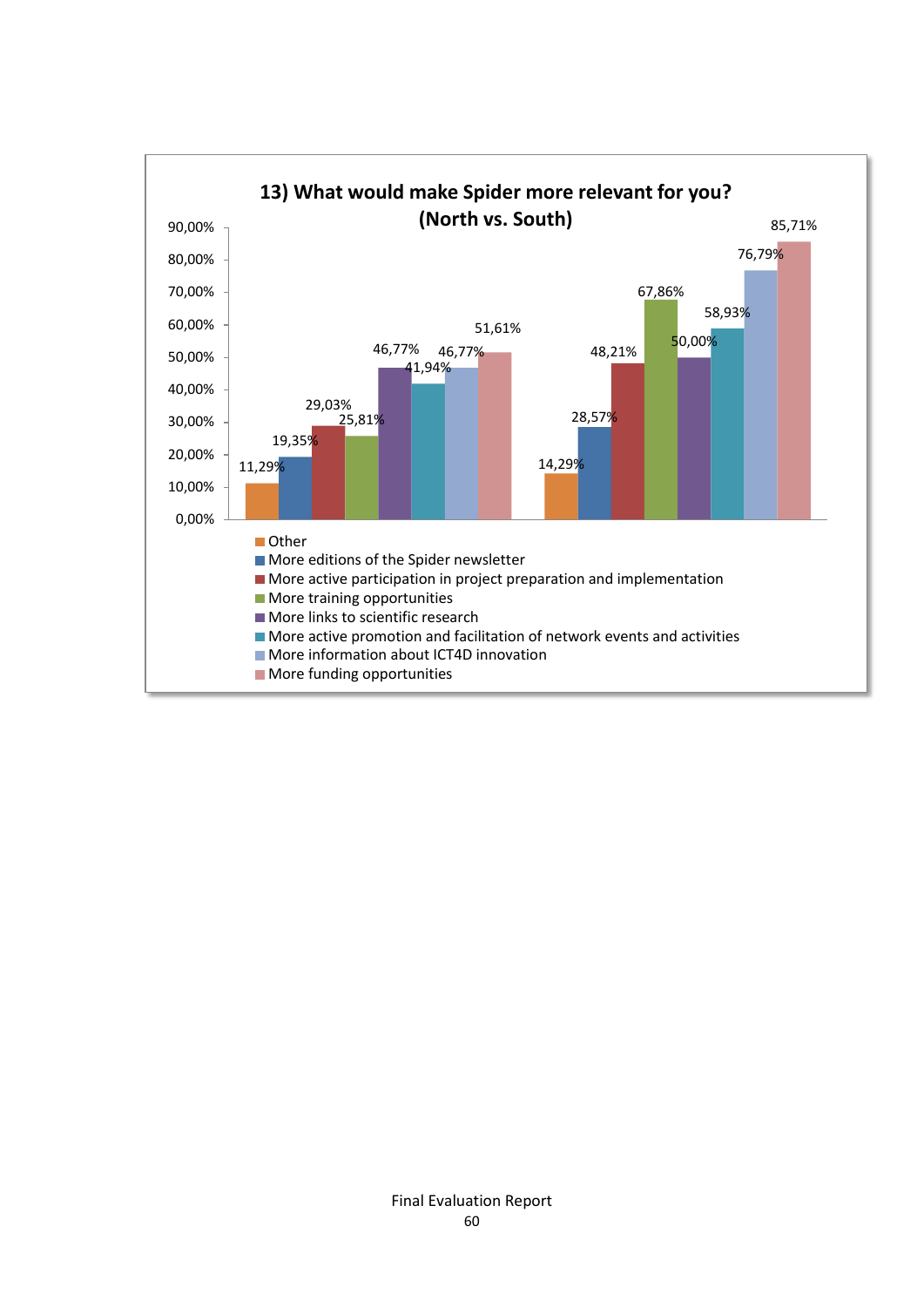**13) What would make Spider more relevant for you? (North vs. South)**

| | North | South |
|---|---|---|
| Other | 11,29% | 14,29% |
| More editions of the Spider newsletter | 19,35% | 28,57% |
| More active participation in project preparation and implementation | 29,03% | 48,21% |
| More training opportunities | 25,81% | 67,86% |
| More links to scientific research | 46,77% | 50,00% |
| More active promotion and facilitation of network events and activities | 41,94% | 58,93% |
| More information about ICT4D innovation | 46,77% | 76,79% |
| More funding opportunities | 51,61% | 85,71% |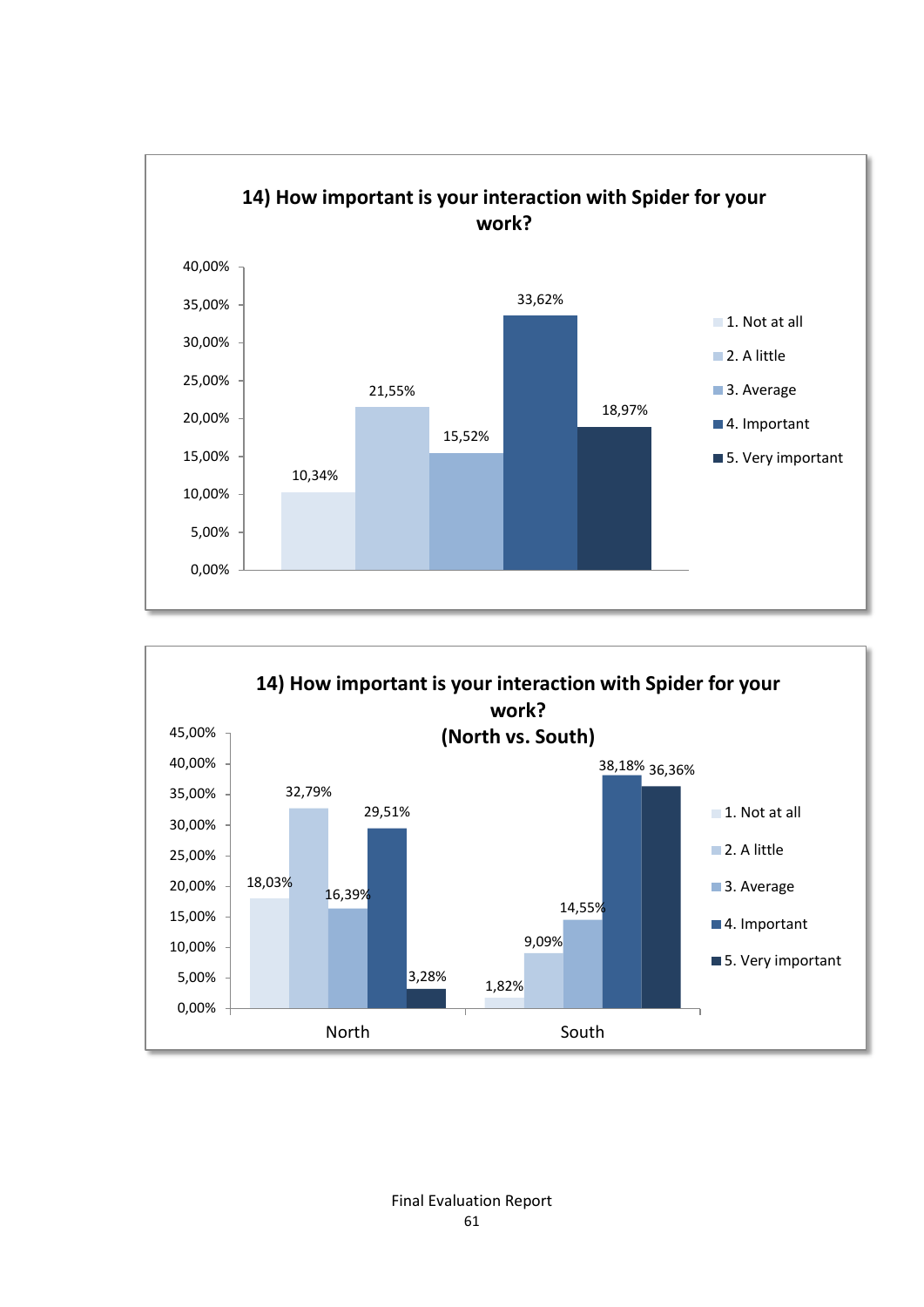**14) How important is your interaction with Spider for your work?**

| Response | Percentage |
|---|---|
| 1. Not at all | 10,34% |
| 2. A little | 21,55% |
| 3. Average | 15,52% |
| 4. Important | 33,62% |
| 5. Very important | 18,97% |

**14) How important is your interaction with Spider for your work? (North vs. South)**

| Response | North | South |
|---|---|---|
| 1. Not at all | 18,03% | 1,82% |
| 2. A little | 32,79% | 9,09% |
| 3. Average | 16,39% | 14,55% |
| 4. Important | 29,51% | 38,18% |
| 5. Very important | 3,28% | 36,36% |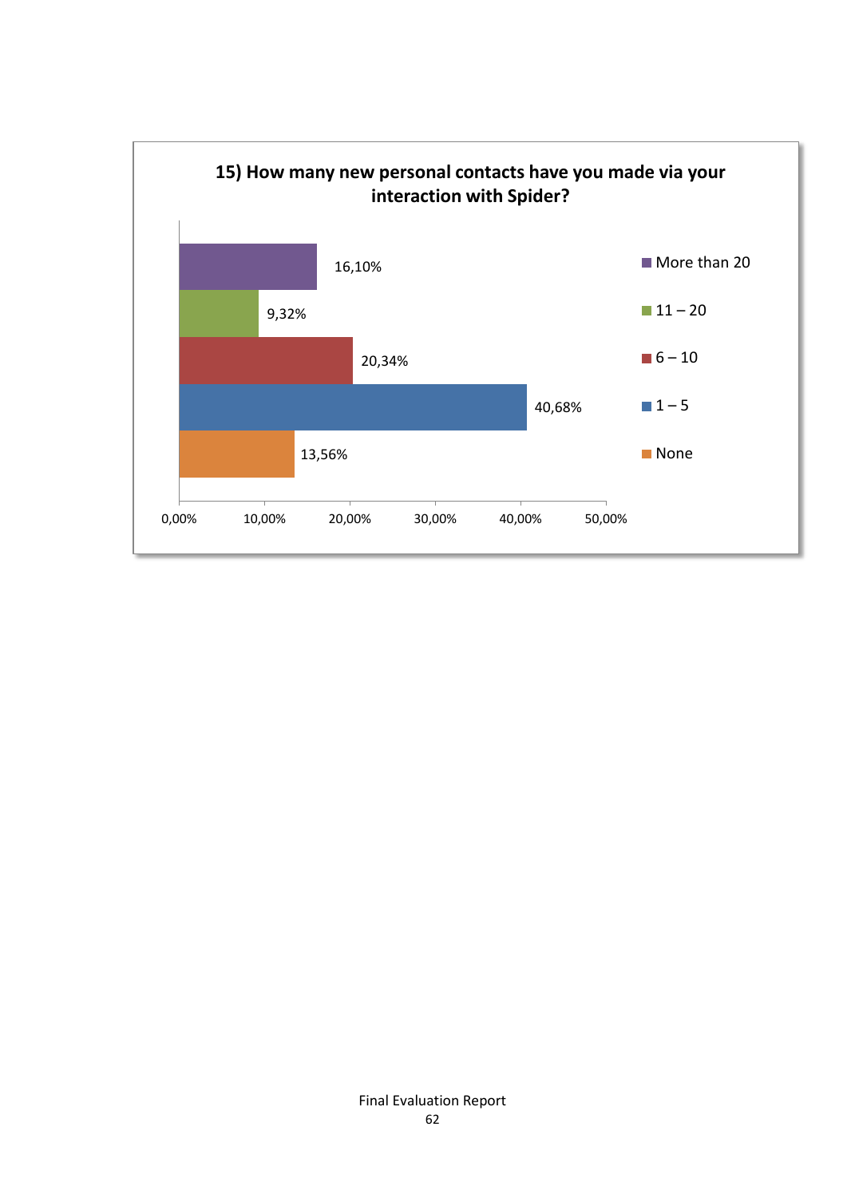**15) How many new personal contacts have you made via your interaction with Spider?**

| Response | Percentage |
|---|---|
| More than 20 | 16,10% |
| 11 – 20 | 9,32% |
| 6 – 10 | 20,34% |
| 1 – 5 | 40,68% |
| None | 13,56% |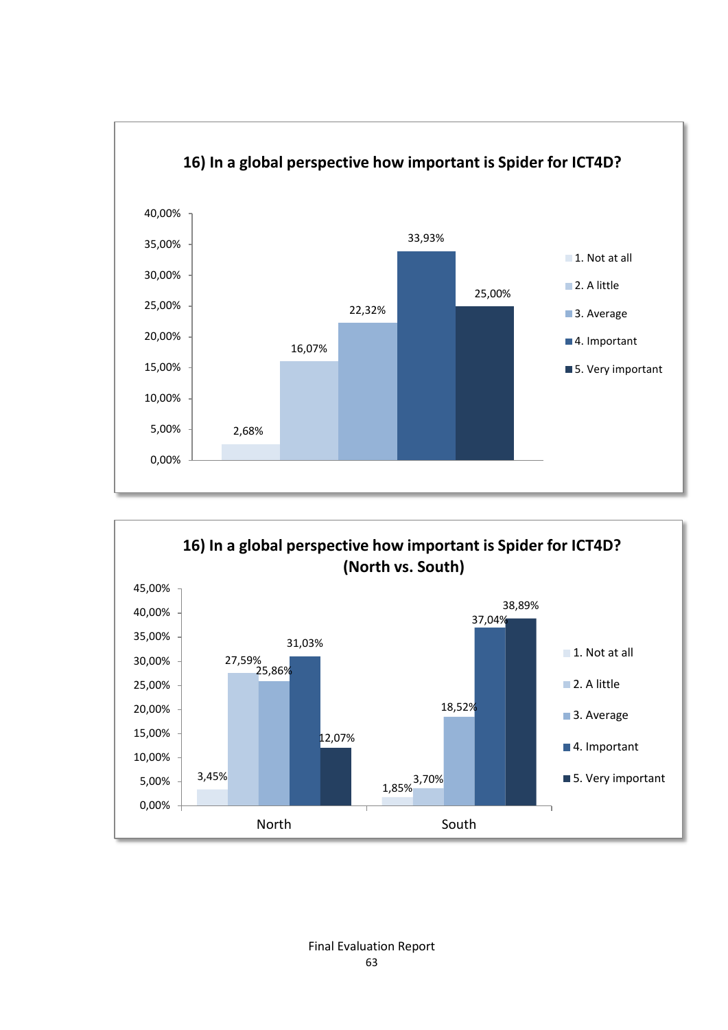**16) In a global perspective how important is Spider for ICT4D?**

| Response | Percentage |
|---|---|
| 1. Not at all | 2,68% |
| 2. A little | 16,07% |
| 3. Average | 22,32% |
| 4. Important | 33,93% |
| 5. Very important | 25,00% |

**16) In a global perspective how important is Spider for ICT4D? (North vs. South)**

| Response | North | South |
|---|---|---|
| 1. Not at all | 3,45% | 1,85% |
| 2. A little | 27,59% | 3,70% |
| 3. Average | 25,86% | 18,52% |
| 4. Important | 31,03% | 37,04% |
| 5. Very important | 12,07% | 38,89% |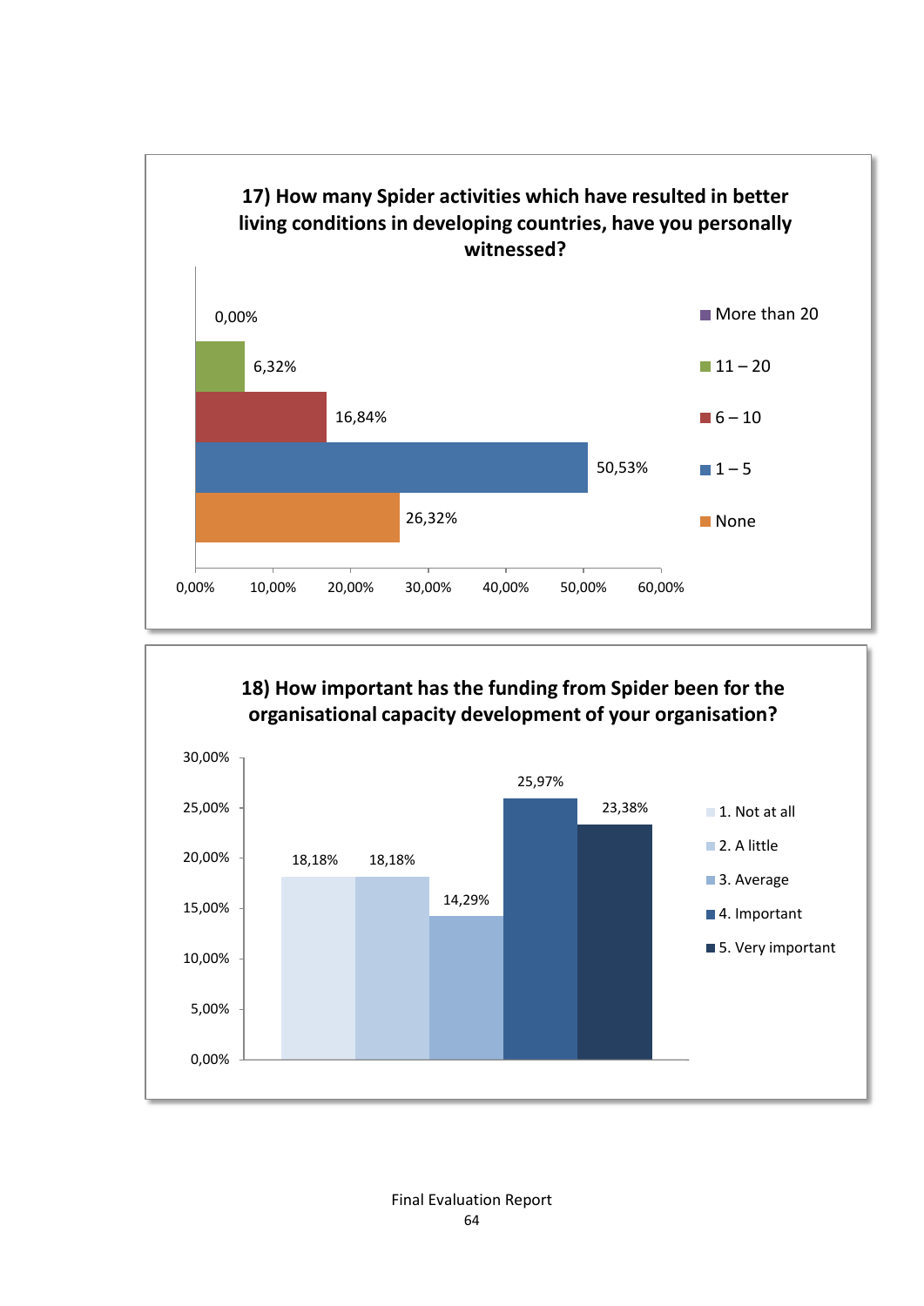**17) How many Spider activities which have resulted in better living conditions in developing countries, have you personally witnessed?**

| Response | Percentage |
|---|---|
| More than 20 | 0,00% |
| 11 – 20 | 6,32% |
| 6 – 10 | 16,84% |
| 1 – 5 | 50,53% |
| None | 26,32% |

**18) How important has the funding from Spider been for the organisational capacity development of your organisation?**

| Response | Percentage |
|---|---|
| 1. Not at all | 18,18% |
| 2. A little | 18,18% |
| 3. Average | 14,29% |
| 4. Important | 25,97% |
| 5. Very important | 23,38% |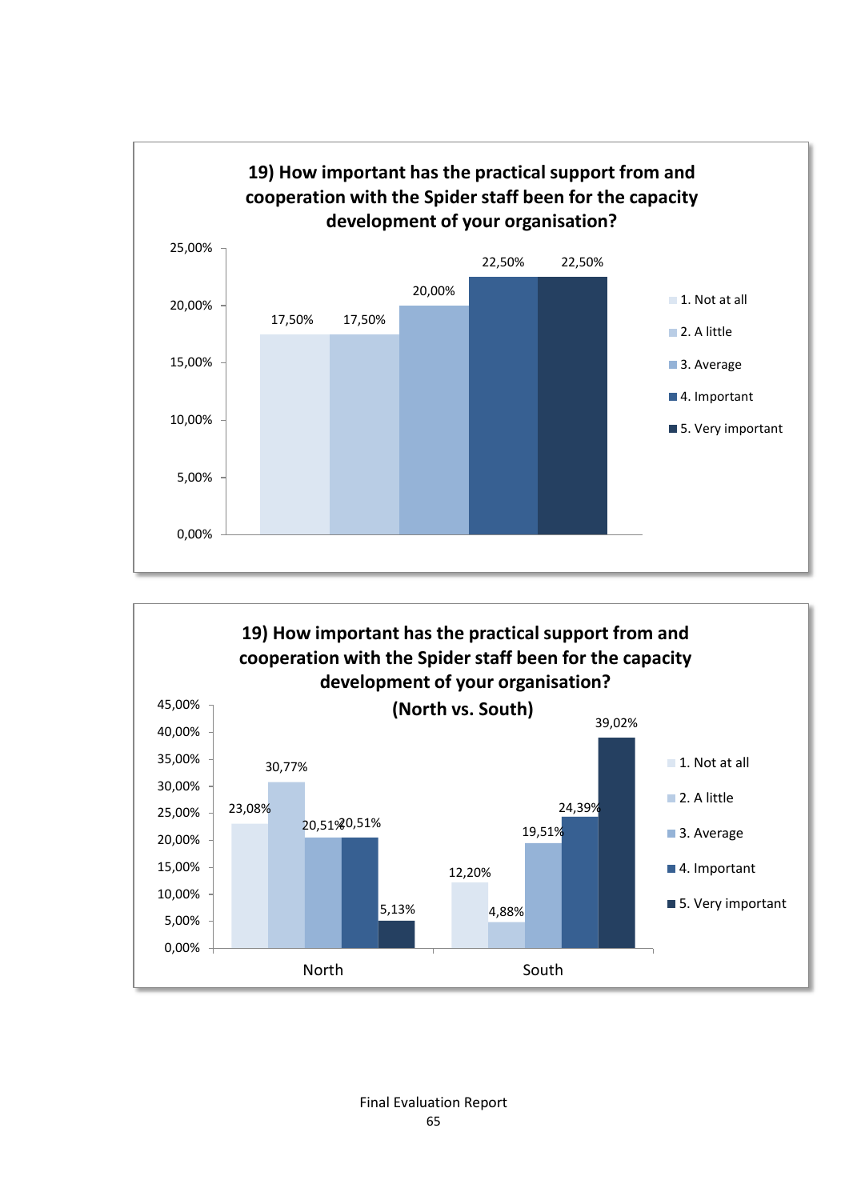**19) How important has the practical support from and cooperation with the Spider staff been for the capacity development of your organisation?**

| Response | Percentage |
| --- | --- |
| 1. Not at all | 17,50% |
| 2. A little | 17,50% |
| 3. Average | 20,00% |
| 4. Important | 22,50% |
| 5. Very important | 22,50% |

**19) How important has the practical support from and cooperation with the Spider staff been for the capacity development of your organisation? (North vs. South)**

| Response | North | South |
| --- | --- | --- |
| 1. Not at all | 23,08% | 12,20% |
| 2. A little | 30,77% | 4,88% |
| 3. Average | 20,51% | 19,51% |
| 4. Important | 20,51% | 24,39% |
| 5. Very important | 5,13% | 39,02% |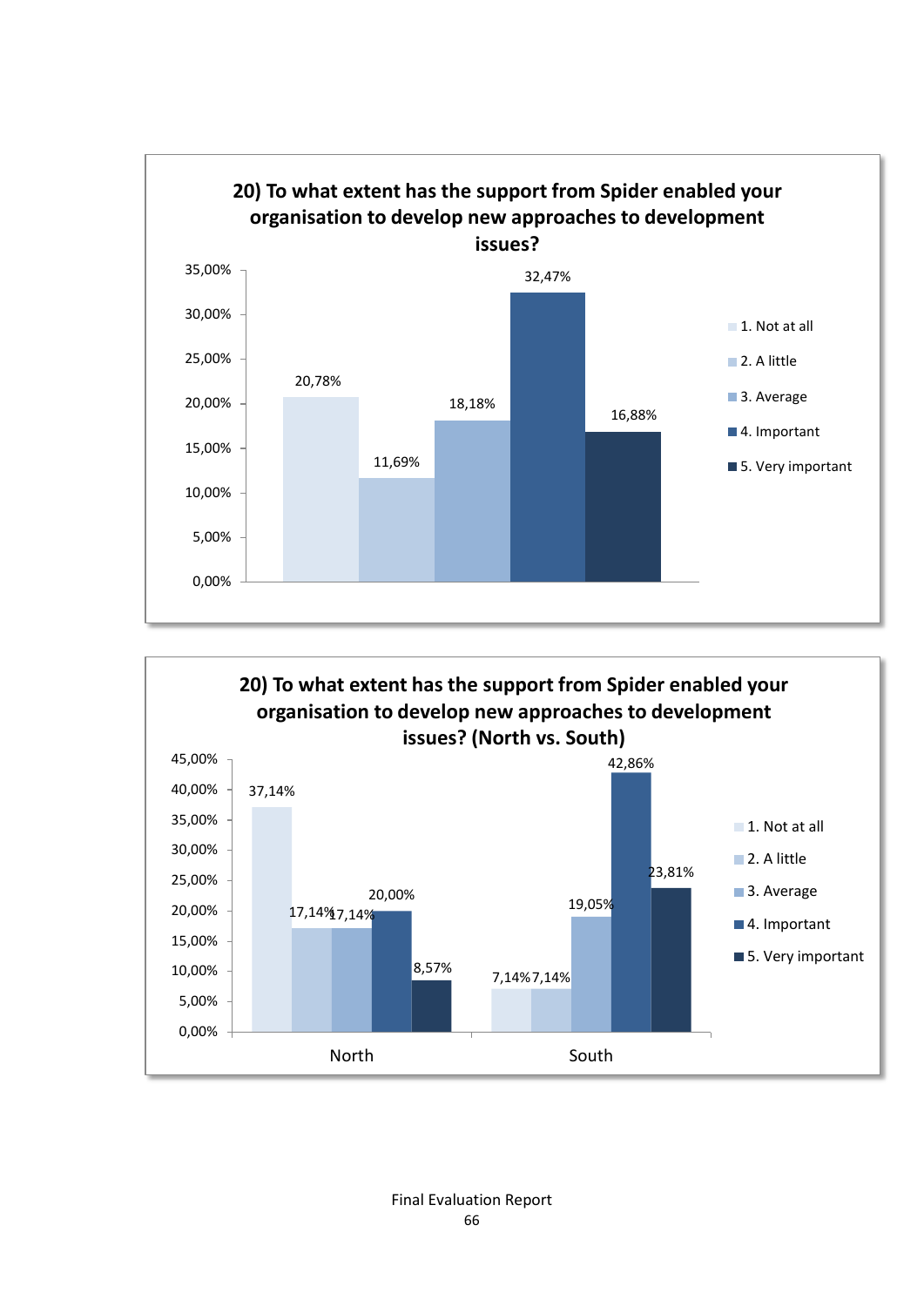**20) To what extent has the support from Spider enabled your organisation to develop new approaches to development issues?**

| Response | Percentage |
|---|---|
| 1. Not at all | 20,78% |
| 2. A little | 11,69% |
| 3. Average | 18,18% |
| 4. Important | 32,47% |
| 5. Very important | 16,88% |

**20) To what extent has the support from Spider enabled your organisation to develop new approaches to development issues? (North vs. South)**

| Response | North | South |
|---|---|---|
| 1. Not at all | 37,14% | 7,14% |
| 2. A little | 17,14% | 7,14% |
| 3. Average | 17,14% | 19,05% |
| 4. Important | 20,00% | 42,86% |
| 5. Very important | 8,57% | 23,81% |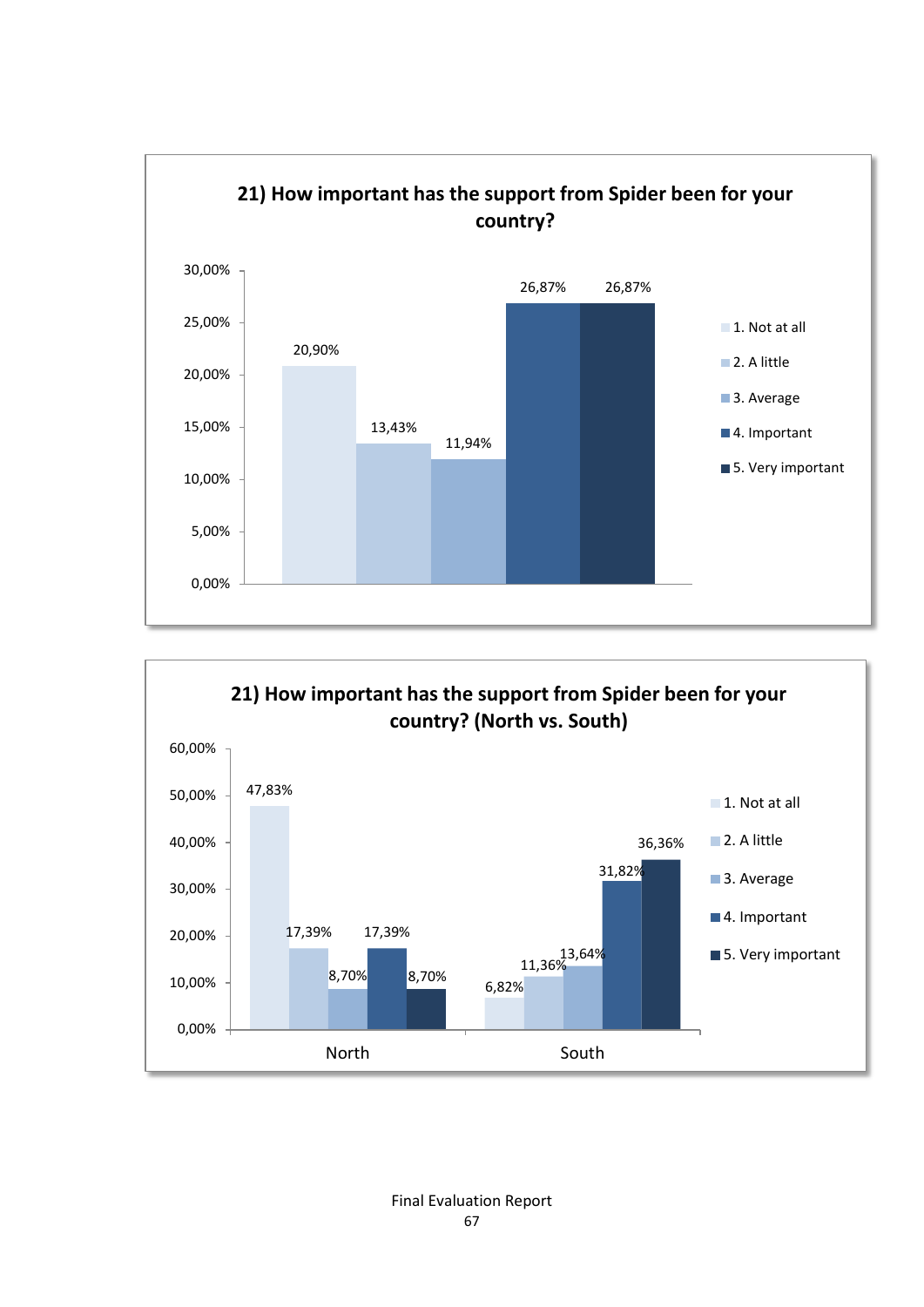**21) How important has the support from Spider been for your country?**

| Response | Percentage |
|---|---|
| 1. Not at all | 20,90% |
| 2. A little | 13,43% |
| 3. Average | 11,94% |
| 4. Important | 26,87% |
| 5. Very important | 26,87% |

**21) How important has the support from Spider been for your country? (North vs. South)**

| Response | North | South |
|---|---|---|
| 1. Not at all | 47,83% | 6,82% |
| 2. A little | 17,39% | 11,36% |
| 3. Average | 8,70% | 13,64% |
| 4. Important | 17,39% | 31,82% |
| 5. Very important | 8,70% | 36,36% |

Final Evaluation Report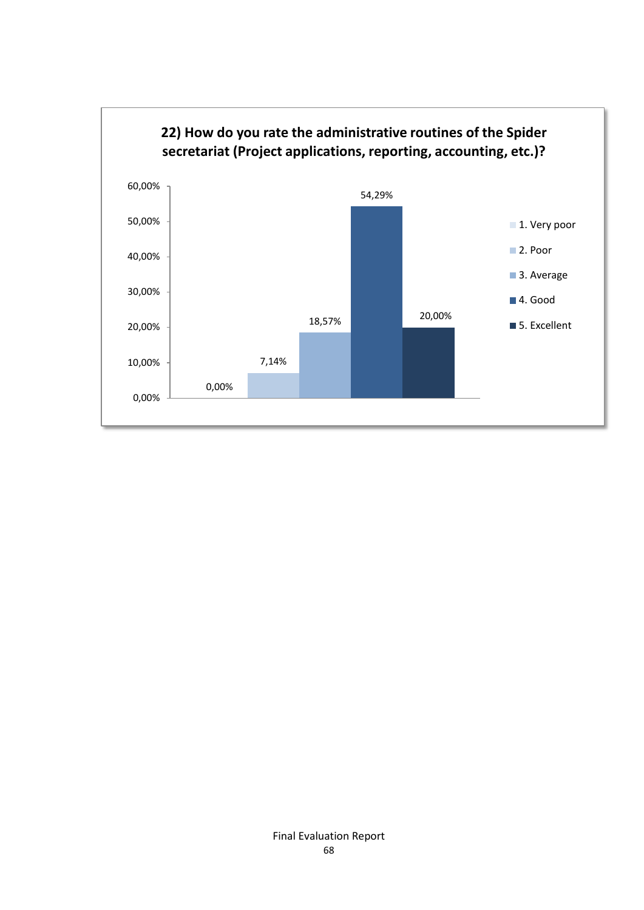**22) How do you rate the administrative routines of the Spider secretariat (Project applications, reporting, accounting, etc.)?**

| Rating | Percentage |
| --- | --- |
| 1. Very poor | 0,00% |
| 2. Poor | 7,14% |
| 3. Average | 18,57% |
| 4. Good | 54,29% |
| 5. Excellent | 20,00% |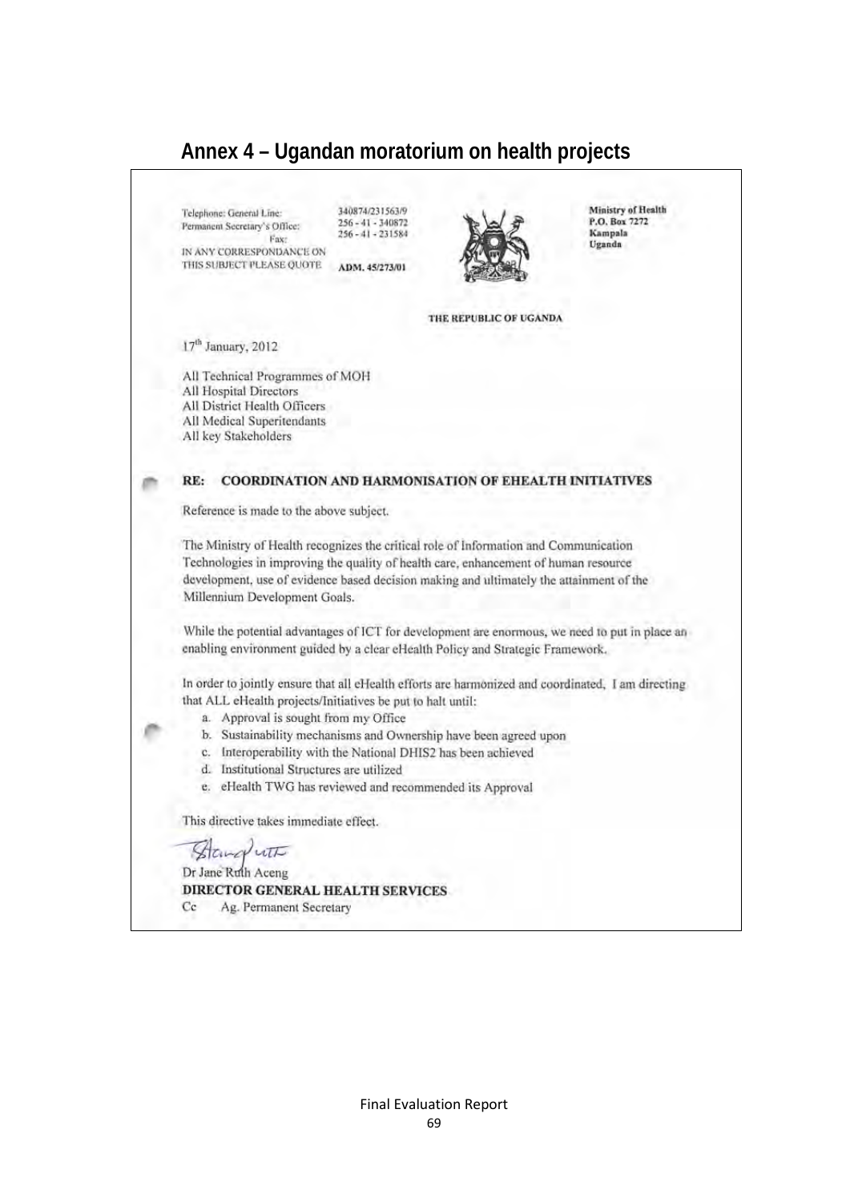## Annex 4 – Ugandan moratorium on health projects

Telephone: General Line: 340874/231563/9
Permanent Secretary's Office: 256 - 41 - 340872
Fax: 256 - 41 - 231584
IN ANY CORRESPONDANCE ON THIS SUBJECT PLEASE QUOTE ADM. 45/273/01

Ministry of Health
P.O. Box 7272
Kampala
Uganda

THE REPUBLIC OF UGANDA

17th January, 2012

All Technical Programmes of MOH
All Hospital Directors
All District Health Officers
All Medical Superitendants
All key Stakeholders

**RE: COORDINATION AND HARMONISATION OF EHEALTH INITIATIVES**

Reference is made to the above subject.

The Ministry of Health recognizes the critical role of Information and Communication Technologies in improving the quality of health care, enhancement of human resource development, use of evidence based decision making and ultimately the attainment of the Millennium Development Goals.

While the potential advantages of ICT for development are enormous, we need to put in place an enabling environment guided by a clear eHealth Policy and Strategic Framework.

In order to jointly ensure that all eHealth efforts are harmonized and coordinated, I am directing that ALL eHealth projects/Initiatives be put to halt until:

a. Approval is sought from my Office
b. Sustainability mechanisms and Ownership have been agreed upon
c. Interoperability with the National DHIS2 has been achieved
d. Institutional Structures are utilized
e. eHealth TWG has reviewed and recommended its Approval

This directive takes immediate effect.

Dr Jane Ruth Aceng
**DIRECTOR GENERAL HEALTH SERVICES**
Cc Ag. Permanent Secretary

Final Evaluation Report